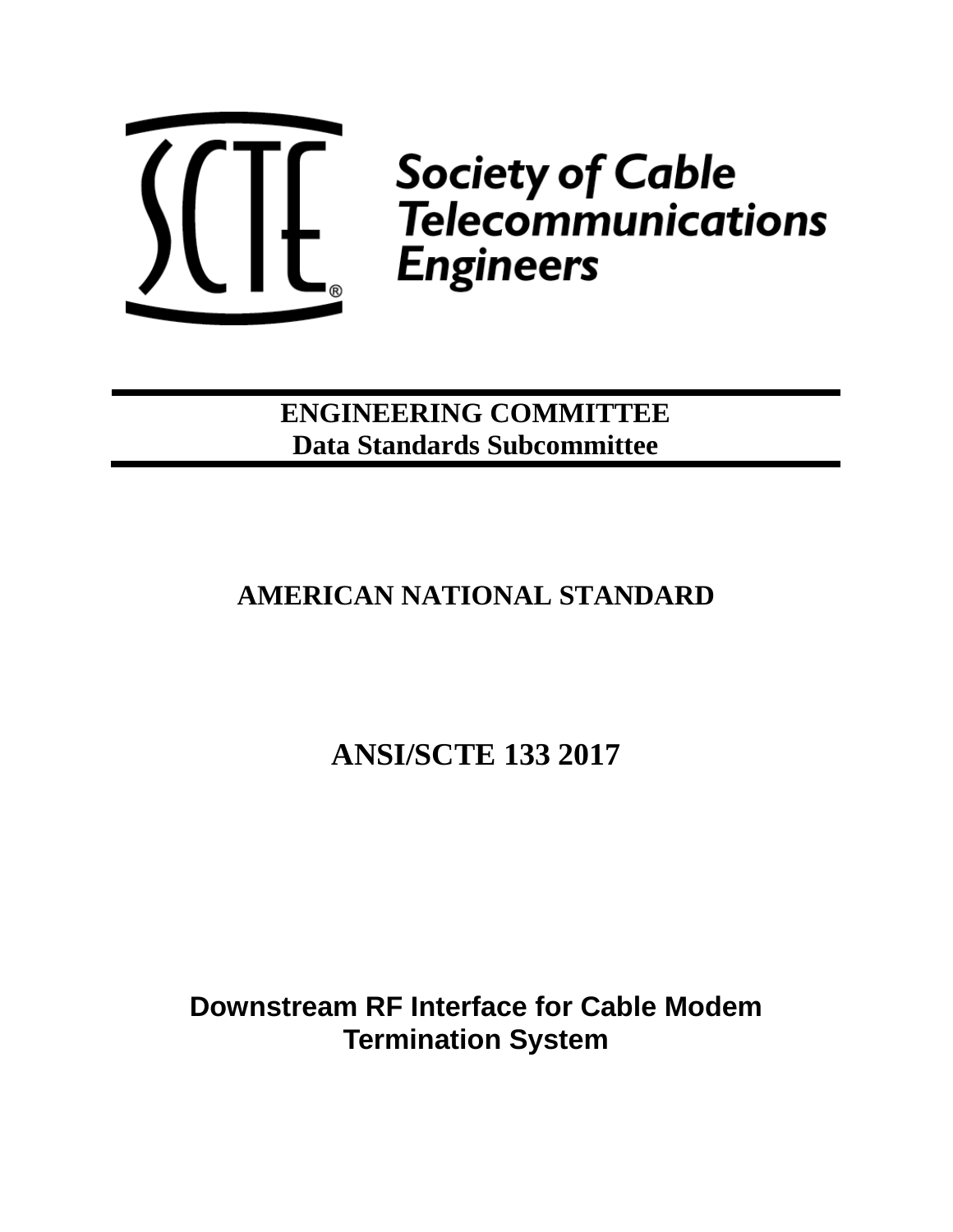Society of Cable Telecommunications Engineers

**ENGINEERING COMMITTEE**
**Data Standards Subcommittee**

## AMERICAN NATIONAL STANDARD

# ANSI/SCTE 133 2017

# Downstream RF Interface for Cable Modem Termination System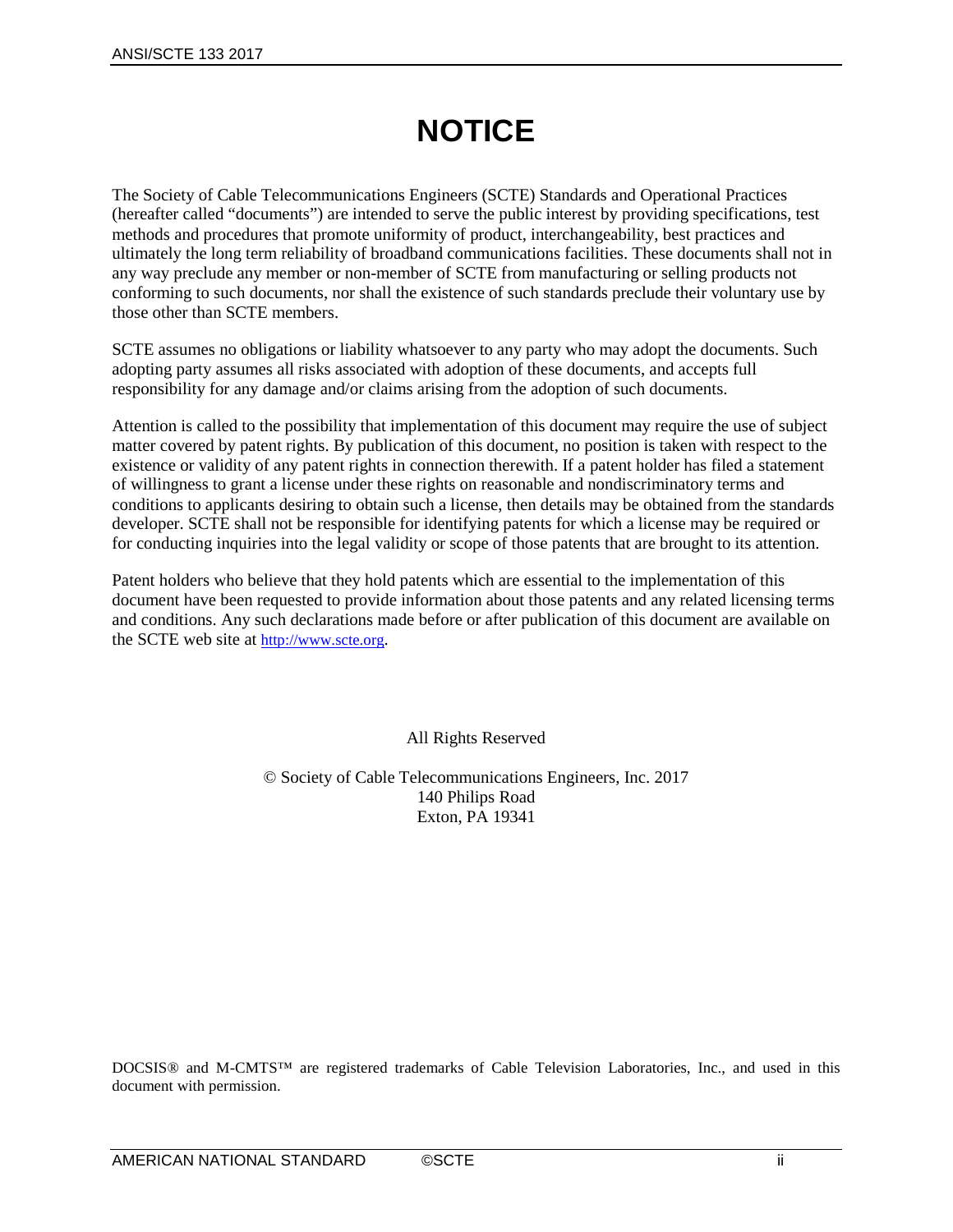# NOTICE

The Society of Cable Telecommunications Engineers (SCTE) Standards and Operational Practices (hereafter called "documents") are intended to serve the public interest by providing specifications, test methods and procedures that promote uniformity of product, interchangeability, best practices and ultimately the long term reliability of broadband communications facilities. These documents shall not in any way preclude any member or non-member of SCTE from manufacturing or selling products not conforming to such documents, nor shall the existence of such standards preclude their voluntary use by those other than SCTE members.

SCTE assumes no obligations or liability whatsoever to any party who may adopt the documents. Such adopting party assumes all risks associated with adoption of these documents, and accepts full responsibility for any damage and/or claims arising from the adoption of such documents.

Attention is called to the possibility that implementation of this document may require the use of subject matter covered by patent rights. By publication of this document, no position is taken with respect to the existence or validity of any patent rights in connection therewith. If a patent holder has filed a statement of willingness to grant a license under these rights on reasonable and nondiscriminatory terms and conditions to applicants desiring to obtain such a license, then details may be obtained from the standards developer. SCTE shall not be responsible for identifying patents for which a license may be required or for conducting inquiries into the legal validity or scope of those patents that are brought to its attention.

Patent holders who believe that they hold patents which are essential to the implementation of this document have been requested to provide information about those patents and any related licensing terms and conditions. Any such declarations made before or after publication of this document are available on the SCTE web site at http://www.scte.org.

All Rights Reserved

© Society of Cable Telecommunications Engineers, Inc. 2017
140 Philips Road
Exton, PA 19341

DOCSIS® and M-CMTS™ are registered trademarks of Cable Television Laboratories, Inc., and used in this document with permission.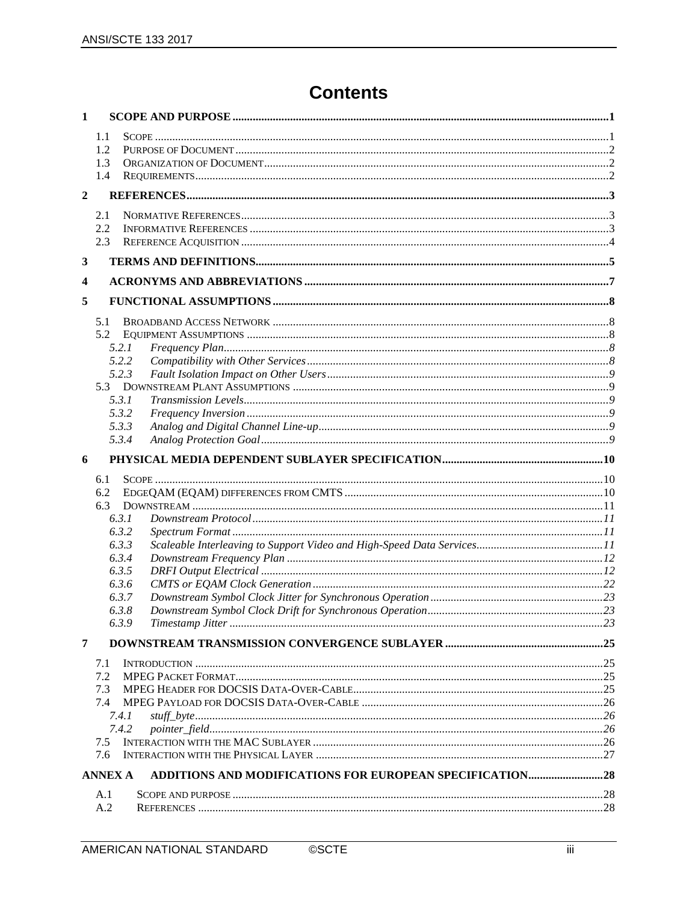# Contents

**1 SCOPE AND PURPOSE** ..... 1

- 1.1 Scope ..... 1
- 1.2 Purpose of Document ..... 2
- 1.3 Organization of Document ..... 2
- 1.4 Requirements ..... 2

**2 REFERENCES** ..... 3

- 2.1 Normative References ..... 3
- 2.2 Informative References ..... 3
- 2.3 Reference Acquisition ..... 4

**3 TERMS AND DEFINITIONS** ..... 5

**4 ACRONYMS AND ABBREVIATIONS** ..... 7

**5 FUNCTIONAL ASSUMPTIONS** ..... 8

- 5.1 Broadband Access Network ..... 8
- 5.2 Equipment Assumptions ..... 8
  - *5.2.1 Frequency Plan* ..... 8
  - *5.2.2 Compatibility with Other Services* ..... 8
  - *5.2.3 Fault Isolation Impact on Other Users* ..... 9
- 5.3 Downstream Plant Assumptions ..... 9
  - *5.3.1 Transmission Levels* ..... 9
  - *5.3.2 Frequency Inversion* ..... 9
  - *5.3.3 Analog and Digital Channel Line-up* ..... 9
  - *5.3.4 Analog Protection Goal* ..... 9

**6 PHYSICAL MEDIA DEPENDENT SUBLAYER SPECIFICATION** ..... 10

- 6.1 Scope ..... 10
- 6.2 EdgeQAM (EQAM) differences from CMTS ..... 10
- 6.3 Downstream ..... 11
  - *6.3.1 Downstream Protocol* ..... 11
  - *6.3.2 Spectrum Format* ..... 11
  - *6.3.3 Scaleable Interleaving to Support Video and High-Speed Data Services* ..... 11
  - *6.3.4 Downstream Frequency Plan* ..... 12
  - *6.3.5 DRFI Output Electrical* ..... 12
  - *6.3.6 CMTS or EQAM Clock Generation* ..... 22
  - *6.3.7 Downstream Symbol Clock Jitter for Synchronous Operation* ..... 23
  - *6.3.8 Downstream Symbol Clock Drift for Synchronous Operation* ..... 23
  - *6.3.9 Timestamp Jitter* ..... 23

**7 DOWNSTREAM TRANSMISSION CONVERGENCE SUBLAYER** ..... 25

- 7.1 Introduction ..... 25
- 7.2 MPEG Packet Format ..... 25
- 7.3 MPEG Header for DOCSIS Data-Over-Cable ..... 25
- 7.4 MPEG Payload for DOCSIS Data-Over-Cable ..... 26
  - *7.4.1 stuff_byte* ..... 26
  - *7.4.2 pointer_field* ..... 26
- 7.5 Interaction with the MAC Sublayer ..... 26
- 7.6 Interaction with the Physical Layer ..... 27

**ANNEX A ADDITIONS AND MODIFICATIONS FOR EUROPEAN SPECIFICATION** ..... 28

- A.1 Scope and purpose ..... 28
- A.2 References ..... 28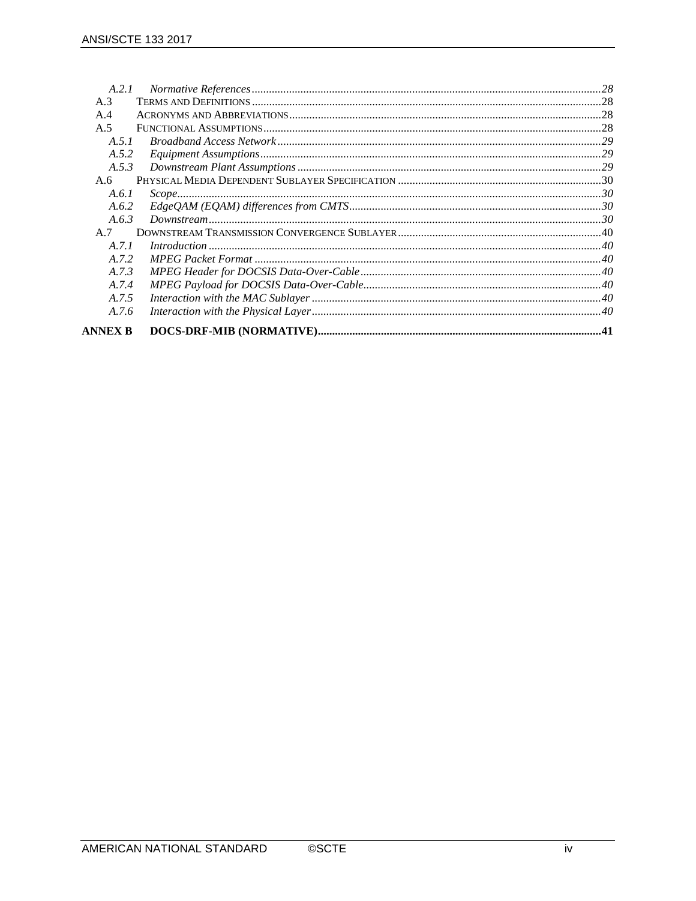A.2.1 *Normative References* ... 28
A.3 TERMS AND DEFINITIONS ... 28
A.4 ACRONYMS AND ABBREVIATIONS ... 28
A.5 FUNCTIONAL ASSUMPTIONS ... 28
A.5.1 *Broadband Access Network* ... 29
A.5.2 *Equipment Assumptions* ... 29
A.5.3 *Downstream Plant Assumptions* ... 29
A.6 PHYSICAL MEDIA DEPENDENT SUBLAYER SPECIFICATION ... 30
A.6.1 *Scope* ... 30
A.6.2 *EdgeQAM (EQAM) differences from CMTS* ... 30
A.6.3 *Downstream* ... 30
A.7 DOWNSTREAM TRANSMISSION CONVERGENCE SUBLAYER ... 40
A.7.1 *Introduction* ... 40
A.7.2 *MPEG Packet Format* ... 40
A.7.3 *MPEG Header for DOCSIS Data-Over-Cable* ... 40
A.7.4 *MPEG Payload for DOCSIS Data-Over-Cable* ... 40
A.7.5 *Interaction with the MAC Sublayer* ... 40
A.7.6 *Interaction with the Physical Layer* ... 40

**ANNEX B DOCS-DRF-MIB (NORMATIVE) ... 41**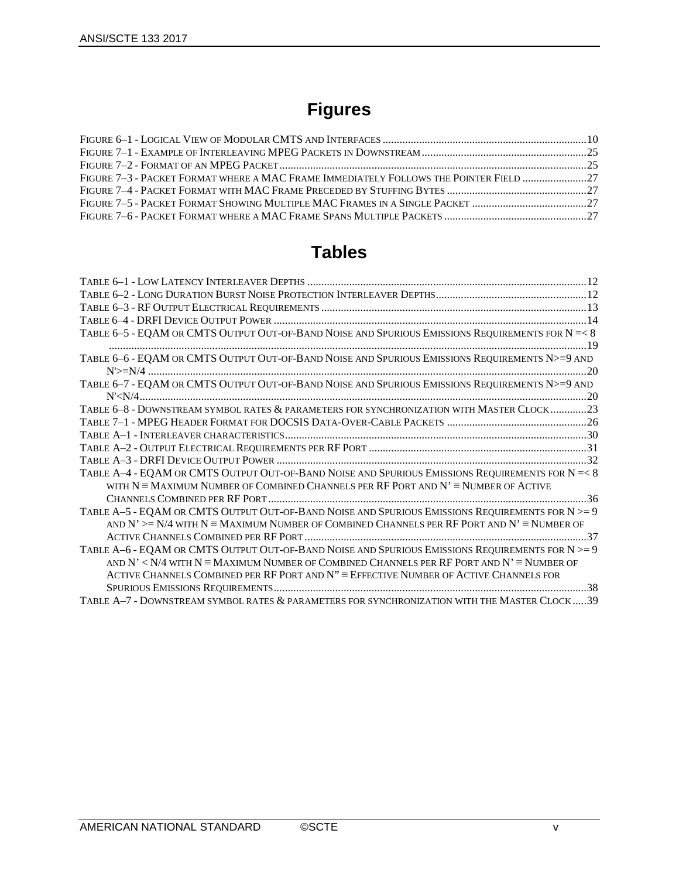# Figures

FIGURE 6–1 - LOGICAL VIEW OF MODULAR CMTS AND INTERFACES ........................................................................10
FIGURE 7–1 - EXAMPLE OF INTERLEAVING MPEG PACKETS IN DOWNSTREAM ..........................................................25
FIGURE 7–2 - FORMAT OF AN MPEG PACKET ............................................................................................................25
FIGURE 7–3 - PACKET FORMAT WHERE A MAC FRAME IMMEDIATELY FOLLOWS THE POINTER FIELD .......................27
FIGURE 7–4 - PACKET FORMAT WITH MAC FRAME PRECEDED BY STUFFING BYTES ..................................................27
FIGURE 7–5 - PACKET FORMAT SHOWING MULTIPLE MAC FRAMES IN A SINGLE PACKET .........................................27
FIGURE 7–6 - PACKET FORMAT WHERE A MAC FRAME SPANS MULTIPLE PACKETS ...................................................27

# Tables

TABLE 6–1 - LOW LATENCY INTERLEAVER DEPTHS ...................................................................................................12
TABLE 6–2 - LONG DURATION BURST NOISE PROTECTION INTERLEAVER DEPTHS......................................................12
TABLE 6–3 - RF OUTPUT ELECTRICAL REQUIREMENTS ..............................................................................................13
TABLE 6–4 - DRFI DEVICE OUTPUT POWER ..............................................................................................................14
TABLE 6–5 - EQAM OR CMTS OUTPUT OUT-OF-BAND NOISE AND SPURIOUS EMISSIONS REQUIREMENTS FOR N =< 8 ...............................................................................................................................................................19
TABLE 6–6 - EQAM OR CMTS OUTPUT OUT-OF-BAND NOISE AND SPURIOUS EMISSIONS REQUIREMENTS N>=9 AND N'>=N/4 ...........................................................................................................................................................20
TABLE 6–7 - EQAM OR CMTS OUTPUT OUT-OF-BAND NOISE AND SPURIOUS EMISSIONS REQUIREMENTS N>=9 AND N'<N/4...............................................................................................................................................................20
TABLE 6–8 - DOWNSTREAM SYMBOL RATES & PARAMETERS FOR SYNCHRONIZATION WITH MASTER CLOCK .............23
TABLE 7–1 - MPEG HEADER FORMAT FOR DOCSIS DATA-OVER-CABLE PACKETS ..................................................26
TABLE A–1 - INTERLEAVER CHARACTERISTICS...........................................................................................................30
TABLE A–2 - OUTPUT ELECTRICAL REQUIREMENTS PER RF PORT .............................................................................31
TABLE A–3 - DRFI DEVICE OUTPUT POWER ..............................................................................................................32
TABLE A–4 - EQAM OR CMTS OUTPUT OUT-OF-BAND NOISE AND SPURIOUS EMISSIONS REQUIREMENTS FOR N =< 8 WITH N ≡ MAXIMUM NUMBER OF COMBINED CHANNELS PER RF PORT AND N' ≡ NUMBER OF ACTIVE CHANNELS COMBINED PER RF PORT .................................................................................................................36
TABLE A–5 - EQAM OR CMTS OUTPUT OUT-OF-BAND NOISE AND SPURIOUS EMISSIONS REQUIREMENTS FOR N >= 9 AND N' >= N/4 WITH N ≡ MAXIMUM NUMBER OF COMBINED CHANNELS PER RF PORT AND N' ≡ NUMBER OF ACTIVE CHANNELS COMBINED PER RF PORT .....................................................................................................37
TABLE A–6 - EQAM OR CMTS OUTPUT OUT-OF-BAND NOISE AND SPURIOUS EMISSIONS REQUIREMENTS FOR N >= 9 AND N' < N/4 WITH N ≡ MAXIMUM NUMBER OF COMBINED CHANNELS PER RF PORT AND N' ≡ NUMBER OF ACTIVE CHANNELS COMBINED PER RF PORT AND N" ≡ EFFECTIVE NUMBER OF ACTIVE CHANNELS FOR SPURIOUS EMISSIONS REQUIREMENTS................................................................................................................38
TABLE A–7 - DOWNSTREAM SYMBOL RATES & PARAMETERS FOR SYNCHRONIZATION WITH THE MASTER CLOCK .....39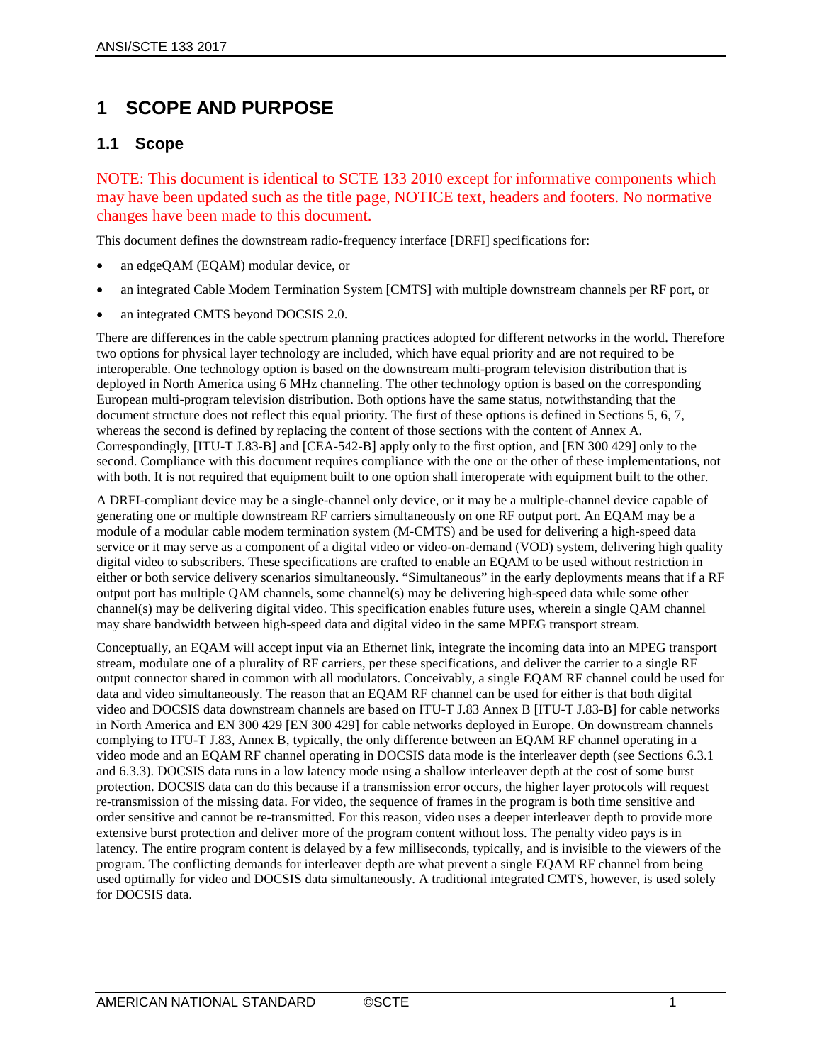# 1 SCOPE AND PURPOSE

## 1.1 Scope

NOTE: This document is identical to SCTE 133 2010 except for informative components which may have been updated such as the title page, NOTICE text, headers and footers. No normative changes have been made to this document.

This document defines the downstream radio-frequency interface [DRFI] specifications for:

- an edgeQAM (EQAM) modular device, or
- an integrated Cable Modem Termination System [CMTS] with multiple downstream channels per RF port, or
- an integrated CMTS beyond DOCSIS 2.0.

There are differences in the cable spectrum planning practices adopted for different networks in the world. Therefore two options for physical layer technology are included, which have equal priority and are not required to be interoperable. One technology option is based on the downstream multi-program television distribution that is deployed in North America using 6 MHz channeling. The other technology option is based on the corresponding European multi-program television distribution. Both options have the same status, notwithstanding that the document structure does not reflect this equal priority. The first of these options is defined in Sections 5, 6, 7, whereas the second is defined by replacing the content of those sections with the content of Annex A. Correspondingly, [ITU-T J.83-B] and [CEA-542-B] apply only to the first option, and [EN 300 429] only to the second. Compliance with this document requires compliance with the one or the other of these implementations, not with both. It is not required that equipment built to one option shall interoperate with equipment built to the other.

A DRFI-compliant device may be a single-channel only device, or it may be a multiple-channel device capable of generating one or multiple downstream RF carriers simultaneously on one RF output port. An EQAM may be a module of a modular cable modem termination system (M-CMTS) and be used for delivering a high-speed data service or it may serve as a component of a digital video or video-on-demand (VOD) system, delivering high quality digital video to subscribers. These specifications are crafted to enable an EQAM to be used without restriction in either or both service delivery scenarios simultaneously. "Simultaneous" in the early deployments means that if a RF output port has multiple QAM channels, some channel(s) may be delivering high-speed data while some other channel(s) may be delivering digital video. This specification enables future uses, wherein a single QAM channel may share bandwidth between high-speed data and digital video in the same MPEG transport stream.

Conceptually, an EQAM will accept input via an Ethernet link, integrate the incoming data into an MPEG transport stream, modulate one of a plurality of RF carriers, per these specifications, and deliver the carrier to a single RF output connector shared in common with all modulators. Conceivably, a single EQAM RF channel could be used for data and video simultaneously. The reason that an EQAM RF channel can be used for either is that both digital video and DOCSIS data downstream channels are based on ITU-T J.83 Annex B [ITU-T J.83-B] for cable networks in North America and EN 300 429 [EN 300 429] for cable networks deployed in Europe. On downstream channels complying to ITU-T J.83, Annex B, typically, the only difference between an EQAM RF channel operating in a video mode and an EQAM RF channel operating in DOCSIS data mode is the interleaver depth (see Sections 6.3.1 and 6.3.3). DOCSIS data runs in a low latency mode using a shallow interleaver depth at the cost of some burst protection. DOCSIS data can do this because if a transmission error occurs, the higher layer protocols will request re-transmission of the missing data. For video, the sequence of frames in the program is both time sensitive and order sensitive and cannot be re-transmitted. For this reason, video uses a deeper interleaver depth to provide more extensive burst protection and deliver more of the program content without loss. The penalty video pays is in latency. The entire program content is delayed by a few milliseconds, typically, and is invisible to the viewers of the program. The conflicting demands for interleaver depth are what prevent a single EQAM RF channel from being used optimally for video and DOCSIS data simultaneously. A traditional integrated CMTS, however, is used solely for DOCSIS data.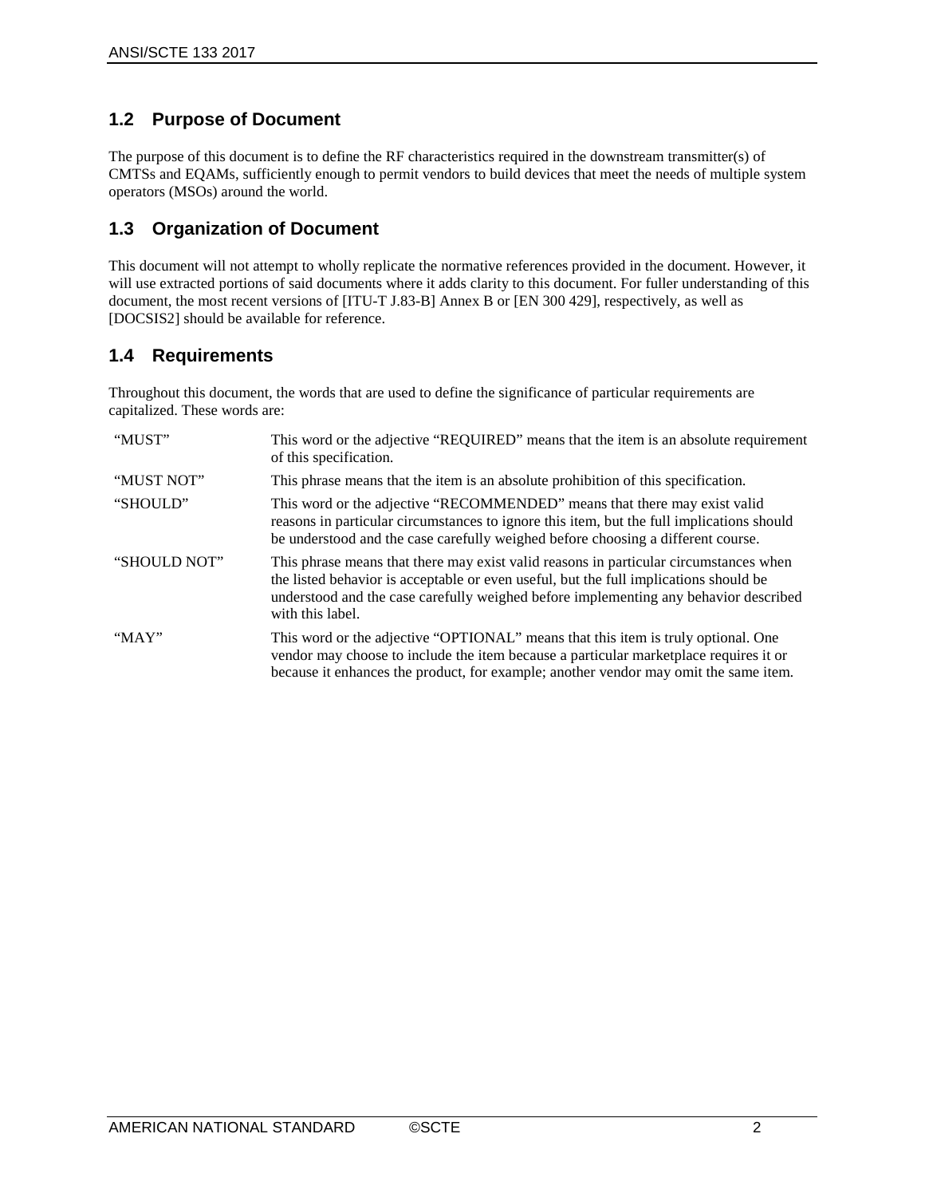## 1.2 Purpose of Document

The purpose of this document is to define the RF characteristics required in the downstream transmitter(s) of CMTSs and EQAMs, sufficiently enough to permit vendors to build devices that meet the needs of multiple system operators (MSOs) around the world.

## 1.3 Organization of Document

This document will not attempt to wholly replicate the normative references provided in the document. However, it will use extracted portions of said documents where it adds clarity to this document. For fuller understanding of this document, the most recent versions of [ITU-T J.83-B] Annex B or [EN 300 429], respectively, as well as [DOCSIS2] should be available for reference.

## 1.4 Requirements

Throughout this document, the words that are used to define the significance of particular requirements are capitalized. These words are:

| | |
|---|---|
| "MUST" | This word or the adjective "REQUIRED" means that the item is an absolute requirement of this specification. |
| "MUST NOT" | This phrase means that the item is an absolute prohibition of this specification. |
| "SHOULD" | This word or the adjective "RECOMMENDED" means that there may exist valid reasons in particular circumstances to ignore this item, but the full implications should be understood and the case carefully weighed before choosing a different course. |
| "SHOULD NOT" | This phrase means that there may exist valid reasons in particular circumstances when the listed behavior is acceptable or even useful, but the full implications should be understood and the case carefully weighed before implementing any behavior described with this label. |
| "MAY" | This word or the adjective "OPTIONAL" means that this item is truly optional. One vendor may choose to include the item because a particular marketplace requires it or because it enhances the product, for example; another vendor may omit the same item. |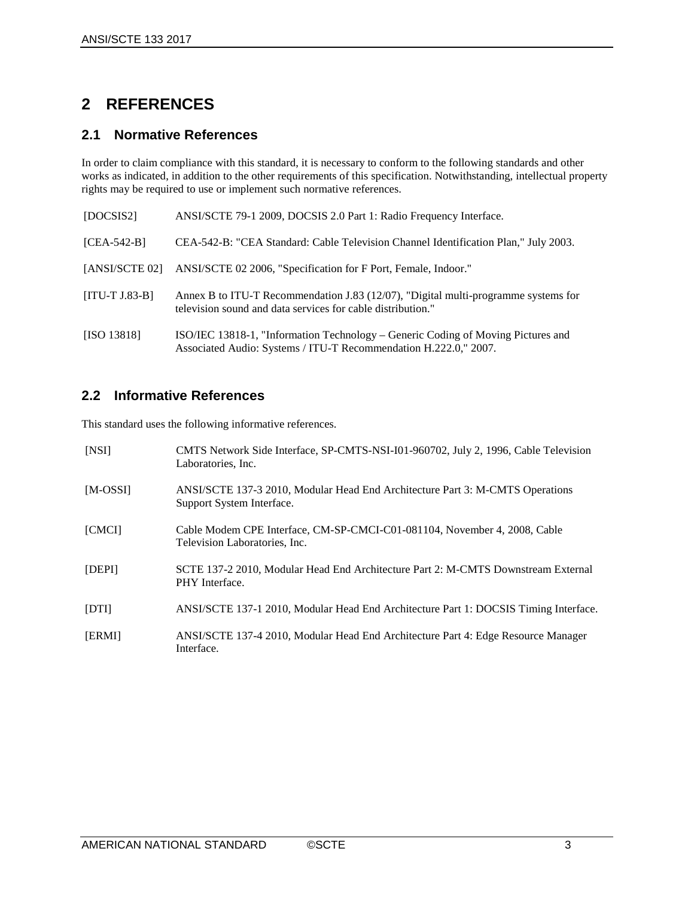# 2 REFERENCES

## 2.1 Normative References

In order to claim compliance with this standard, it is necessary to conform to the following standards and other works as indicated, in addition to the other requirements of this specification. Notwithstanding, intellectual property rights may be required to use or implement such normative references.

| | |
|---|---|
| [DOCSIS2] | ANSI/SCTE 79-1 2009, DOCSIS 2.0 Part 1: Radio Frequency Interface. |
| [CEA-542-B] | CEA-542-B: "CEA Standard: Cable Television Channel Identification Plan," July 2003. |
| [ANSI/SCTE 02] | ANSI/SCTE 02 2006, "Specification for F Port, Female, Indoor." |
| [ITU-T J.83-B] | Annex B to ITU-T Recommendation J.83 (12/07), "Digital multi-programme systems for television sound and data services for cable distribution." |
| [ISO 13818] | ISO/IEC 13818-1, "Information Technology – Generic Coding of Moving Pictures and Associated Audio: Systems / ITU-T Recommendation H.222.0," 2007. |

## 2.2 Informative References

This standard uses the following informative references.

| | |
|---|---|
| [NSI] | CMTS Network Side Interface, SP-CMTS-NSI-I01-960702, July 2, 1996, Cable Television Laboratories, Inc. |
| [M-OSSI] | ANSI/SCTE 137-3 2010, Modular Head End Architecture Part 3: M-CMTS Operations Support System Interface. |
| [CMCI] | Cable Modem CPE Interface, CM-SP-CMCI-C01-081104, November 4, 2008, Cable Television Laboratories, Inc. |
| [DEPI] | SCTE 137-2 2010, Modular Head End Architecture Part 2: M-CMTS Downstream External PHY Interface. |
| [DTI] | ANSI/SCTE 137-1 2010, Modular Head End Architecture Part 1: DOCSIS Timing Interface. |
| [ERMI] | ANSI/SCTE 137-4 2010, Modular Head End Architecture Part 4: Edge Resource Manager Interface. |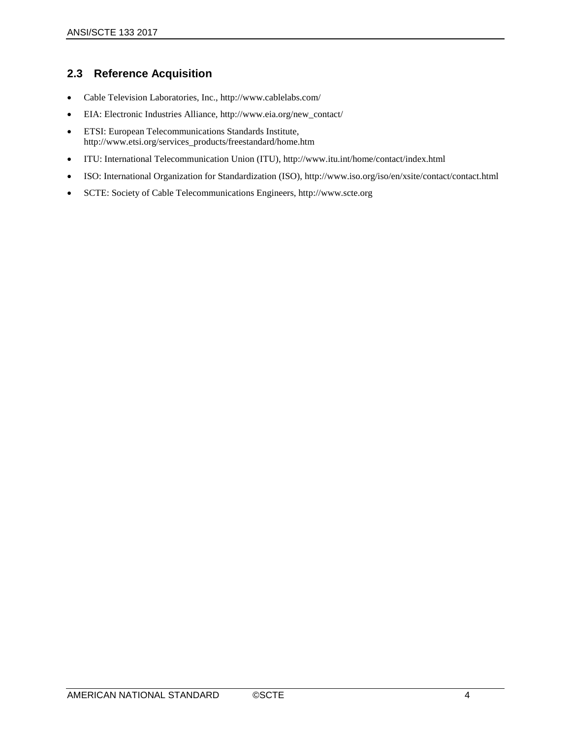## 2.3 Reference Acquisition

- Cable Television Laboratories, Inc., http://www.cablelabs.com/
- EIA: Electronic Industries Alliance, http://www.eia.org/new_contact/
- ETSI: European Telecommunications Standards Institute, http://www.etsi.org/services_products/freestandard/home.htm
- ITU: International Telecommunication Union (ITU), http://www.itu.int/home/contact/index.html
- ISO: International Organization for Standardization (ISO), http://www.iso.org/iso/en/xsite/contact/contact.html
- SCTE: Society of Cable Telecommunications Engineers, http://www.scte.org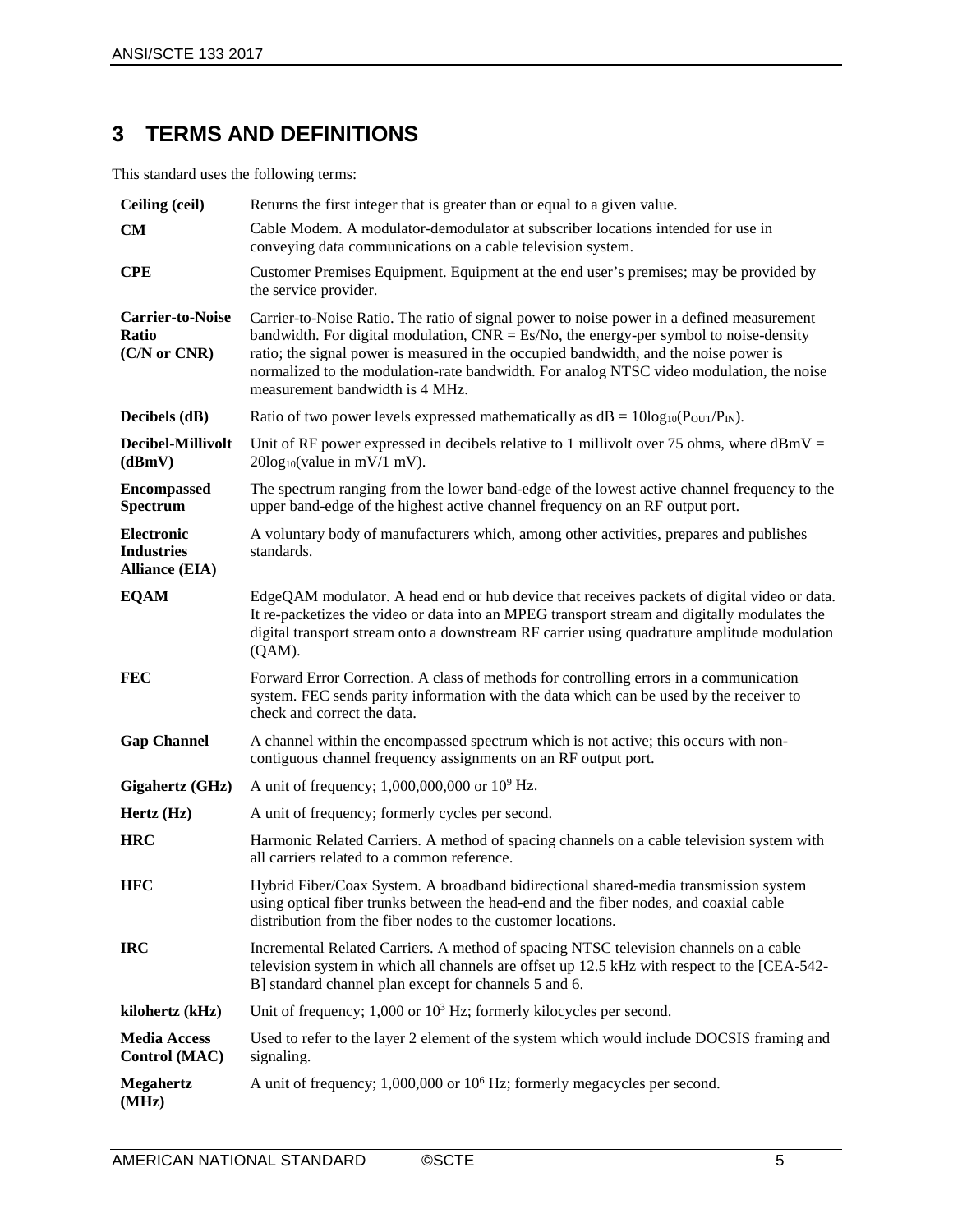# 3 TERMS AND DEFINITIONS

This standard uses the following terms:

| Term | Definition |
|---|---|
| **Ceiling (ceil)** | Returns the first integer that is greater than or equal to a given value. |
| **CM** | Cable Modem. A modulator-demodulator at subscriber locations intended for use in conveying data communications on a cable television system. |
| **CPE** | Customer Premises Equipment. Equipment at the end user's premises; may be provided by the service provider. |
| **Carrier-to-Noise Ratio (C/N or CNR)** | Carrier-to-Noise Ratio. The ratio of signal power to noise power in a defined measurement bandwidth. For digital modulation, CNR = Es/No, the energy-per symbol to noise-density ratio; the signal power is measured in the occupied bandwidth, and the noise power is normalized to the modulation-rate bandwidth. For analog NTSC video modulation, the noise measurement bandwidth is 4 MHz. |
| **Decibels (dB)** | Ratio of two power levels expressed mathematically as $dB = 10\log_{10}(P_{OUT}/P_{IN})$. |
| **Decibel-Millivolt (dBmV)** | Unit of RF power expressed in decibels relative to 1 millivolt over 75 ohms, where dBmV = $20\log_{10}$(value in mV/1 mV). |
| **Encompassed Spectrum** | The spectrum ranging from the lower band-edge of the lowest active channel frequency to the upper band-edge of the highest active channel frequency on an RF output port. |
| **Electronic Industries Alliance (EIA)** | A voluntary body of manufacturers which, among other activities, prepares and publishes standards. |
| **EQAM** | EdgeQAM modulator. A head end or hub device that receives packets of digital video or data. It re-packetizes the video or data into an MPEG transport stream and digitally modulates the digital transport stream onto a downstream RF carrier using quadrature amplitude modulation (QAM). |
| **FEC** | Forward Error Correction. A class of methods for controlling errors in a communication system. FEC sends parity information with the data which can be used by the receiver to check and correct the data. |
| **Gap Channel** | A channel within the encompassed spectrum which is not active; this occurs with non-contiguous channel frequency assignments on an RF output port. |
| **Gigahertz (GHz)** | A unit of frequency; 1,000,000,000 or $10^9$ Hz. |
| **Hertz (Hz)** | A unit of frequency; formerly cycles per second. |
| **HRC** | Harmonic Related Carriers. A method of spacing channels on a cable television system with all carriers related to a common reference. |
| **HFC** | Hybrid Fiber/Coax System. A broadband bidirectional shared-media transmission system using optical fiber trunks between the head-end and the fiber nodes, and coaxial cable distribution from the fiber nodes to the customer locations. |
| **IRC** | Incremental Related Carriers. A method of spacing NTSC television channels on a cable television system in which all channels are offset up 12.5 kHz with respect to the [CEA-542-B] standard channel plan except for channels 5 and 6. |
| **kilohertz (kHz)** | Unit of frequency; 1,000 or $10^3$ Hz; formerly kilocycles per second. |
| **Media Access Control (MAC)** | Used to refer to the layer 2 element of the system which would include DOCSIS framing and signaling. |
| **Megahertz (MHz)** | A unit of frequency; 1,000,000 or $10^6$ Hz; formerly megacycles per second. |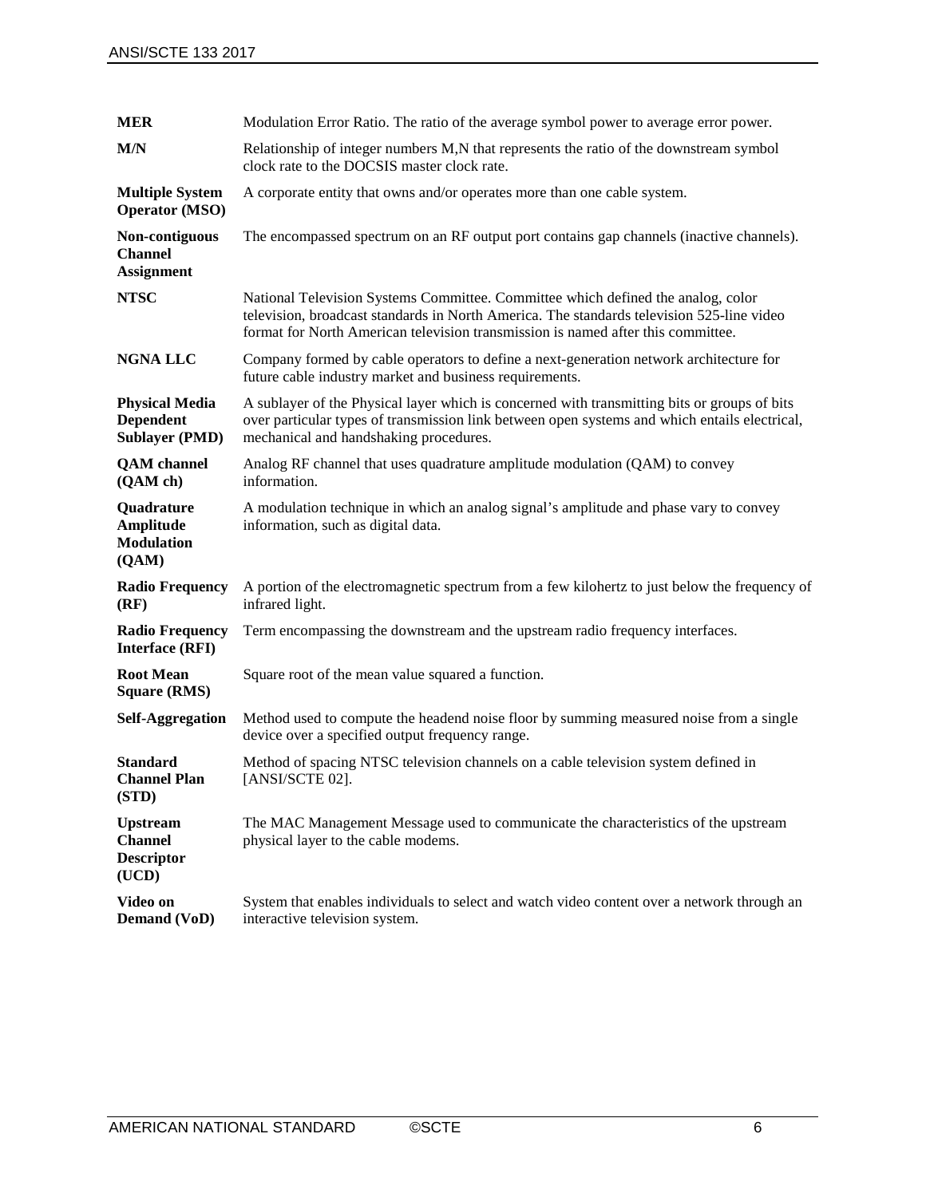| | |
|---|---|
| **MER** | Modulation Error Ratio. The ratio of the average symbol power to average error power. |
| **M/N** | Relationship of integer numbers M,N that represents the ratio of the downstream symbol clock rate to the DOCSIS master clock rate. |
| **Multiple System Operator (MSO)** | A corporate entity that owns and/or operates more than one cable system. |
| **Non-contiguous Channel Assignment** | The encompassed spectrum on an RF output port contains gap channels (inactive channels). |
| **NTSC** | National Television Systems Committee. Committee which defined the analog, color television, broadcast standards in North America. The standards television 525-line video format for North American television transmission is named after this committee. |
| **NGNA LLC** | Company formed by cable operators to define a next-generation network architecture for future cable industry market and business requirements. |
| **Physical Media Dependent Sublayer (PMD)** | A sublayer of the Physical layer which is concerned with transmitting bits or groups of bits over particular types of transmission link between open systems and which entails electrical, mechanical and handshaking procedures. |
| **QAM channel (QAM ch)** | Analog RF channel that uses quadrature amplitude modulation (QAM) to convey information. |
| **Quadrature Amplitude Modulation (QAM)** | A modulation technique in which an analog signal's amplitude and phase vary to convey information, such as digital data. |
| **Radio Frequency (RF)** | A portion of the electromagnetic spectrum from a few kilohertz to just below the frequency of infrared light. |
| **Radio Frequency Interface (RFI)** | Term encompassing the downstream and the upstream radio frequency interfaces. |
| **Root Mean Square (RMS)** | Square root of the mean value squared a function. |
| **Self-Aggregation** | Method used to compute the headend noise floor by summing measured noise from a single device over a specified output frequency range. |
| **Standard Channel Plan (STD)** | Method of spacing NTSC television channels on a cable television system defined in [ANSI/SCTE 02]. |
| **Upstream Channel Descriptor (UCD)** | The MAC Management Message used to communicate the characteristics of the upstream physical layer to the cable modems. |
| **Video on Demand (VoD)** | System that enables individuals to select and watch video content over a network through an interactive television system. |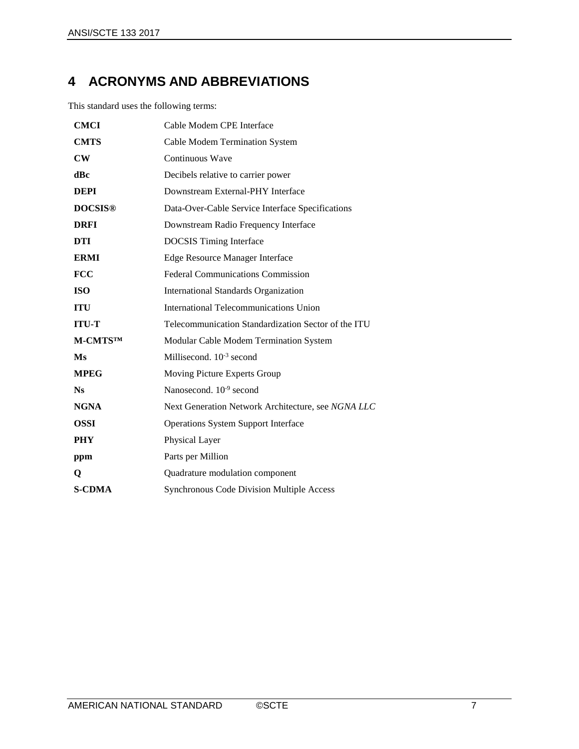# 4 ACRONYMS AND ABBREVIATIONS

This standard uses the following terms:

| | |
|---|---|
| **CMCI** | Cable Modem CPE Interface |
| **CMTS** | Cable Modem Termination System |
| **CW** | Continuous Wave |
| **dBc** | Decibels relative to carrier power |
| **DEPI** | Downstream External-PHY Interface |
| **DOCSIS®** | Data-Over-Cable Service Interface Specifications |
| **DRFI** | Downstream Radio Frequency Interface |
| **DTI** | DOCSIS Timing Interface |
| **ERMI** | Edge Resource Manager Interface |
| **FCC** | Federal Communications Commission |
| **ISO** | International Standards Organization |
| **ITU** | International Telecommunications Union |
| **ITU-T** | Telecommunication Standardization Sector of the ITU |
| **M-CMTS™** | Modular Cable Modem Termination System |
| **Ms** | Millisecond. $10^{-3}$ second |
| **MPEG** | Moving Picture Experts Group |
| **Ns** | Nanosecond. $10^{-9}$ second |
| **NGNA** | Next Generation Network Architecture, see *NGNA LLC* |
| **OSSI** | Operations System Support Interface |
| **PHY** | Physical Layer |
| **ppm** | Parts per Million |
| **Q** | Quadrature modulation component |
| **S-CDMA** | Synchronous Code Division Multiple Access |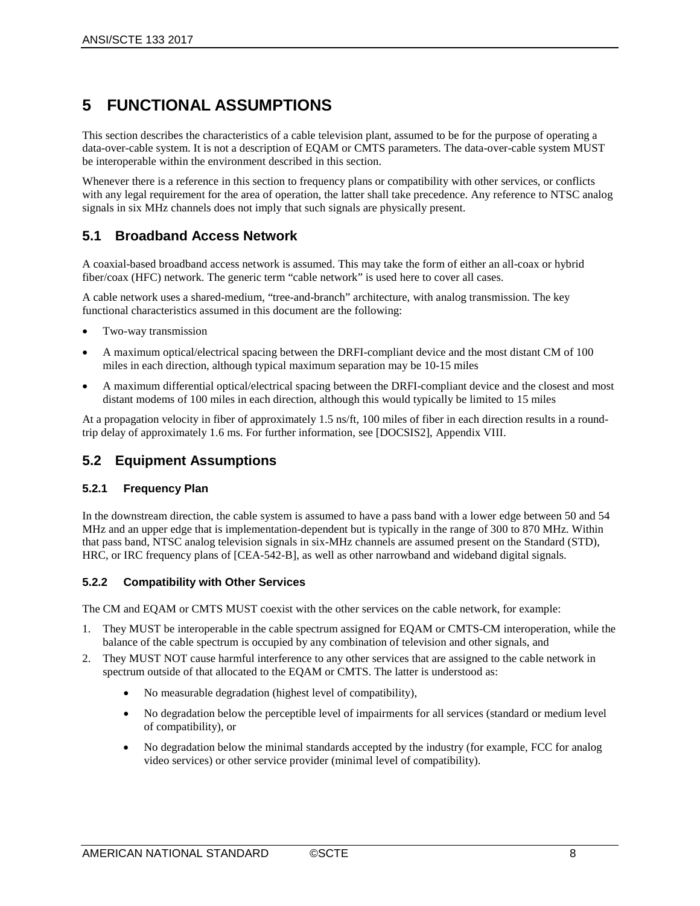# 5 FUNCTIONAL ASSUMPTIONS

This section describes the characteristics of a cable television plant, assumed to be for the purpose of operating a data-over-cable system. It is not a description of EQAM or CMTS parameters. The data-over-cable system MUST be interoperable within the environment described in this section.

Whenever there is a reference in this section to frequency plans or compatibility with other services, or conflicts with any legal requirement for the area of operation, the latter shall take precedence. Any reference to NTSC analog signals in six MHz channels does not imply that such signals are physically present.

## 5.1 Broadband Access Network

A coaxial-based broadband access network is assumed. This may take the form of either an all-coax or hybrid fiber/coax (HFC) network. The generic term "cable network" is used here to cover all cases.

A cable network uses a shared-medium, "tree-and-branch" architecture, with analog transmission. The key functional characteristics assumed in this document are the following:

- Two-way transmission
- A maximum optical/electrical spacing between the DRFI-compliant device and the most distant CM of 100 miles in each direction, although typical maximum separation may be 10-15 miles
- A maximum differential optical/electrical spacing between the DRFI-compliant device and the closest and most distant modems of 100 miles in each direction, although this would typically be limited to 15 miles

At a propagation velocity in fiber of approximately 1.5 ns/ft, 100 miles of fiber in each direction results in a round-trip delay of approximately 1.6 ms. For further information, see [DOCSIS2], Appendix VIII.

## 5.2 Equipment Assumptions

### 5.2.1 Frequency Plan

In the downstream direction, the cable system is assumed to have a pass band with a lower edge between 50 and 54 MHz and an upper edge that is implementation-dependent but is typically in the range of 300 to 870 MHz. Within that pass band, NTSC analog television signals in six-MHz channels are assumed present on the Standard (STD), HRC, or IRC frequency plans of [CEA-542-B], as well as other narrowband and wideband digital signals.

### 5.2.2 Compatibility with Other Services

The CM and EQAM or CMTS MUST coexist with the other services on the cable network, for example:

1. They MUST be interoperable in the cable spectrum assigned for EQAM or CMTS-CM interoperation, while the balance of the cable spectrum is occupied by any combination of television and other signals, and
2. They MUST NOT cause harmful interference to any other services that are assigned to the cable network in spectrum outside of that allocated to the EQAM or CMTS. The latter is understood as:
    - No measurable degradation (highest level of compatibility),
    - No degradation below the perceptible level of impairments for all services (standard or medium level of compatibility), or
    - No degradation below the minimal standards accepted by the industry (for example, FCC for analog video services) or other service provider (minimal level of compatibility).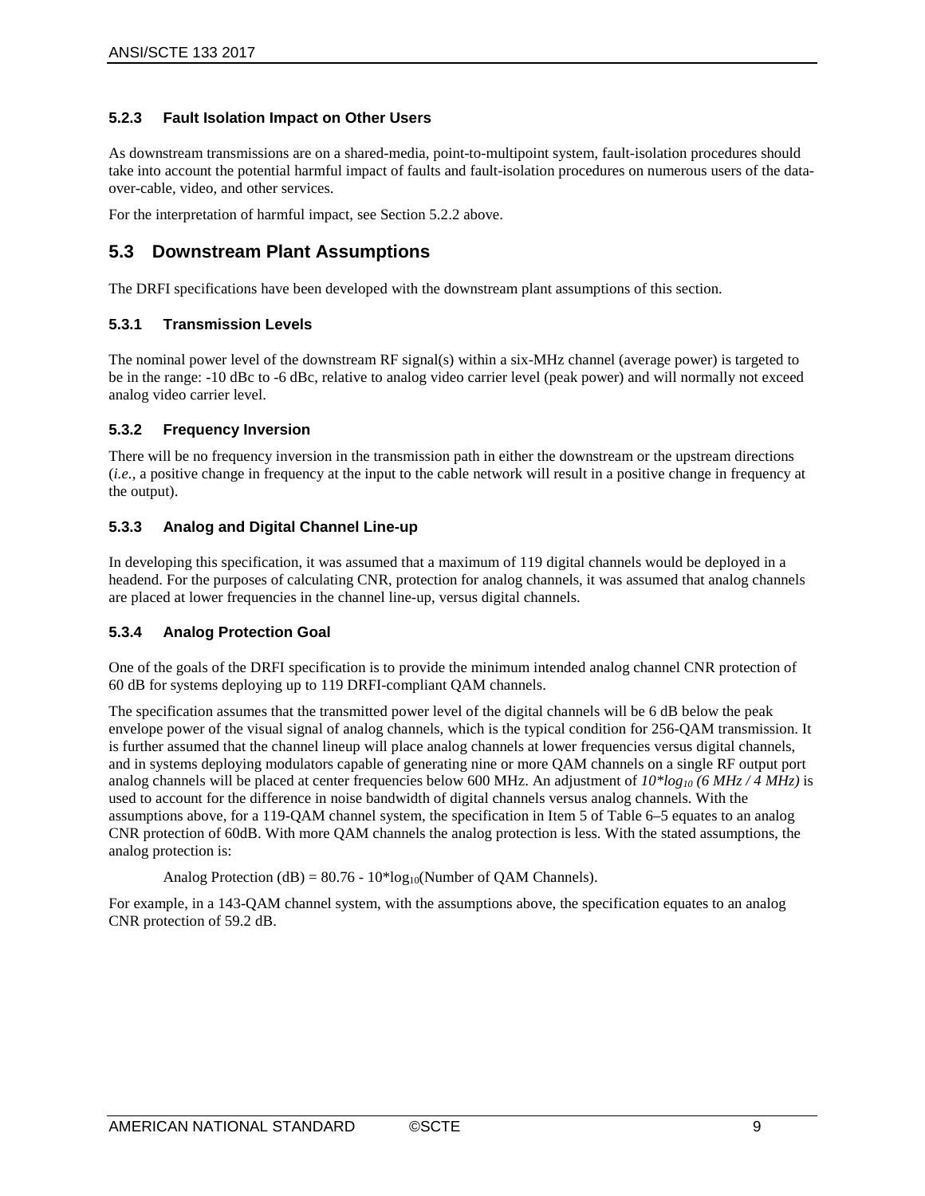### 5.2.3 Fault Isolation Impact on Other Users

As downstream transmissions are on a shared-media, point-to-multipoint system, fault-isolation procedures should take into account the potential harmful impact of faults and fault-isolation procedures on numerous users of the data-over-cable, video, and other services.

For the interpretation of harmful impact, see Section 5.2.2 above.

## 5.3 Downstream Plant Assumptions

The DRFI specifications have been developed with the downstream plant assumptions of this section.

### 5.3.1 Transmission Levels

The nominal power level of the downstream RF signal(s) within a six-MHz channel (average power) is targeted to be in the range: -10 dBc to -6 dBc, relative to analog video carrier level (peak power) and will normally not exceed analog video carrier level.

### 5.3.2 Frequency Inversion

There will be no frequency inversion in the transmission path in either the downstream or the upstream directions (*i.e.*, a positive change in frequency at the input to the cable network will result in a positive change in frequency at the output).

### 5.3.3 Analog and Digital Channel Line-up

In developing this specification, it was assumed that a maximum of 119 digital channels would be deployed in a headend. For the purposes of calculating CNR, protection for analog channels, it was assumed that analog channels are placed at lower frequencies in the channel line-up, versus digital channels.

### 5.3.4 Analog Protection Goal

One of the goals of the DRFI specification is to provide the minimum intended analog channel CNR protection of 60 dB for systems deploying up to 119 DRFI-compliant QAM channels.

The specification assumes that the transmitted power level of the digital channels will be 6 dB below the peak envelope power of the visual signal of analog channels, which is the typical condition for 256-QAM transmission. It is further assumed that the channel lineup will place analog channels at lower frequencies versus digital channels, and in systems deploying modulators capable of generating nine or more QAM channels on a single RF output port analog channels will be placed at center frequencies below 600 MHz. An adjustment of $10 \cdot \log_{10} (6 \text{ MHz} / 4 \text{ MHz})$ is used to account for the difference in noise bandwidth of digital channels versus analog channels. With the assumptions above, for a 119-QAM channel system, the specification in Item 5 of Table 6–5 equates to an analog CNR protection of 60dB. With more QAM channels the analog protection is less. With the stated assumptions, the analog protection is:

$$\text{Analog Protection (dB)} = 80.76 - 10 \cdot \log_{10}(\text{Number of QAM Channels}).$$

For example, in a 143-QAM channel system, with the assumptions above, the specification equates to an analog CNR protection of 59.2 dB.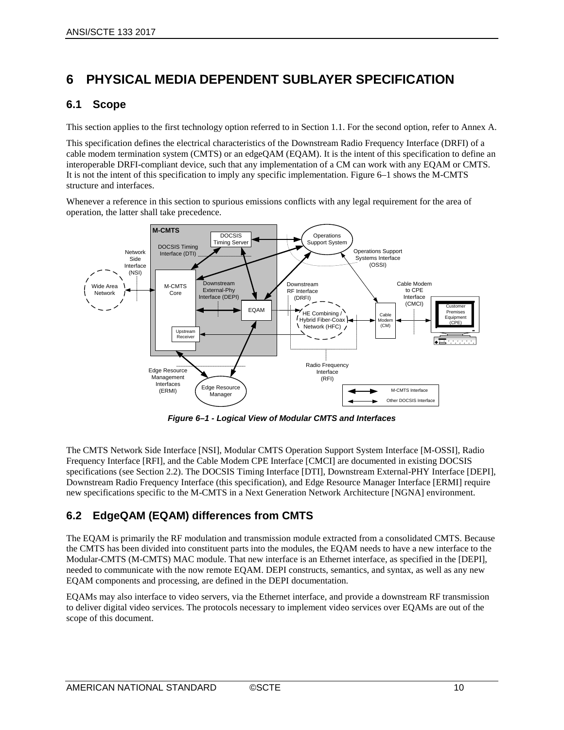# 6 PHYSICAL MEDIA DEPENDENT SUBLAYER SPECIFICATION

## 6.1 Scope

This section applies to the first technology option referred to in Section 1.1. For the second option, refer to Annex A.

This specification defines the electrical characteristics of the Downstream Radio Frequency Interface (DRFI) of a cable modem termination system (CMTS) or an edgeQAM (EQAM). It is the intent of this specification to define an interoperable DRFI-compliant device, such that any implementation of a CM can work with any EQAM or CMTS. It is not the intent of this specification to imply any specific implementation. Figure 6–1 shows the M-CMTS structure and interfaces.

Whenever a reference in this section to spurious emissions conflicts with any legal requirement for the area of operation, the latter shall take precedence.

*Figure 6–1 - Logical View of Modular CMTS and Interfaces*

The CMTS Network Side Interface [NSI], Modular CMTS Operation Support System Interface [M-OSSI], Radio Frequency Interface [RFI], and the Cable Modem CPE Interface [CMCI] are documented in existing DOCSIS specifications (see Section 2.2). The DOCSIS Timing Interface [DTI], Downstream External-PHY Interface [DEPI], Downstream Radio Frequency Interface (this specification), and Edge Resource Manager Interface [ERMI] require new specifications specific to the M-CMTS in a Next Generation Network Architecture [NGNA] environment.

## 6.2 EdgeQAM (EQAM) differences from CMTS

The EQAM is primarily the RF modulation and transmission module extracted from a consolidated CMTS. Because the CMTS has been divided into constituent parts into the modules, the EQAM needs to have a new interface to the Modular-CMTS (M-CMTS) MAC module. That new interface is an Ethernet interface, as specified in the [DEPI], needed to communicate with the now remote EQAM. DEPI constructs, semantics, and syntax, as well as any new EQAM components and processing, are defined in the DEPI documentation.

EQAMs may also interface to video servers, via the Ethernet interface, and provide a downstream RF transmission to deliver digital video services. The protocols necessary to implement video services over EQAMs are out of the scope of this document.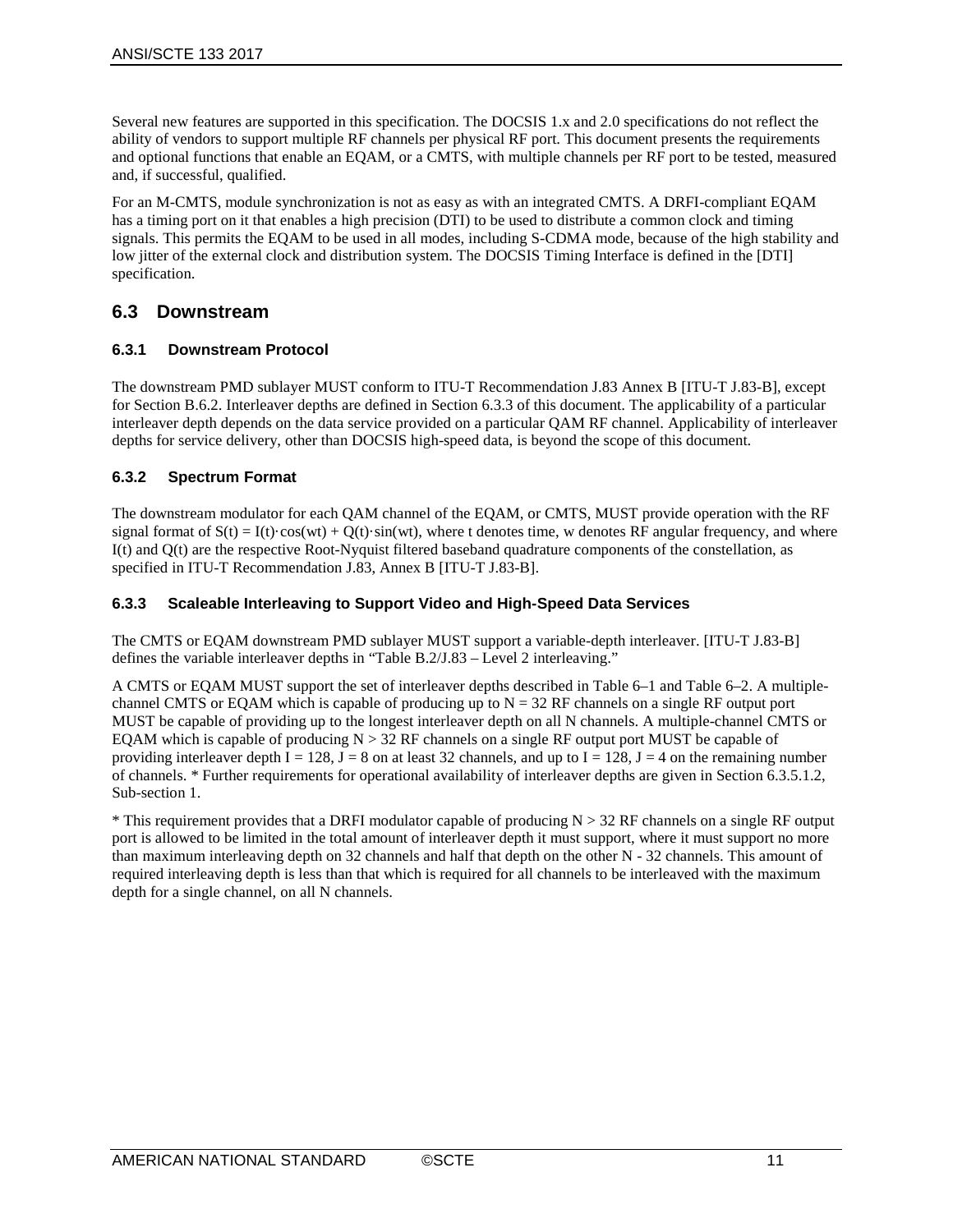Several new features are supported in this specification. The DOCSIS 1.x and 2.0 specifications do not reflect the ability of vendors to support multiple RF channels per physical RF port. This document presents the requirements and optional functions that enable an EQAM, or a CMTS, with multiple channels per RF port to be tested, measured and, if successful, qualified.

For an M-CMTS, module synchronization is not as easy as with an integrated CMTS. A DRFI-compliant EQAM has a timing port on it that enables a high precision (DTI) to be used to distribute a common clock and timing signals. This permits the EQAM to be used in all modes, including S-CDMA mode, because of the high stability and low jitter of the external clock and distribution system. The DOCSIS Timing Interface is defined in the [DTI] specification.

## 6.3 Downstream

### 6.3.1 Downstream Protocol

The downstream PMD sublayer MUST conform to ITU-T Recommendation J.83 Annex B [ITU-T J.83-B], except for Section B.6.2. Interleaver depths are defined in Section 6.3.3 of this document. The applicability of a particular interleaver depth depends on the data service provided on a particular QAM RF channel. Applicability of interleaver depths for service delivery, other than DOCSIS high-speed data, is beyond the scope of this document.

### 6.3.2 Spectrum Format

The downstream modulator for each QAM channel of the EQAM, or CMTS, MUST provide operation with the RF signal format of $S(t) = I(t) \cdot \cos(wt) + Q(t) \cdot \sin(wt)$, where t denotes time, w denotes RF angular frequency, and where $I(t)$ and $Q(t)$ are the respective Root-Nyquist filtered baseband quadrature components of the constellation, as specified in ITU-T Recommendation J.83, Annex B [ITU-T J.83-B].

### 6.3.3 Scaleable Interleaving to Support Video and High-Speed Data Services

The CMTS or EQAM downstream PMD sublayer MUST support a variable-depth interleaver. [ITU-T J.83-B] defines the variable interleaver depths in "Table B.2/J.83 – Level 2 interleaving."

A CMTS or EQAM MUST support the set of interleaver depths described in Table 6–1 and Table 6–2. A multiple-channel CMTS or EQAM which is capable of producing up to $N = 32$ RF channels on a single RF output port MUST be capable of providing up to the longest interleaver depth on all N channels. A multiple-channel CMTS or EQAM which is capable of producing $N > 32$ RF channels on a single RF output port MUST be capable of providing interleaver depth $I = 128$, $J = 8$ on at least 32 channels, and up to $I = 128$, $J = 4$ on the remaining number of channels. * Further requirements for operational availability of interleaver depths are given in Section 6.3.5.1.2, Sub-section 1.

* This requirement provides that a DRFI modulator capable of producing $N > 32$ RF channels on a single RF output port is allowed to be limited in the total amount of interleaver depth it must support, where it must support no more than maximum interleaving depth on 32 channels and half that depth on the other N - 32 channels. This amount of required interleaving depth is less than that which is required for all channels to be interleaved with the maximum depth for a single channel, on all N channels.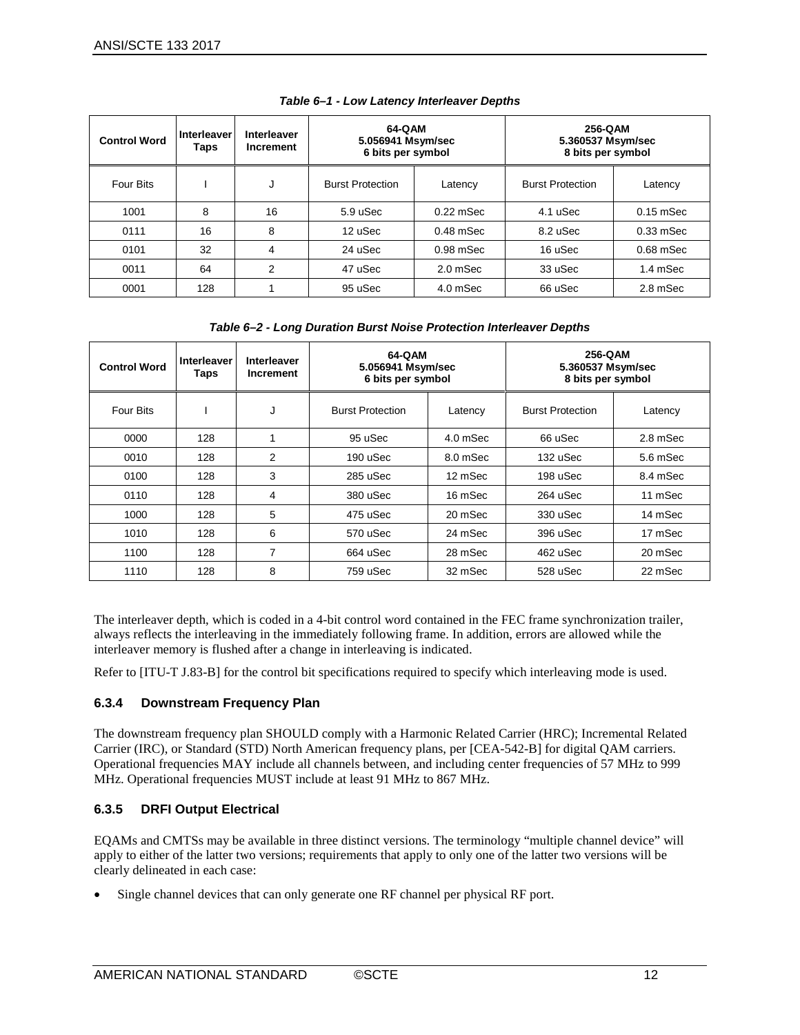***Table 6–1 - Low Latency Interleaver Depths***

| Control Word | Interleaver Taps | Interleaver Increment | 64-QAM 5.056941 Msym/sec 6 bits per symbol | | 256-QAM 5.360537 Msym/sec 8 bits per symbol | |
|---|---|---|---|---|---|---|
| Four Bits | I | J | Burst Protection | Latency | Burst Protection | Latency |
| 1001 | 8 | 16 | 5.9 uSec | 0.22 mSec | 4.1 uSec | 0.15 mSec |
| 0111 | 16 | 8 | 12 uSec | 0.48 mSec | 8.2 uSec | 0.33 mSec |
| 0101 | 32 | 4 | 24 uSec | 0.98 mSec | 16 uSec | 0.68 mSec |
| 0011 | 64 | 2 | 47 uSec | 2.0 mSec | 33 uSec | 1.4 mSec |
| 0001 | 128 | 1 | 95 uSec | 4.0 mSec | 66 uSec | 2.8 mSec |

***Table 6–2 - Long Duration Burst Noise Protection Interleaver Depths***

| Control Word | Interleaver Taps | Interleaver Increment | 64-QAM 5.056941 Msym/sec 6 bits per symbol | | 256-QAM 5.360537 Msym/sec 8 bits per symbol | |
|---|---|---|---|---|---|---|
| Four Bits | I | J | Burst Protection | Latency | Burst Protection | Latency |
| 0000 | 128 | 1 | 95 uSec | 4.0 mSec | 66 uSec | 2.8 mSec |
| 0010 | 128 | 2 | 190 uSec | 8.0 mSec | 132 uSec | 5.6 mSec |
| 0100 | 128 | 3 | 285 uSec | 12 mSec | 198 uSec | 8.4 mSec |
| 0110 | 128 | 4 | 380 uSec | 16 mSec | 264 uSec | 11 mSec |
| 1000 | 128 | 5 | 475 uSec | 20 mSec | 330 uSec | 14 mSec |
| 1010 | 128 | 6 | 570 uSec | 24 mSec | 396 uSec | 17 mSec |
| 1100 | 128 | 7 | 664 uSec | 28 mSec | 462 uSec | 20 mSec |
| 1110 | 128 | 8 | 759 uSec | 32 mSec | 528 uSec | 22 mSec |

The interleaver depth, which is coded in a 4-bit control word contained in the FEC frame synchronization trailer, always reflects the interleaving in the immediately following frame. In addition, errors are allowed while the interleaver memory is flushed after a change in interleaving is indicated.

Refer to [ITU-T J.83-B] for the control bit specifications required to specify which interleaving mode is used.

### 6.3.4 Downstream Frequency Plan

The downstream frequency plan SHOULD comply with a Harmonic Related Carrier (HRC); Incremental Related Carrier (IRC), or Standard (STD) North American frequency plans, per [CEA-542-B] for digital QAM carriers. Operational frequencies MAY include all channels between, and including center frequencies of 57 MHz to 999 MHz. Operational frequencies MUST include at least 91 MHz to 867 MHz.

### 6.3.5 DRFI Output Electrical

EQAMs and CMTSs may be available in three distinct versions. The terminology “multiple channel device” will apply to either of the latter two versions; requirements that apply to only one of the latter two versions will be clearly delineated in each case:

- Single channel devices that can only generate one RF channel per physical RF port.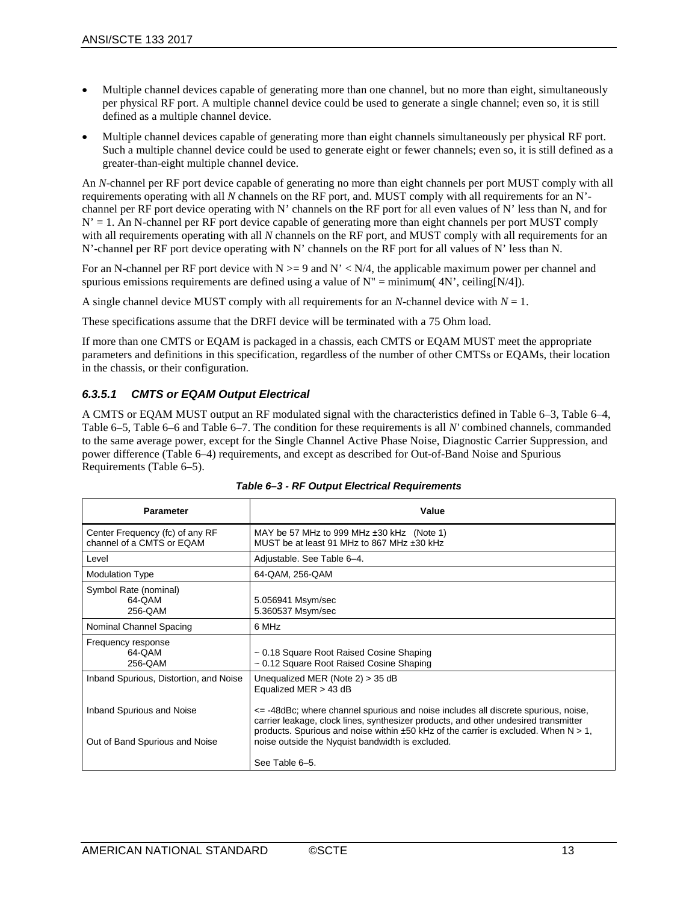- Multiple channel devices capable of generating more than one channel, but no more than eight, simultaneously per physical RF port. A multiple channel device could be used to generate a single channel; even so, it is still defined as a multiple channel device.
- Multiple channel devices capable of generating more than eight channels simultaneously per physical RF port. Such a multiple channel device could be used to generate eight or fewer channels; even so, it is still defined as a greater-than-eight multiple channel device.

An *N*-channel per RF port device capable of generating no more than eight channels per port MUST comply with all requirements operating with all *N* channels on the RF port, and. MUST comply with all requirements for an N'-channel per RF port device operating with N' channels on the RF port for all even values of N' less than N, and for N' = 1. An N-channel per RF port device capable of generating more than eight channels per port MUST comply with all requirements operating with all *N* channels on the RF port, and MUST comply with all requirements for an N'-channel per RF port device operating with N' channels on the RF port for all values of N' less than N.

For an N-channel per RF port device with N >= 9 and N' < N/4, the applicable maximum power per channel and spurious emissions requirements are defined using a value of N" = minimum( 4N', ceiling[N/4]).

A single channel device MUST comply with all requirements for an *N*-channel device with *N* = 1.

These specifications assume that the DRFI device will be terminated with a 75 Ohm load.

If more than one CMTS or EQAM is packaged in a chassis, each CMTS or EQAM MUST meet the appropriate parameters and definitions in this specification, regardless of the number of other CMTSs or EQAMs, their location in the chassis, or their configuration.

#### *6.3.5.1 CMTS or EQAM Output Electrical*

A CMTS or EQAM MUST output an RF modulated signal with the characteristics defined in Table 6–3, Table 6–4, Table 6–5, Table 6–6 and Table 6–7. The condition for these requirements is all *N'* combined channels, commanded to the same average power, except for the Single Channel Active Phase Noise, Diagnostic Carrier Suppression, and power difference (Table 6–4) requirements, and except as described for Out-of-Band Noise and Spurious Requirements (Table 6–5).

***Table 6–3 - RF Output Electrical Requirements***

| Parameter | Value |
|---|---|
| Center Frequency (fc) of any RF channel of a CMTS or EQAM | MAY be 57 MHz to 999 MHz ±30 kHz (Note 1)<br>MUST be at least 91 MHz to 867 MHz ±30 kHz |
| Level | Adjustable. See Table 6–4. |
| Modulation Type | 64-QAM, 256-QAM |
| Symbol Rate (nominal)<br>64-QAM<br>256-QAM | <br>5.056941 Msym/sec<br>5.360537 Msym/sec |
| Nominal Channel Spacing | 6 MHz |
| Frequency response<br>64-QAM<br>256-QAM | <br>~ 0.18 Square Root Raised Cosine Shaping<br>~ 0.12 Square Root Raised Cosine Shaping |
| Inband Spurious, Distortion, and Noise<br><br>Inband Spurious and Noise<br><br>Out of Band Spurious and Noise | Unequalized MER (Note 2) > 35 dB<br>Equalized MER > 43 dB<br><br><= -48dBc; where channel spurious and noise includes all discrete spurious, noise, carrier leakage, clock lines, synthesizer products, and other undesired transmitter products. Spurious and noise within ±50 kHz of the carrier is excluded. When N > 1, noise outside the Nyquist bandwidth is excluded.<br><br>See Table 6–5. |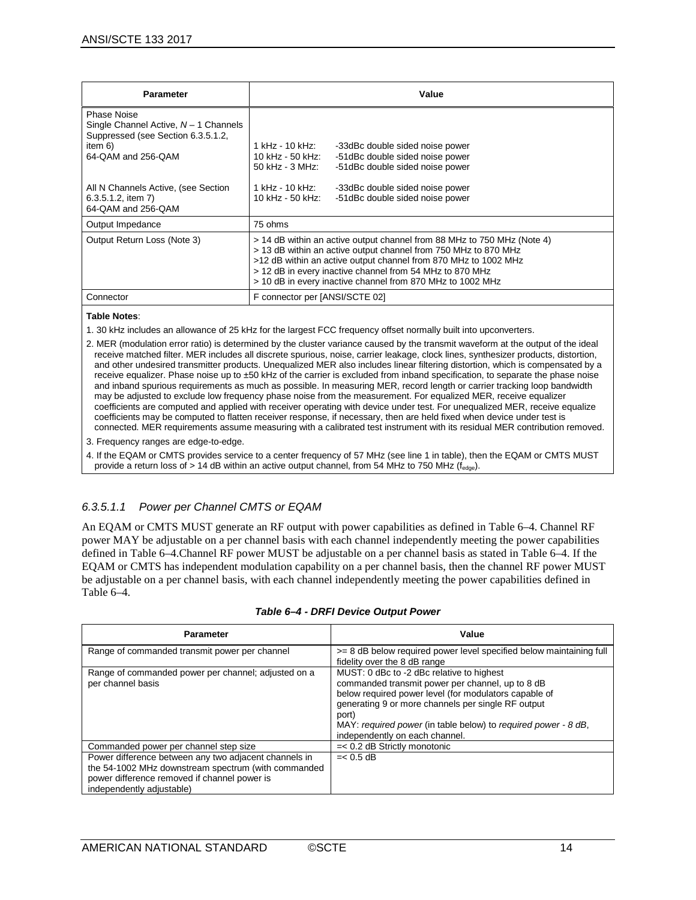| Parameter | Value |
| --- | --- |
| Phase Noise<br>Single Channel Active, $N - 1$ Channels Suppressed (see Section 6.3.5.1.2, item 6)<br>64-QAM and 256-QAM<br><br>All N Channels Active, (see Section 6.3.5.1.2, item 7)<br>64-QAM and 256-QAM | 1 kHz - 10 kHz: -33dBc double sided noise power<br>10 kHz - 50 kHz: -51dBc double sided noise power<br>50 kHz - 3 MHz: -51dBc double sided noise power<br><br>1 kHz - 10 kHz: -33dBc double sided noise power<br>10 kHz - 50 kHz: -51dBc double sided noise power |
| Output Impedance | 75 ohms |
| Output Return Loss (Note 3) | > 14 dB within an active output channel from 88 MHz to 750 MHz (Note 4)<br>> 13 dB within an active output channel from 750 MHz to 870 MHz<br>>12 dB within an active output channel from 870 MHz to 1002 MHz<br>> 12 dB in every inactive channel from 54 MHz to 870 MHz<br>> 10 dB in every inactive channel from 870 MHz to 1002 MHz |
| Connector | F connector per [ANSI/SCTE 02] |

**Table Notes**:

1. 30 kHz includes an allowance of 25 kHz for the largest FCC frequency offset normally built into upconverters.
2. MER (modulation error ratio) is determined by the cluster variance caused by the transmit waveform at the output of the ideal receive matched filter. MER includes all discrete spurious, noise, carrier leakage, clock lines, synthesizer products, distortion, and other undesired transmitter products. Unequalized MER also includes linear filtering distortion, which is compensated by a receive equalizer. Phase noise up to ±50 kHz of the carrier is excluded from inband specification, to separate the phase noise and inband spurious requirements as much as possible. In measuring MER, record length or carrier tracking loop bandwidth may be adjusted to exclude low frequency phase noise from the measurement. For equalized MER, receive equalizer coefficients are computed and applied with receiver operating with device under test. For unequalized MER, receive equalize coefficients may be computed to flatten receiver response, if necessary, then are held fixed when device under test is connected. MER requirements assume measuring with a calibrated test instrument with its residual MER contribution removed.
3. Frequency ranges are edge-to-edge.
4. If the EQAM or CMTS provides service to a center frequency of 57 MHz (see line 1 in table), then the EQAM or CMTS MUST provide a return loss of > 14 dB within an active output channel, from 54 MHz to 750 MHz ($f_{edge}$).

#### 6.3.5.1.1 Power per Channel CMTS or EQAM

An EQAM or CMTS MUST generate an RF output with power capabilities as defined in Table 6–4. Channel RF power MAY be adjustable on a per channel basis with each channel independently meeting the power capabilities defined in Table 6–4.Channel RF power MUST be adjustable on a per channel basis as stated in Table 6–4. If the EQAM or CMTS has independent modulation capability on a per channel basis, then the channel RF power MUST be adjustable on a per channel basis, with each channel independently meeting the power capabilities defined in Table 6–4.

***Table 6–4 - DRFI Device Output Power***

| Parameter | Value |
| --- | --- |
| Range of commanded transmit power per channel | >= 8 dB below required power level specified below maintaining full fidelity over the 8 dB range |
| Range of commanded power per channel; adjusted on a per channel basis | MUST: 0 dBc to -2 dBc relative to highest commanded transmit power per channel, up to 8 dB below required power level (for modulators capable of generating 9 or more channels per single RF output port)<br>MAY: *required power* (in table below) to *required power - 8 dB*, independently on each channel. |
| Commanded power per channel step size | =< 0.2 dB Strictly monotonic |
| Power difference between any two adjacent channels in the 54-1002 MHz downstream spectrum (with commanded power difference removed if channel power is independently adjustable) | =< 0.5 dB |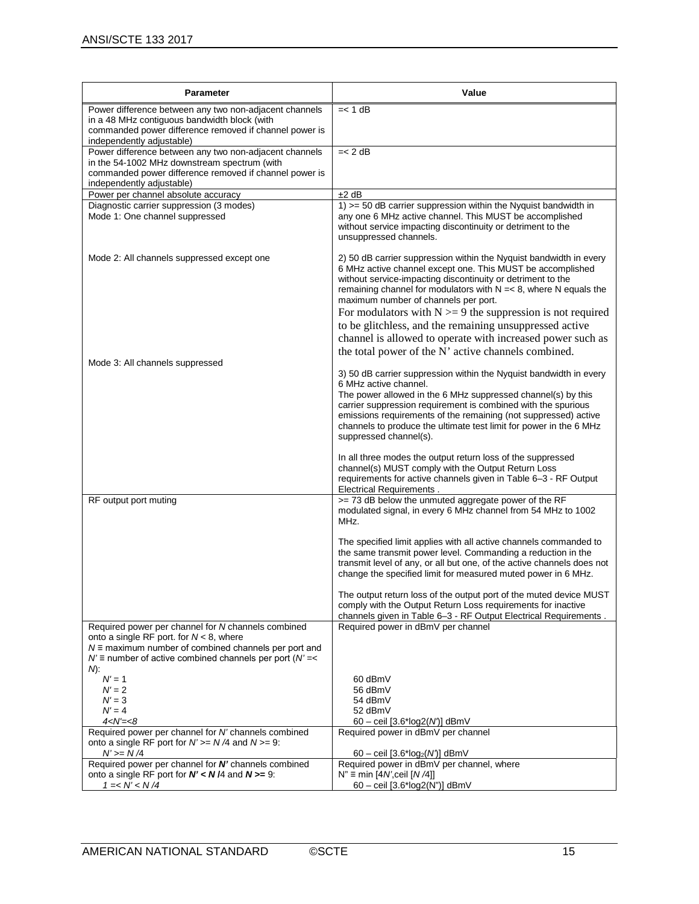| Parameter | Value |
|---|---|
| Power difference between any two non-adjacent channels in a 48 MHz contiguous bandwidth block (with commanded power difference removed if channel power is independently adjustable) | =< 1 dB |
| Power difference between any two non-adjacent channels in the 54-1002 MHz downstream spectrum (with commanded power difference removed if channel power is independently adjustable) | =< 2 dB |
| Power per channel absolute accuracy | ±2 dB |
| Diagnostic carrier suppression (3 modes)<br>Mode 1: One channel suppressed<br><br>Mode 2: All channels suppressed except one<br><br>Mode 3: All channels suppressed | 1) >= 50 dB carrier suppression within the Nyquist bandwidth in any one 6 MHz active channel. This MUST be accomplished without service impacting discontinuity or detriment to the unsuppressed channels.<br><br>2) 50 dB carrier suppression within the Nyquist bandwidth in every 6 MHz active channel except one. This MUST be accomplished without service-impacting discontinuity or detriment to the remaining channel for modulators with N =< 8, where N equals the maximum number of channels per port.<br>For modulators with N >= 9 the suppression is not required to be glitchless, and the remaining unsuppressed active channel is allowed to operate with increased power such as the total power of the N' active channels combined.<br><br>3) 50 dB carrier suppression within the Nyquist bandwidth in every 6 MHz active channel.<br>The power allowed in the 6 MHz suppressed channel(s) by this carrier suppression requirement is combined with the spurious emissions requirements of the remaining (not suppressed) active channels to produce the ultimate test limit for power in the 6 MHz suppressed channel(s).<br><br>In all three modes the output return loss of the suppressed channel(s) MUST comply with the Output Return Loss requirements for active channels given in Table 6–3 - RF Output Electrical Requirements . |
| RF output port muting | >= 73 dB below the unmuted aggregate power of the RF modulated signal, in every 6 MHz channel from 54 MHz to 1002 MHz.<br><br>The specified limit applies with all active channels commanded to the same transmit power level. Commanding a reduction in the transmit level of any, or all but one, of the active channels does not change the specified limit for measured muted power in 6 MHz.<br><br>The output return loss of the output port of the muted device MUST comply with the Output Return Loss requirements for inactive channels given in Table 6–3 - RF Output Electrical Requirements . |
| Required power per channel for *N* channels combined onto a single RF port. for *N* < 8, where<br>*N* ≡ maximum number of combined channels per port and<br>*N'* ≡ number of active combined channels per port (*N'* =< *N*):<br>*N'* = 1<br>*N'* = 2<br>*N'* = 3<br>*N'* = 4<br>*4<N'=<8* | Required power in dBmV per channel<br><br><br><br><br>60 dBmV<br>56 dBmV<br>54 dBmV<br>52 dBmV<br>60 – ceil [3.6*log2(*N'*)] dBmV |
| Required power per channel for *N'* channels combined onto a single RF port for *N'* >= *N* /4 and *N* >= 9:<br>*N'* >= *N* /4 | Required power in dBmV per channel<br><br>60 – ceil [3.6*$\log_2$(*N'*)] dBmV |
| Required power per channel for ***N'*** channels combined onto a single RF port for ***N' < N*** **/**4 and ***N* >=** 9:<br>*1 =< N' < N /4* | Required power in dBmV per channel, where<br>N" ≡ min [4*N'*,ceil [*N* /4]]<br>60 – ceil [3.6*log2(N")] dBmV |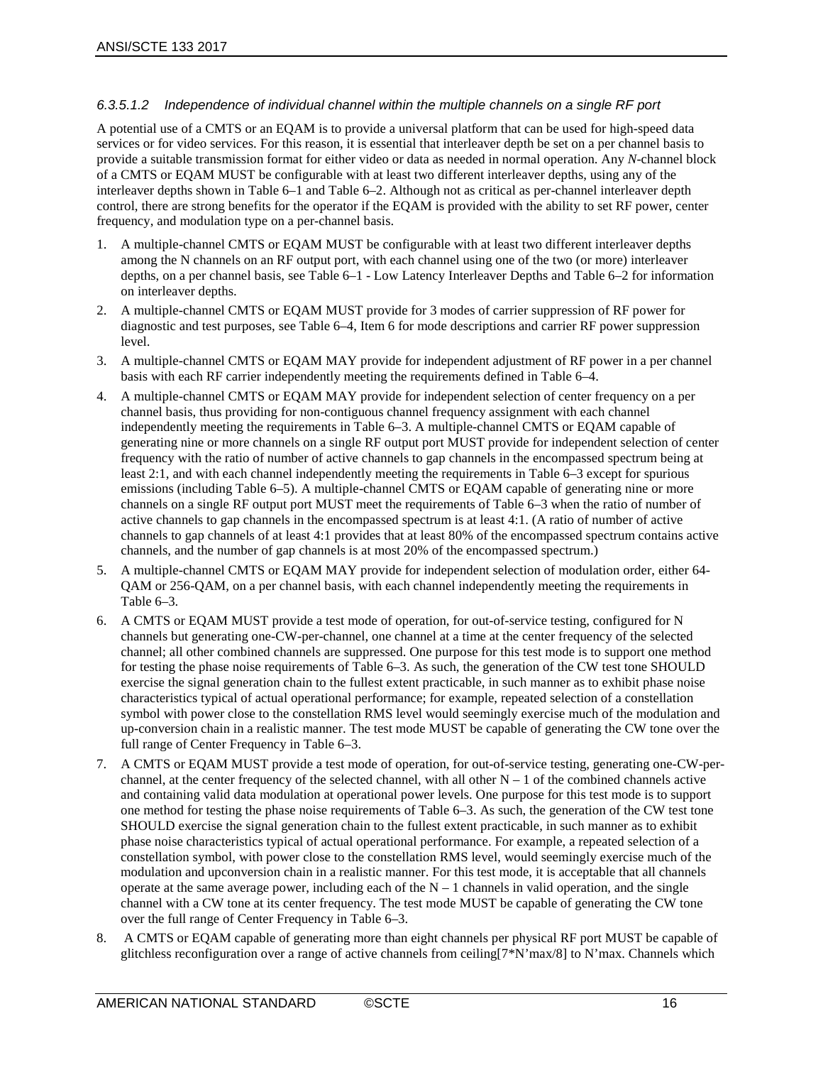#### 6.3.5.1.2 Independence of individual channel within the multiple channels on a single RF port

A potential use of a CMTS or an EQAM is to provide a universal platform that can be used for high-speed data services or for video services. For this reason, it is essential that interleaver depth be set on a per channel basis to provide a suitable transmission format for either video or data as needed in normal operation. Any *N*-channel block of a CMTS or EQAM MUST be configurable with at least two different interleaver depths, using any of the interleaver depths shown in Table 6–1 and Table 6–2. Although not as critical as per-channel interleaver depth control, there are strong benefits for the operator if the EQAM is provided with the ability to set RF power, center frequency, and modulation type on a per-channel basis.

1. A multiple-channel CMTS or EQAM MUST be configurable with at least two different interleaver depths among the N channels on an RF output port, with each channel using one of the two (or more) interleaver depths, on a per channel basis, see Table 6–1 - Low Latency Interleaver Depths and Table 6–2 for information on interleaver depths.
2. A multiple-channel CMTS or EQAM MUST provide for 3 modes of carrier suppression of RF power for diagnostic and test purposes, see Table 6–4, Item 6 for mode descriptions and carrier RF power suppression level.
3. A multiple-channel CMTS or EQAM MAY provide for independent adjustment of RF power in a per channel basis with each RF carrier independently meeting the requirements defined in Table 6–4.
4. A multiple-channel CMTS or EQAM MAY provide for independent selection of center frequency on a per channel basis, thus providing for non-contiguous channel frequency assignment with each channel independently meeting the requirements in Table 6–3. A multiple-channel CMTS or EQAM capable of generating nine or more channels on a single RF output port MUST provide for independent selection of center frequency with the ratio of number of active channels to gap channels in the encompassed spectrum being at least 2:1, and with each channel independently meeting the requirements in Table 6–3 except for spurious emissions (including Table 6–5). A multiple-channel CMTS or EQAM capable of generating nine or more channels on a single RF output port MUST meet the requirements of Table 6–3 when the ratio of number of active channels to gap channels in the encompassed spectrum is at least 4:1. (A ratio of number of active channels to gap channels of at least 4:1 provides that at least 80% of the encompassed spectrum contains active channels, and the number of gap channels is at most 20% of the encompassed spectrum.)
5. A multiple-channel CMTS or EQAM MAY provide for independent selection of modulation order, either 64-QAM or 256-QAM, on a per channel basis, with each channel independently meeting the requirements in Table 6–3.
6. A CMTS or EQAM MUST provide a test mode of operation, for out-of-service testing, configured for N channels but generating one-CW-per-channel, one channel at a time at the center frequency of the selected channel; all other combined channels are suppressed. One purpose for this test mode is to support one method for testing the phase noise requirements of Table 6–3. As such, the generation of the CW test tone SHOULD exercise the signal generation chain to the fullest extent practicable, in such manner as to exhibit phase noise characteristics typical of actual operational performance; for example, repeated selection of a constellation symbol with power close to the constellation RMS level would seemingly exercise much of the modulation and up-conversion chain in a realistic manner. The test mode MUST be capable of generating the CW tone over the full range of Center Frequency in Table 6–3.
7. A CMTS or EQAM MUST provide a test mode of operation, for out-of-service testing, generating one-CW-per-channel, at the center frequency of the selected channel, with all other N – 1 of the combined channels active and containing valid data modulation at operational power levels. One purpose for this test mode is to support one method for testing the phase noise requirements of Table 6–3. As such, the generation of the CW test tone SHOULD exercise the signal generation chain to the fullest extent practicable, in such manner as to exhibit phase noise characteristics typical of actual operational performance. For example, a repeated selection of a constellation symbol, with power close to the constellation RMS level, would seemingly exercise much of the modulation and upconversion chain in a realistic manner. For this test mode, it is acceptable that all channels operate at the same average power, including each of the N – 1 channels in valid operation, and the single channel with a CW tone at its center frequency. The test mode MUST be capable of generating the CW tone over the full range of Center Frequency in Table 6–3.
8. A CMTS or EQAM capable of generating more than eight channels per physical RF port MUST be capable of glitchless reconfiguration over a range of active channels from ceiling[7*N'max/8] to N'max. Channels which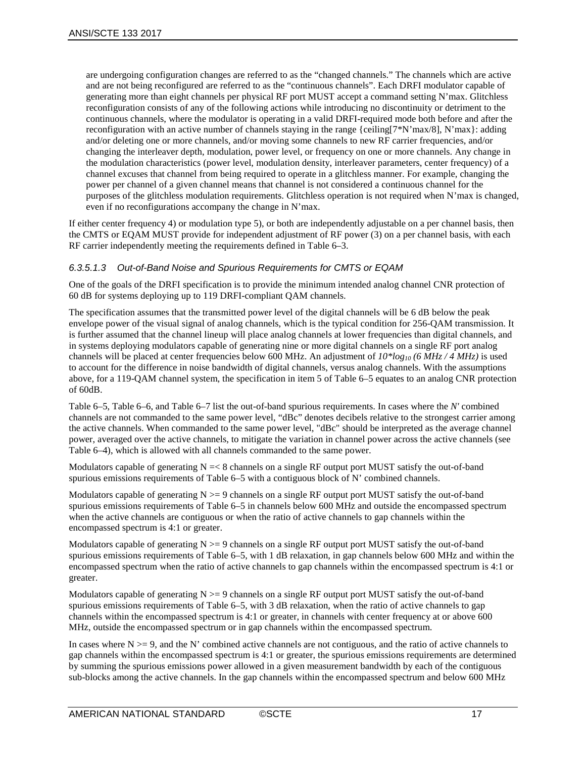are undergoing configuration changes are referred to as the "changed channels." The channels which are active and are not being reconfigured are referred to as the "continuous channels". Each DRFI modulator capable of generating more than eight channels per physical RF port MUST accept a command setting N'max. Glitchless reconfiguration consists of any of the following actions while introducing no discontinuity or detriment to the continuous channels, where the modulator is operating in a valid DRFI-required mode both before and after the reconfiguration with an active number of channels staying in the range {ceiling[7*N'max/8], N'max}: adding and/or deleting one or more channels, and/or moving some channels to new RF carrier frequencies, and/or changing the interleaver depth, modulation, power level, or frequency on one or more channels. Any change in the modulation characteristics (power level, modulation density, interleaver parameters, center frequency) of a channel excuses that channel from being required to operate in a glitchless manner. For example, changing the power per channel of a given channel means that channel is not considered a continuous channel for the purposes of the glitchless modulation requirements. Glitchless operation is not required when N'max is changed, even if no reconfigurations accompany the change in N'max.

If either center frequency 4) or modulation type 5), or both are independently adjustable on a per channel basis, then the CMTS or EQAM MUST provide for independent adjustment of RF power (3) on a per channel basis, with each RF carrier independently meeting the requirements defined in Table 6–3.

#### *6.3.5.1.3 Out-of-Band Noise and Spurious Requirements for CMTS or EQAM*

One of the goals of the DRFI specification is to provide the minimum intended analog channel CNR protection of 60 dB for systems deploying up to 119 DRFI-compliant QAM channels.

The specification assumes that the transmitted power level of the digital channels will be 6 dB below the peak envelope power of the visual signal of analog channels, which is the typical condition for 256-QAM transmission. It is further assumed that the channel lineup will place analog channels at lower frequencies than digital channels, and in systems deploying modulators capable of generating nine or more digital channels on a single RF port analog channels will be placed at center frequencies below 600 MHz. An adjustment of $10*\log_{10}(6\ MHz / 4\ MHz)$ is used to account for the difference in noise bandwidth of digital channels, versus analog channels. With the assumptions above, for a 119-QAM channel system, the specification in item 5 of Table 6–5 equates to an analog CNR protection of 60dB.

Table 6–5, Table 6–6, and Table 6–7 list the out-of-band spurious requirements. In cases where the *N'* combined channels are not commanded to the same power level, "dBc" denotes decibels relative to the strongest carrier among the active channels. When commanded to the same power level, "dBc" should be interpreted as the average channel power, averaged over the active channels, to mitigate the variation in channel power across the active channels (see Table 6–4), which is allowed with all channels commanded to the same power.

Modulators capable of generating N =< 8 channels on a single RF output port MUST satisfy the out-of-band spurious emissions requirements of Table 6–5 with a contiguous block of N' combined channels.

Modulators capable of generating N >= 9 channels on a single RF output port MUST satisfy the out-of-band spurious emissions requirements of Table 6–5 in channels below 600 MHz and outside the encompassed spectrum when the active channels are contiguous or when the ratio of active channels to gap channels within the encompassed spectrum is 4:1 or greater.

Modulators capable of generating N >= 9 channels on a single RF output port MUST satisfy the out-of-band spurious emissions requirements of Table 6–5, with 1 dB relaxation, in gap channels below 600 MHz and within the encompassed spectrum when the ratio of active channels to gap channels within the encompassed spectrum is 4:1 or greater.

Modulators capable of generating N >= 9 channels on a single RF output port MUST satisfy the out-of-band spurious emissions requirements of Table 6–5, with 3 dB relaxation, when the ratio of active channels to gap channels within the encompassed spectrum is 4:1 or greater, in channels with center frequency at or above 600 MHz, outside the encompassed spectrum or in gap channels within the encompassed spectrum.

In cases where N >= 9, and the N' combined active channels are not contiguous, and the ratio of active channels to gap channels within the encompassed spectrum is 4:1 or greater, the spurious emissions requirements are determined by summing the spurious emissions power allowed in a given measurement bandwidth by each of the contiguous sub-blocks among the active channels. In the gap channels within the encompassed spectrum and below 600 MHz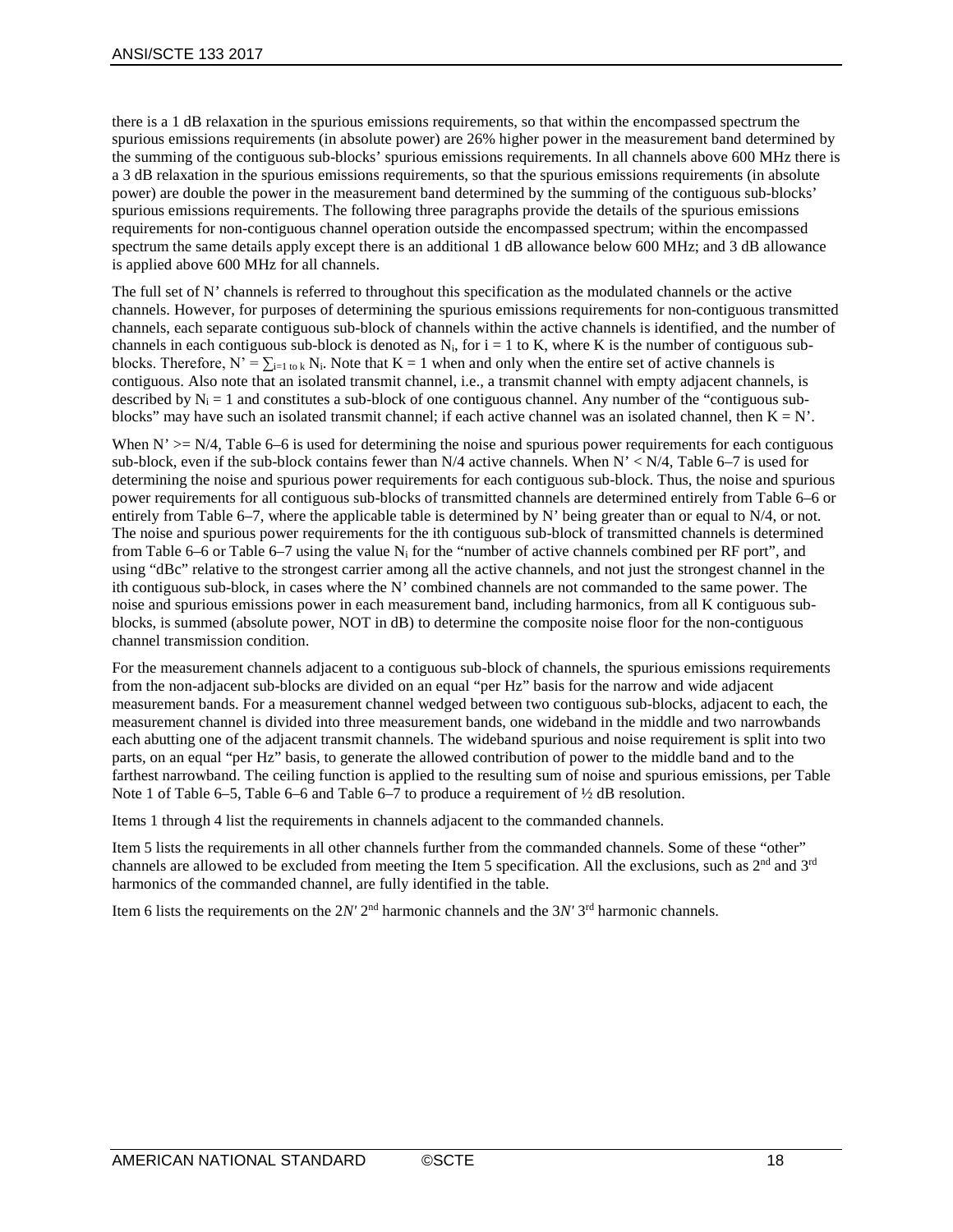there is a 1 dB relaxation in the spurious emissions requirements, so that within the encompassed spectrum the spurious emissions requirements (in absolute power) are 26% higher power in the measurement band determined by the summing of the contiguous sub-blocks' spurious emissions requirements. In all channels above 600 MHz there is a 3 dB relaxation in the spurious emissions requirements, so that the spurious emissions requirements (in absolute power) are double the power in the measurement band determined by the summing of the contiguous sub-blocks' spurious emissions requirements. The following three paragraphs provide the details of the spurious emissions requirements for non-contiguous channel operation outside the encompassed spectrum; within the encompassed spectrum the same details apply except there is an additional 1 dB allowance below 600 MHz; and 3 dB allowance is applied above 600 MHz for all channels.

The full set of N' channels is referred to throughout this specification as the modulated channels or the active channels. However, for purposes of determining the spurious emissions requirements for non-contiguous transmitted channels, each separate contiguous sub-block of channels within the active channels is identified, and the number of channels in each contiguous sub-block is denoted as $N_i$, for i = 1 to K, where K is the number of contiguous sub-blocks. Therefore, $N' = \sum_{i=1 \text{ to } k} N_i$. Note that K = 1 when and only when the entire set of active channels is contiguous. Also note that an isolated transmit channel, i.e., a transmit channel with empty adjacent channels, is described by $N_i = 1$ and constitutes a sub-block of one contiguous channel. Any number of the "contiguous sub-blocks" may have such an isolated transmit channel; if each active channel was an isolated channel, then K = N'.

When N' >= N/4, Table 6–6 is used for determining the noise and spurious power requirements for each contiguous sub-block, even if the sub-block contains fewer than N/4 active channels. When N' < N/4, Table 6–7 is used for determining the noise and spurious power requirements for each contiguous sub-block. Thus, the noise and spurious power requirements for all contiguous sub-blocks of transmitted channels are determined entirely from Table 6–6 or entirely from Table 6–7, where the applicable table is determined by N' being greater than or equal to N/4, or not. The noise and spurious power requirements for the ith contiguous sub-block of transmitted channels is determined from Table 6–6 or Table 6–7 using the value $N_i$ for the "number of active channels combined per RF port", and using "dBc" relative to the strongest carrier among all the active channels, and not just the strongest channel in the ith contiguous sub-block, in cases where the N' combined channels are not commanded to the same power. The noise and spurious emissions power in each measurement band, including harmonics, from all K contiguous sub-blocks, is summed (absolute power, NOT in dB) to determine the composite noise floor for the non-contiguous channel transmission condition.

For the measurement channels adjacent to a contiguous sub-block of channels, the spurious emissions requirements from the non-adjacent sub-blocks are divided on an equal "per Hz" basis for the narrow and wide adjacent measurement bands. For a measurement channel wedged between two contiguous sub-blocks, adjacent to each, the measurement channel is divided into three measurement bands, one wideband in the middle and two narrowbands each abutting one of the adjacent transmit channels. The wideband spurious and noise requirement is split into two parts, on an equal "per Hz" basis, to generate the allowed contribution of power to the middle band and to the farthest narrowband. The ceiling function is applied to the resulting sum of noise and spurious emissions, per Table Note 1 of Table 6–5, Table 6–6 and Table 6–7 to produce a requirement of ½ dB resolution.

Items 1 through 4 list the requirements in channels adjacent to the commanded channels.

Item 5 lists the requirements in all other channels further from the commanded channels. Some of these "other" channels are allowed to be excluded from meeting the Item 5 specification. All the exclusions, such as 2nd and 3rd harmonics of the commanded channel, are fully identified in the table.

Item 6 lists the requirements on the $2N'$ 2nd harmonic channels and the $3N'$ 3rd harmonic channels.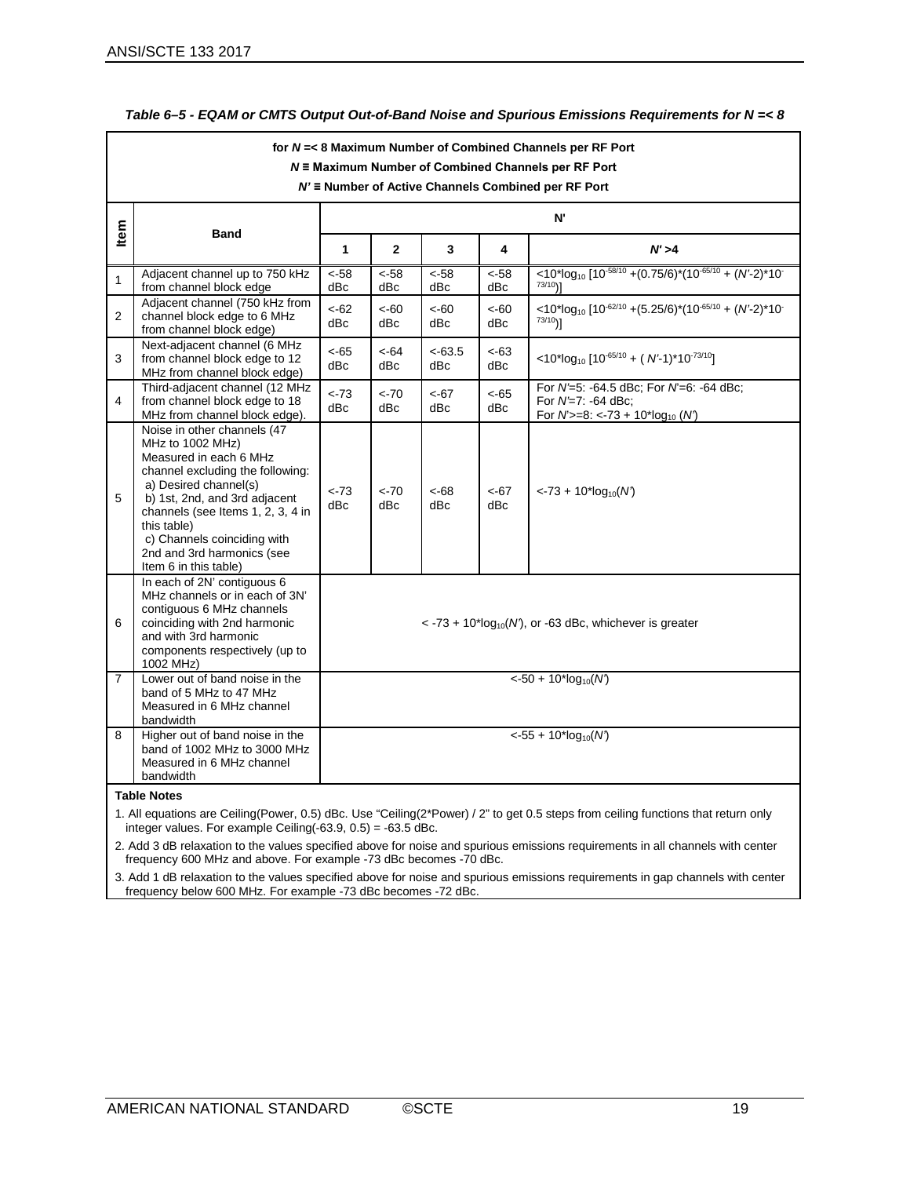*Table 6–5 - EQAM or CMTS Output Out-of-Band Noise and Spurious Emissions Requirements for N =< 8*

**for *N* =< 8 Maximum Number of Combined Channels per RF Port**
***N* ≡ Maximum Number of Combined Channels per RF Port**
***N'* ≡ Number of Active Channels Combined per RF Port**

| Item | Band | N' | | | | |
|---|---|---|---|---|---|---|
| | | **1** | **2** | **3** | **4** | ***N'* >4** |
| 1 | Adjacent channel up to 750 kHz from channel block edge | <-58 dBc | <-58 dBc | <-58 dBc | <-58 dBc | $<10*\log_{10}[10^{-58/10} + (0.75/6)*(10^{-65/10} + (N'-2)*10^{-73/10})]$ |
| 2 | Adjacent channel (750 kHz from channel block edge to 6 MHz from channel block edge) | <-62 dBc | <-60 dBc | <-60 dBc | <-60 dBc | $<10*\log_{10}[10^{-62/10} + (5.25/6)*(10^{-65/10} + (N'-2)*10^{-73/10})]$ |
| 3 | Next-adjacent channel (6 MHz from channel block edge to 12 MHz from channel block edge) | <-65 dBc | <-64 dBc | <-63.5 dBc | <-63 dBc | $<10*\log_{10}[10^{-65/10} + (N'-1)*10^{-73/10}]$ |
| 4 | Third-adjacent channel (12 MHz from channel block edge to 18 MHz from channel block edge). | <-73 dBc | <-70 dBc | <-67 dBc | <-65 dBc | For *N'*=5: -64.5 dBc; For *N'*=6: -64 dBc; For *N'*=7: -64 dBc; For *N'*>=8: $<-73 + 10*\log_{10}(N')$ |
| 5 | Noise in other channels (47 MHz to 1002 MHz) Measured in each 6 MHz channel excluding the following: a) Desired channel(s) b) 1st, 2nd, and 3rd adjacent channels (see Items 1, 2, 3, 4 in this table) c) Channels coinciding with 2nd and 3rd harmonics (see Item 6 in this table) | <-73 dBc | <-70 dBc | <-68 dBc | <-67 dBc | $<-73 + 10*\log_{10}(N')$ |
| 6 | In each of 2N' contiguous 6 MHz channels or in each of 3N' contiguous 6 MHz channels coinciding with 2nd harmonic and with 3rd harmonic components respectively (up to 1002 MHz) | $< -73 + 10*\log_{10}(N')$, or -63 dBc, whichever is greater | | | | |
| 7 | Lower out of band noise in the band of 5 MHz to 47 MHz Measured in 6 MHz channel bandwidth | $<-50 + 10*\log_{10}(N')$ | | | | |
| 8 | Higher out of band noise in the band of 1002 MHz to 3000 MHz Measured in 6 MHz channel bandwidth | $<-55 + 10*\log_{10}(N')$ | | | | |

**Table Notes**

1. All equations are Ceiling(Power, 0.5) dBc. Use "Ceiling(2*Power) / 2" to get 0.5 steps from ceiling functions that return only integer values. For example Ceiling(-63.9, 0.5) = -63.5 dBc.
2. Add 3 dB relaxation to the values specified above for noise and spurious emissions requirements in all channels with center frequency 600 MHz and above. For example -73 dBc becomes -70 dBc.
3. Add 1 dB relaxation to the values specified above for noise and spurious emissions requirements in gap channels with center frequency below 600 MHz. For example -73 dBc becomes -72 dBc.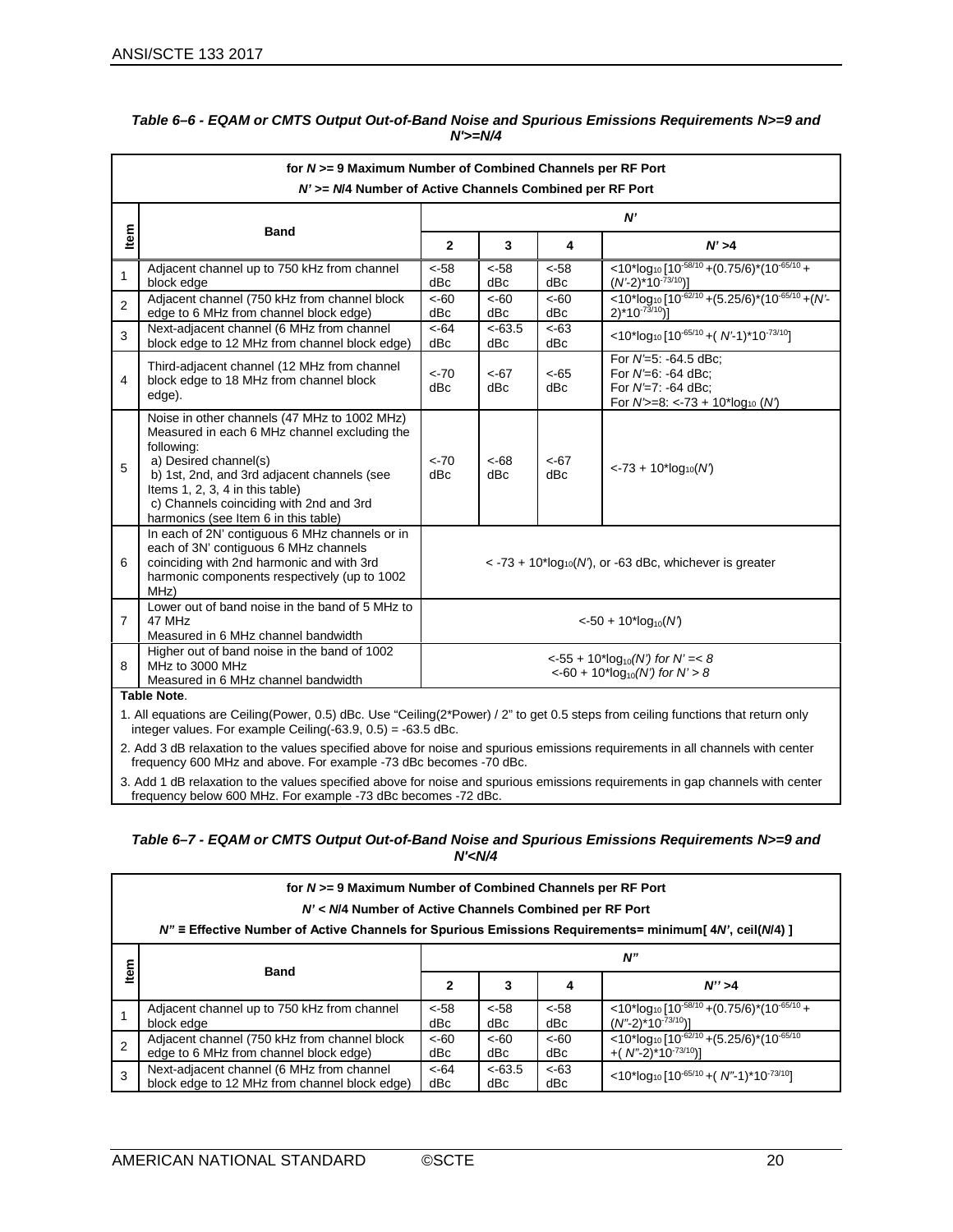*Table 6–6 - EQAM or CMTS Output Out-of-Band Noise and Spurious Emissions Requirements N>=9 and N'>=N/4*

| for *N* >= 9 Maximum Number of Combined Channels per RF Port<br>*N'* >= *N*/4 Number of Active Channels Combined per RF Port | | | | | |
|---|---|---|---|---|---|
| **Item** | **Band** | ***N'*** | | | |
| | | **2** | **3** | **4** | ***N'* >4** |
| 1 | Adjacent channel up to 750 kHz from channel block edge | <-58 dBc | <-58 dBc | <-58 dBc | $<10*\log_{10}[10^{-58/10}+(0.75/6)*(10^{-65/10}+(N'-2)*10^{-73/10})]$ |
| 2 | Adjacent channel (750 kHz from channel block edge to 6 MHz from channel block edge) | <-60 dBc | <-60 dBc | <-60 dBc | $<10*\log_{10}[10^{-62/10}+(5.25/6)*(10^{-65/10}+(N'-2)*10^{-73/10})]$ |
| 3 | Next-adjacent channel (6 MHz from channel block edge to 12 MHz from channel block edge) | <-64 dBc | <-63.5 dBc | <-63 dBc | $<10*\log_{10}[10^{-65/10}+(N'-1)*10^{-73/10}]$ |
| 4 | Third-adjacent channel (12 MHz from channel block edge to 18 MHz from channel block edge). | <-70 dBc | <-67 dBc | <-65 dBc | For *N'*=5: -64.5 dBc;<br>For *N'*=6: -64 dBc;<br>For *N'*=7: -64 dBc;<br>For *N'*>=8: $<-73 + 10*\log_{10}(N')$ |
| 5 | Noise in other channels (47 MHz to 1002 MHz) Measured in each 6 MHz channel excluding the following:<br>a) Desired channel(s)<br>b) 1st, 2nd, and 3rd adjacent channels (see Items 1, 2, 3, 4 in this table)<br>c) Channels coinciding with 2nd and 3rd harmonics (see Item 6 in this table) | <-70 dBc | <-68 dBc | <-67 dBc | $<-73 + 10*\log_{10}(N')$ |
| 6 | In each of 2N' contiguous 6 MHz channels or in each of 3N' contiguous 6 MHz channels coinciding with 2nd harmonic and with 3rd harmonic components respectively (up to 1002 MHz) | $< -73 + 10*\log_{10}(N')$, or -63 dBc, whichever is greater | | | |
| 7 | Lower out of band noise in the band of 5 MHz to 47 MHz<br>Measured in 6 MHz channel bandwidth | $<-50 + 10*\log_{10}(N')$ | | | |
| 8 | Higher out of band noise in the band of 1002 MHz to 3000 MHz<br>Measured in 6 MHz channel bandwidth | $<-55 + 10*\log_{10}(N')$ *for N' =< 8*<br>$<-60 + 10*\log_{10}(N')$ *for N' > 8* | | | |

**Table Note**.

1. All equations are Ceiling(Power, 0.5) dBc. Use "Ceiling(2*Power) / 2" to get 0.5 steps from ceiling functions that return only integer values. For example Ceiling(-63.9, 0.5) = -63.5 dBc.
2. Add 3 dB relaxation to the values specified above for noise and spurious emissions requirements in all channels with center frequency 600 MHz and above. For example -73 dBc becomes -70 dBc.
3. Add 1 dB relaxation to the values specified above for noise and spurious emissions requirements in gap channels with center frequency below 600 MHz. For example -73 dBc becomes -72 dBc.

*Table 6–7 - EQAM or CMTS Output Out-of-Band Noise and Spurious Emissions Requirements N>=9 and N'<N/4*

| for *N* >= 9 Maximum Number of Combined Channels per RF Port<br>*N'* < *N*/4 Number of Active Channels Combined per RF Port<br>*N"* ≡ Effective Number of Active Channels for Spurious Emissions Requirements= minimum[ 4*N'*, ceil(*N*/4) ] | | | | | |
|---|---|---|---|---|---|
| **Item** | **Band** | ***N"*** | | | |
| | | **2** | **3** | **4** | ***N''* >4** |
| 1 | Adjacent channel up to 750 kHz from channel block edge | <-58 dBc | <-58 dBc | <-58 dBc | $<10*\log_{10}[10^{-58/10}+(0.75/6)*(10^{-65/10}+(N''-2)*10^{-73/10})]$ |
| 2 | Adjacent channel (750 kHz from channel block edge to 6 MHz from channel block edge) | <-60 dBc | <-60 dBc | <-60 dBc | $<10*\log_{10}[10^{-62/10}+(5.25/6)*(10^{-65/10}+(N''-2)*10^{-73/10})]$ |
| 3 | Next-adjacent channel (6 MHz from channel block edge to 12 MHz from channel block edge) | <-64 dBc | <-63.5 dBc | <-63 dBc | $<10*\log_{10}[10^{-65/10}+(N''-1)*10^{-73/10}]$ |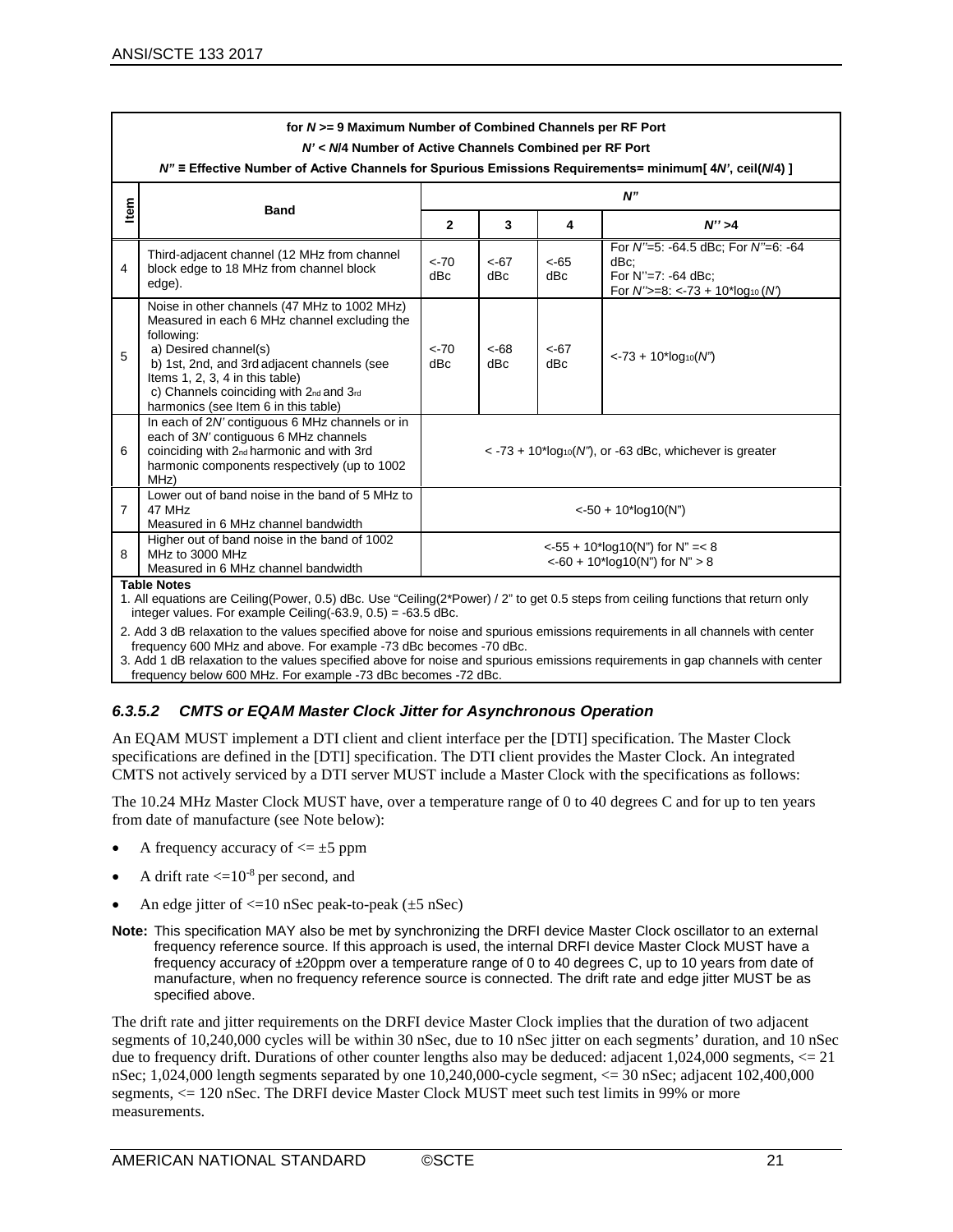| | for $N$ >= 9 Maximum Number of Combined Channels per RF Port<br>$N'$ < $N$/4 Number of Active Channels Combined per RF Port<br>$N''$ ≡ Effective Number of Active Channels for Spurious Emissions Requirements= minimum[ 4$N'$, ceil($N$/4) ] | | | | |
|---|---|---|---|---|---|
| **Item** | **Band** | ***N''*** | | | |
| | | **2** | **3** | **4** | ***N''* >4** |
| 4 | Third-adjacent channel (12 MHz from channel block edge to 18 MHz from channel block edge). | <-70 dBc | <-67 dBc | <-65 dBc | For $N''$=5: -64.5 dBc; For $N''$=6: -64 dBc;<br>For N''=7: -64 dBc;<br>For $N''$>=8: <-73 + 10*$\log_{10}$ ($N'$) |
| 5 | Noise in other channels (47 MHz to 1002 MHz) Measured in each 6 MHz channel excluding the following:<br>a) Desired channel(s)<br>b) 1st, 2nd, and 3rd adjacent channels (see Items 1, 2, 3, 4 in this table)<br>c) Channels coinciding with 2nd and 3rd harmonics (see Item 6 in this table) | <-70 dBc | <-68 dBc | <-67 dBc | <-73 + 10*$\log_{10}$($N''$) |
| 6 | In each of 2$N'$ contiguous 6 MHz channels or in each of 3$N'$ contiguous 6 MHz channels coinciding with 2nd harmonic and with 3rd harmonic components respectively (up to 1002 MHz) | < -73 + 10*$\log_{10}$($N''$), or -63 dBc, whichever is greater | | | |
| 7 | Lower out of band noise in the band of 5 MHz to 47 MHz<br>Measured in 6 MHz channel bandwidth | <-50 + 10*log10(N") | | | |
| 8 | Higher out of band noise in the band of 1002 MHz to 3000 MHz<br>Measured in 6 MHz channel bandwidth | <-55 + 10*log10(N") for N" =< 8<br><-60 + 10*log10(N") for N" > 8 | | | |

**Table Notes**

1. All equations are Ceiling(Power, 0.5) dBc. Use "Ceiling(2*Power) / 2" to get 0.5 steps from ceiling functions that return only integer values. For example Ceiling(-63.9, 0.5) = -63.5 dBc.
2. Add 3 dB relaxation to the values specified above for noise and spurious emissions requirements in all channels with center frequency 600 MHz and above. For example -73 dBc becomes -70 dBc.
3. Add 1 dB relaxation to the values specified above for noise and spurious emissions requirements in gap channels with center frequency below 600 MHz. For example -73 dBc becomes -72 dBc.

#### *6.3.5.2 CMTS or EQAM Master Clock Jitter for Asynchronous Operation*

An EQAM MUST implement a DTI client and client interface per the [DTI] specification. The Master Clock specifications are defined in the [DTI] specification. The DTI client provides the Master Clock. An integrated CMTS not actively serviced by a DTI server MUST include a Master Clock with the specifications as follows:

The 10.24 MHz Master Clock MUST have, over a temperature range of 0 to 40 degrees C and for up to ten years from date of manufacture (see Note below):

- A frequency accuracy of <= ±5 ppm
- A drift rate <=$10^{-8}$ per second, and
- An edge jitter of <=10 nSec peak-to-peak (±5 nSec)

**Note:** This specification MAY also be met by synchronizing the DRFI device Master Clock oscillator to an external frequency reference source. If this approach is used, the internal DRFI device Master Clock MUST have a frequency accuracy of ±20ppm over a temperature range of 0 to 40 degrees C, up to 10 years from date of manufacture, when no frequency reference source is connected. The drift rate and edge jitter MUST be as specified above.

The drift rate and jitter requirements on the DRFI device Master Clock implies that the duration of two adjacent segments of 10,240,000 cycles will be within 30 nSec, due to 10 nSec jitter on each segments' duration, and 10 nSec due to frequency drift. Durations of other counter lengths also may be deduced: adjacent 1,024,000 segments, <= 21 nSec; 1,024,000 length segments separated by one 10,240,000-cycle segment, <= 30 nSec; adjacent 102,400,000 segments, <= 120 nSec. The DRFI device Master Clock MUST meet such test limits in 99% or more measurements.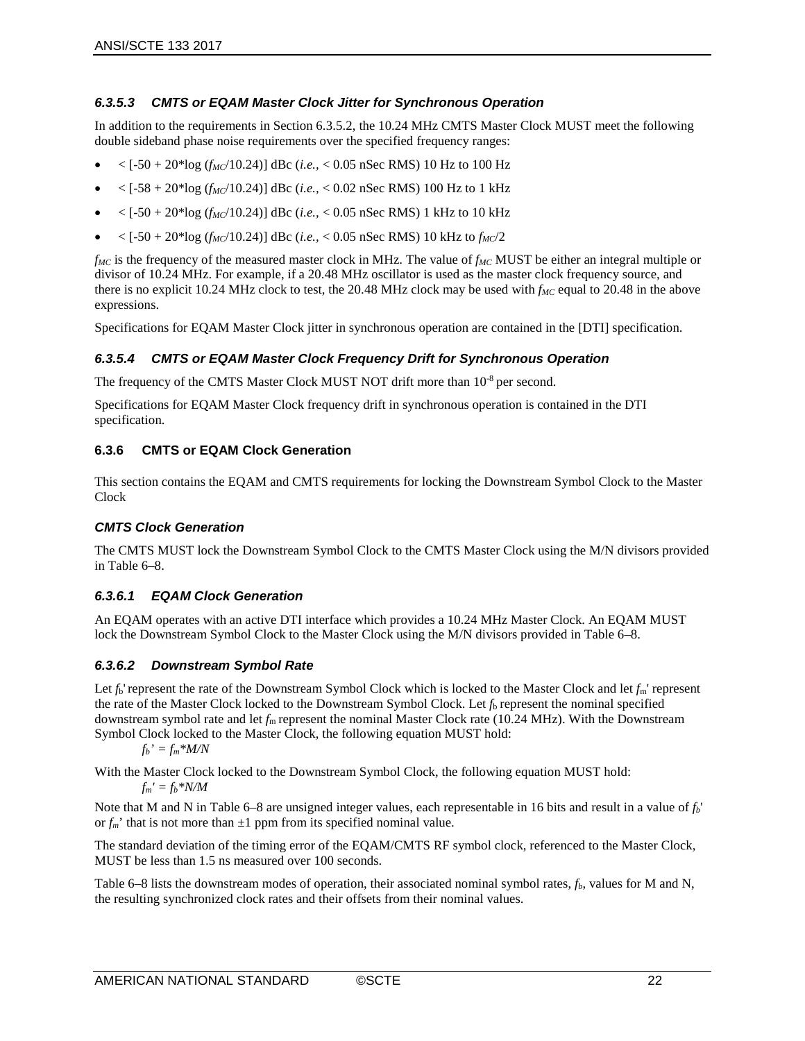#### 6.3.5.3 CMTS or EQAM Master Clock Jitter for Synchronous Operation

In addition to the requirements in Section 6.3.5.2, the 10.24 MHz CMTS Master Clock MUST meet the following double sideband phase noise requirements over the specified frequency ranges:

- $< [-50 + 20*\log(f_{MC}/10.24)]$ dBc (*i.e.*, < 0.05 nSec RMS) 10 Hz to 100 Hz
- $< [-58 + 20*\log(f_{MC}/10.24)]$ dBc (*i.e.*, < 0.02 nSec RMS) 100 Hz to 1 kHz
- $< [-50 + 20*\log(f_{MC}/10.24)]$ dBc (*i.e.*, < 0.05 nSec RMS) 1 kHz to 10 kHz
- $< [-50 + 20*\log(f_{MC}/10.24)]$ dBc (*i.e.*, < 0.05 nSec RMS) 10 kHz to $f_{MC}/2$

$f_{MC}$ is the frequency of the measured master clock in MHz. The value of $f_{MC}$ MUST be either an integral multiple or divisor of 10.24 MHz. For example, if a 20.48 MHz oscillator is used as the master clock frequency source, and there is no explicit 10.24 MHz clock to test, the 20.48 MHz clock may be used with $f_{MC}$ equal to 20.48 in the above expressions.

Specifications for EQAM Master Clock jitter in synchronous operation are contained in the [DTI] specification.

#### 6.3.5.4 CMTS or EQAM Master Clock Frequency Drift for Synchronous Operation

The frequency of the CMTS Master Clock MUST NOT drift more than $10^{-8}$ per second.

Specifications for EQAM Master Clock frequency drift in synchronous operation is contained in the DTI specification.

### 6.3.6 CMTS or EQAM Clock Generation

This section contains the EQAM and CMTS requirements for locking the Downstream Symbol Clock to the Master Clock

#### CMTS Clock Generation

The CMTS MUST lock the Downstream Symbol Clock to the CMTS Master Clock using the M/N divisors provided in Table 6–8.

#### 6.3.6.1 EQAM Clock Generation

An EQAM operates with an active DTI interface which provides a 10.24 MHz Master Clock. An EQAM MUST lock the Downstream Symbol Clock to the Master Clock using the M/N divisors provided in Table 6–8.

#### 6.3.6.2 Downstream Symbol Rate

Let $f_b'$ represent the rate of the Downstream Symbol Clock which is locked to the Master Clock and let $f_m'$ represent the rate of the Master Clock locked to the Downstream Symbol Clock. Let $f_b$ represent the nominal specified downstream symbol rate and let $f_m$ represent the nominal Master Clock rate (10.24 MHz). With the Downstream Symbol Clock locked to the Master Clock, the following equation MUST hold:

$$f_b' = f_m*M/N$$

With the Master Clock locked to the Downstream Symbol Clock, the following equation MUST hold:

$$f_m' = f_b*N/M$$

Note that M and N in Table 6–8 are unsigned integer values, each representable in 16 bits and result in a value of $f_b'$ or $f_m'$ that is not more than ±1 ppm from its specified nominal value.

The standard deviation of the timing error of the EQAM/CMTS RF symbol clock, referenced to the Master Clock, MUST be less than 1.5 ns measured over 100 seconds.

Table 6–8 lists the downstream modes of operation, their associated nominal symbol rates, $f_b$, values for M and N, the resulting synchronized clock rates and their offsets from their nominal values.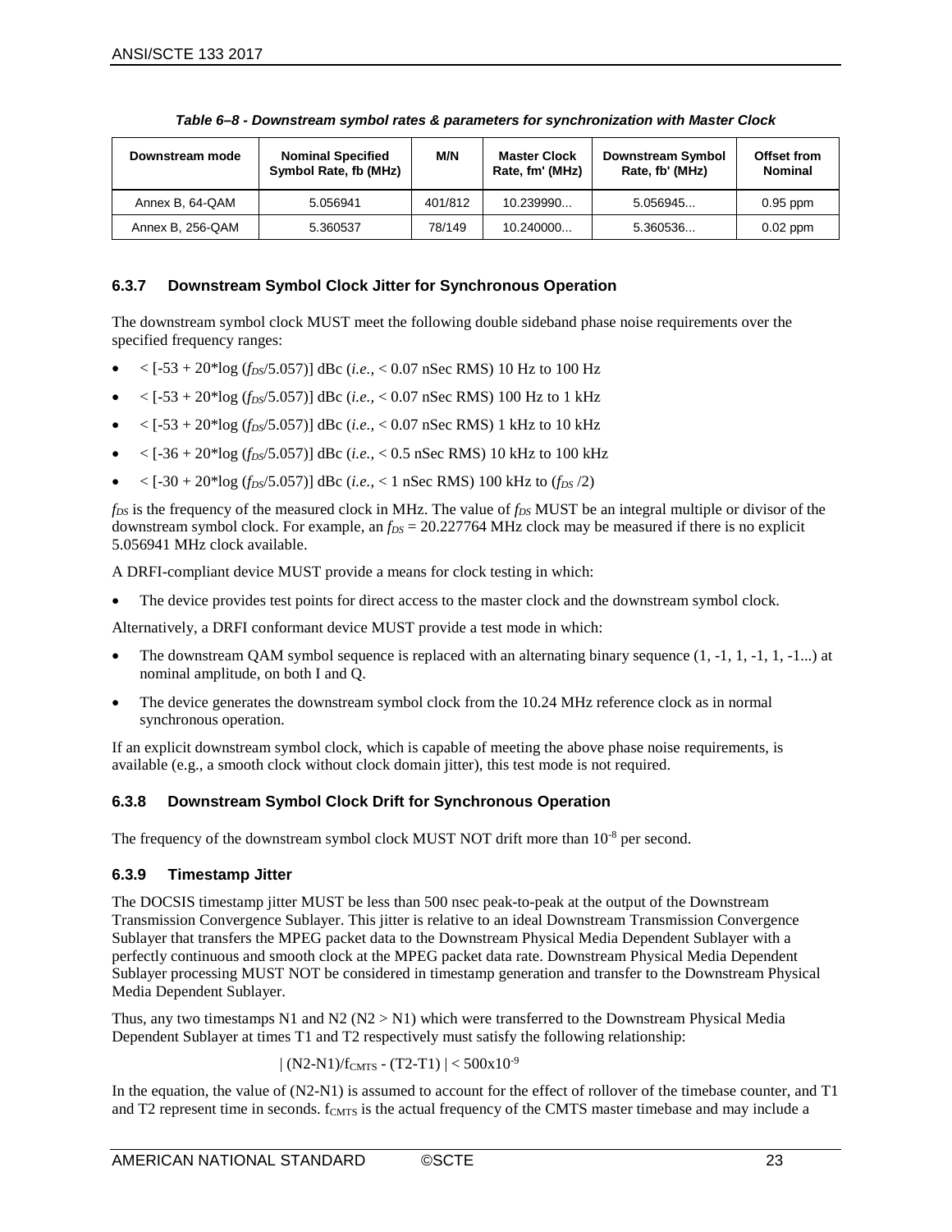**Table 6–8 - Downstream symbol rates & parameters for synchronization with Master Clock**

| Downstream mode | Nominal Specified Symbol Rate, fb (MHz) | M/N | Master Clock Rate, fm' (MHz) | Downstream Symbol Rate, fb' (MHz) | Offset from Nominal |
|---|---|---|---|---|---|
| Annex B, 64-QAM | 5.056941 | 401/812 | 10.239990... | 5.056945... | 0.95 ppm |
| Annex B, 256-QAM | 5.360537 | 78/149 | 10.240000... | 5.360536... | 0.02 ppm |

### 6.3.7 Downstream Symbol Clock Jitter for Synchronous Operation

The downstream symbol clock MUST meet the following double sideband phase noise requirements over the specified frequency ranges:

- $< [-53 + 20*\log(f_{DS}/5.057)]$ dBc (*i.e.,* < 0.07 nSec RMS) 10 Hz to 100 Hz
- $< [-53 + 20*\log(f_{DS}/5.057)]$ dBc (*i.e.,* < 0.07 nSec RMS) 100 Hz to 1 kHz
- $< [-53 + 20*\log(f_{DS}/5.057)]$ dBc (*i.e.,* < 0.07 nSec RMS) 1 kHz to 10 kHz
- $< [-36 + 20*\log(f_{DS}/5.057)]$ dBc (*i.e.,* < 0.5 nSec RMS) 10 kHz to 100 kHz
- $< [-30 + 20*\log(f_{DS}/5.057)]$ dBc (*i.e.,* < 1 nSec RMS) 100 kHz to ($f_{DS}/2$)

$f_{DS}$ is the frequency of the measured clock in MHz. The value of $f_{DS}$ MUST be an integral multiple or divisor of the downstream symbol clock. For example, an $f_{DS} = 20.227764$ MHz clock may be measured if there is no explicit 5.056941 MHz clock available.

A DRFI-compliant device MUST provide a means for clock testing in which:

- The device provides test points for direct access to the master clock and the downstream symbol clock.

Alternatively, a DRFI conformant device MUST provide a test mode in which:

- The downstream QAM symbol sequence is replaced with an alternating binary sequence (1, -1, 1, -1, 1, -1...) at nominal amplitude, on both I and Q.
- The device generates the downstream symbol clock from the 10.24 MHz reference clock as in normal synchronous operation.

If an explicit downstream symbol clock, which is capable of meeting the above phase noise requirements, is available (e.g., a smooth clock without clock domain jitter), this test mode is not required.

### 6.3.8 Downstream Symbol Clock Drift for Synchronous Operation

The frequency of the downstream symbol clock MUST NOT drift more than $10^{-8}$ per second.

### 6.3.9 Timestamp Jitter

The DOCSIS timestamp jitter MUST be less than 500 nsec peak-to-peak at the output of the Downstream Transmission Convergence Sublayer. This jitter is relative to an ideal Downstream Transmission Convergence Sublayer that transfers the MPEG packet data to the Downstream Physical Media Dependent Sublayer with a perfectly continuous and smooth clock at the MPEG packet data rate. Downstream Physical Media Dependent Sublayer processing MUST NOT be considered in timestamp generation and transfer to the Downstream Physical Media Dependent Sublayer.

Thus, any two timestamps N1 and N2 (N2 > N1) which were transferred to the Downstream Physical Media Dependent Sublayer at times T1 and T2 respectively must satisfy the following relationship:

$$| (N2-N1)/f_{CMTS} - (T2-T1) | < 500 \times 10^{-9}$$

In the equation, the value of (N2-N1) is assumed to account for the effect of rollover of the timebase counter, and T1 and T2 represent time in seconds. $f_{CMTS}$ is the actual frequency of the CMTS master timebase and may include a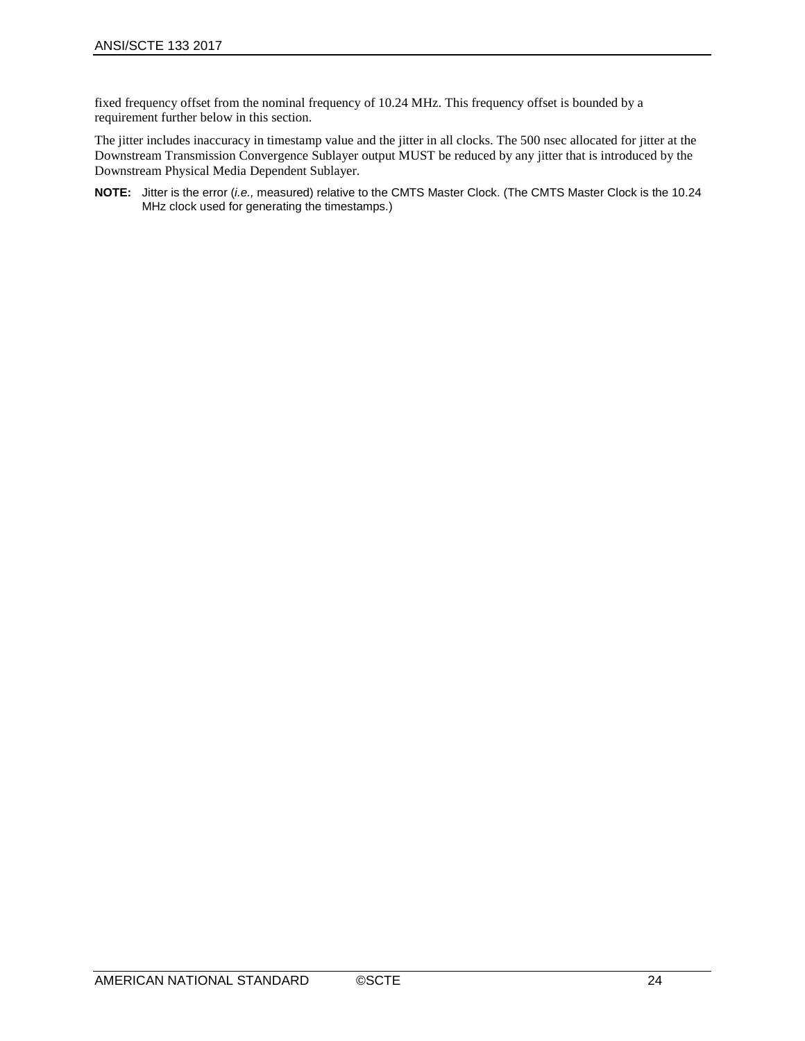fixed frequency offset from the nominal frequency of 10.24 MHz. This frequency offset is bounded by a requirement further below in this section.

The jitter includes inaccuracy in timestamp value and the jitter in all clocks. The 500 nsec allocated for jitter at the Downstream Transmission Convergence Sublayer output MUST be reduced by any jitter that is introduced by the Downstream Physical Media Dependent Sublayer.

**NOTE:** Jitter is the error (*i.e.,* measured) relative to the CMTS Master Clock. (The CMTS Master Clock is the 10.24 MHz clock used for generating the timestamps.)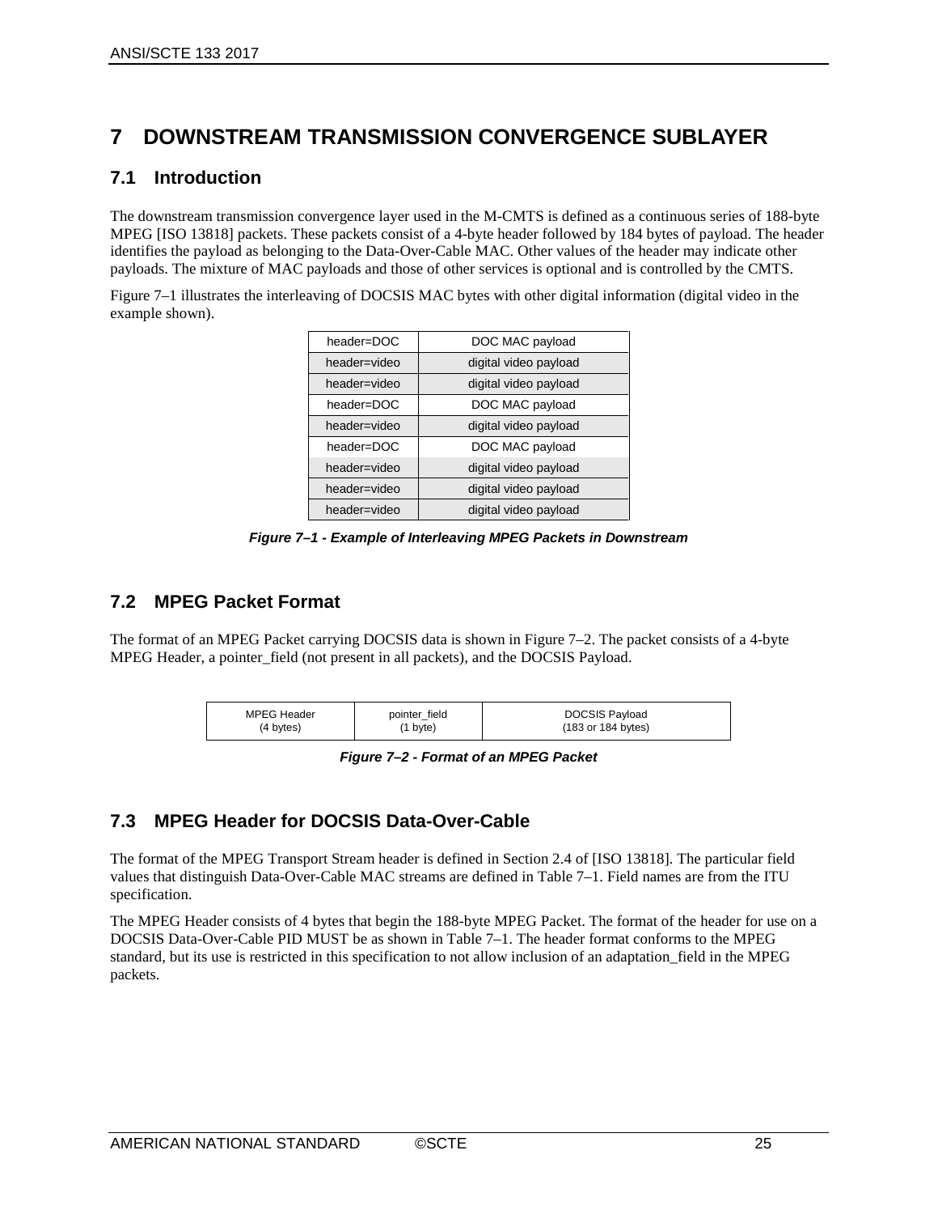# 7 DOWNSTREAM TRANSMISSION CONVERGENCE SUBLAYER

## 7.1 Introduction

The downstream transmission convergence layer used in the M-CMTS is defined as a continuous series of 188-byte MPEG [ISO 13818] packets. These packets consist of a 4-byte header followed by 184 bytes of payload. The header identifies the payload as belonging to the Data-Over-Cable MAC. Other values of the header may indicate other payloads. The mixture of MAC payloads and those of other services is optional and is controlled by the CMTS.

Figure 7–1 illustrates the interleaving of DOCSIS MAC bytes with other digital information (digital video in the example shown).

| | |
|---|---|
| header=DOC | DOC MAC payload |
| header=video | digital video payload |
| header=video | digital video payload |
| header=DOC | DOC MAC payload |
| header=video | digital video payload |
| header=DOC | DOC MAC payload |
| header=video | digital video payload |
| header=video | digital video payload |
| header=video | digital video payload |

***Figure 7–1 - Example of Interleaving MPEG Packets in Downstream***

## 7.2 MPEG Packet Format

The format of an MPEG Packet carrying DOCSIS data is shown in Figure 7–2. The packet consists of a 4-byte MPEG Header, a pointer_field (not present in all packets), and the DOCSIS Payload.

| MPEG Header (4 bytes) | pointer_field (1 byte) | DOCSIS Payload (183 or 184 bytes) |
|---|---|---|

***Figure 7–2 - Format of an MPEG Packet***

## 7.3 MPEG Header for DOCSIS Data-Over-Cable

The format of the MPEG Transport Stream header is defined in Section 2.4 of [ISO 13818]. The particular field values that distinguish Data-Over-Cable MAC streams are defined in Table 7–1. Field names are from the ITU specification.

The MPEG Header consists of 4 bytes that begin the 188-byte MPEG Packet. The format of the header for use on a DOCSIS Data-Over-Cable PID MUST be as shown in Table 7–1. The header format conforms to the MPEG standard, but its use is restricted in this specification to not allow inclusion of an adaptation_field in the MPEG packets.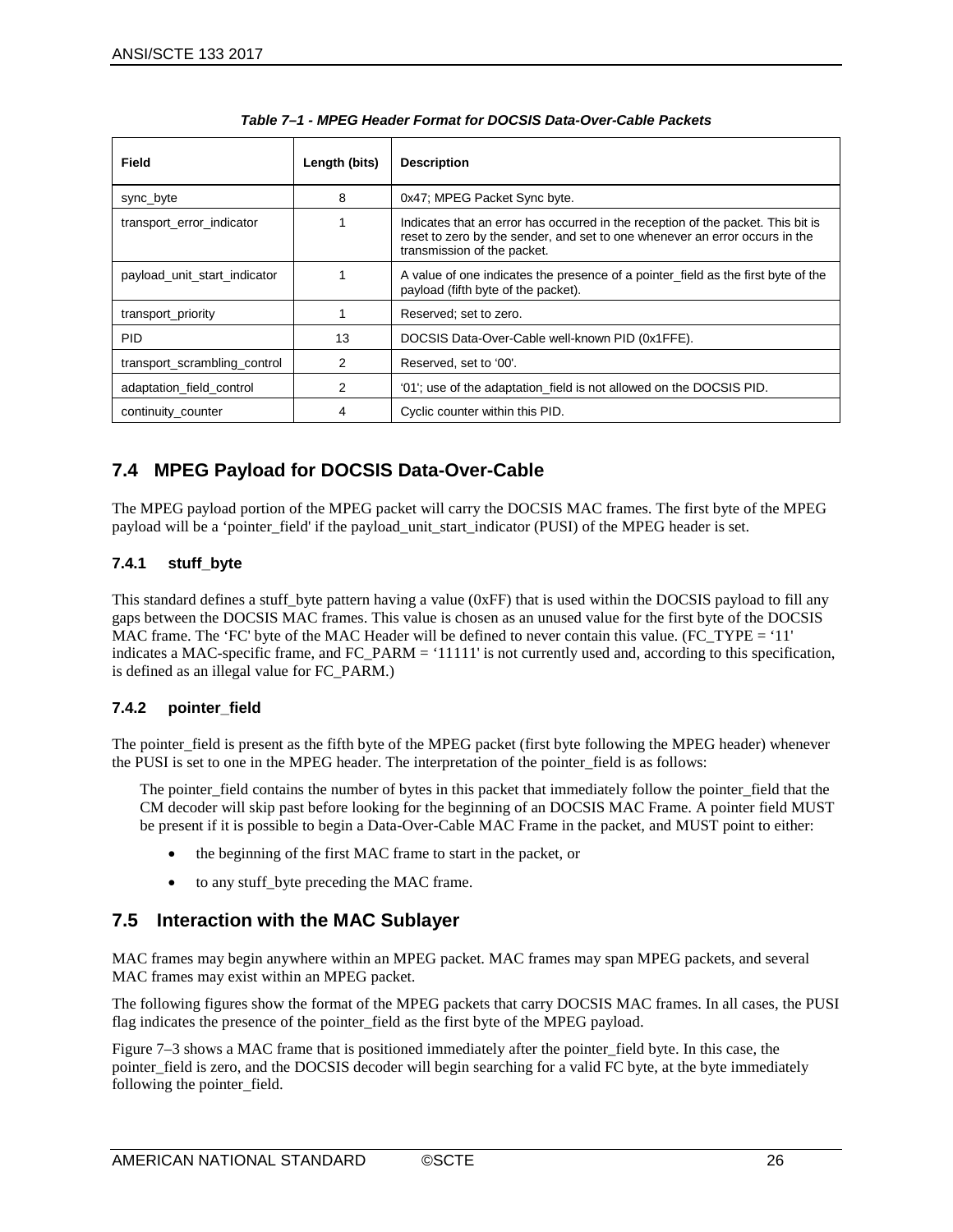*Table 7–1 - MPEG Header Format for DOCSIS Data-Over-Cable Packets*

| Field | Length (bits) | Description |
|---|---|---|
| sync_byte | 8 | 0x47; MPEG Packet Sync byte. |
| transport_error_indicator | 1 | Indicates that an error has occurred in the reception of the packet. This bit is reset to zero by the sender, and set to one whenever an error occurs in the transmission of the packet. |
| payload_unit_start_indicator | 1 | A value of one indicates the presence of a pointer_field as the first byte of the payload (fifth byte of the packet). |
| transport_priority | 1 | Reserved; set to zero. |
| PID | 13 | DOCSIS Data-Over-Cable well-known PID (0x1FFE). |
| transport_scrambling_control | 2 | Reserved, set to '00'. |
| adaptation_field_control | 2 | '01'; use of the adaptation_field is not allowed on the DOCSIS PID. |
| continuity_counter | 4 | Cyclic counter within this PID. |

## 7.4 MPEG Payload for DOCSIS Data-Over-Cable

The MPEG payload portion of the MPEG packet will carry the DOCSIS MAC frames. The first byte of the MPEG payload will be a 'pointer_field' if the payload_unit_start_indicator (PUSI) of the MPEG header is set.

### 7.4.1 stuff_byte

This standard defines a stuff_byte pattern having a value (0xFF) that is used within the DOCSIS payload to fill any gaps between the DOCSIS MAC frames. This value is chosen as an unused value for the first byte of the DOCSIS MAC frame. The 'FC' byte of the MAC Header will be defined to never contain this value. (FC_TYPE = '11' indicates a MAC-specific frame, and FC_PARM = '11111' is not currently used and, according to this specification, is defined as an illegal value for FC_PARM.)

### 7.4.2 pointer_field

The pointer_field is present as the fifth byte of the MPEG packet (first byte following the MPEG header) whenever the PUSI is set to one in the MPEG header. The interpretation of the pointer_field is as follows:

> The pointer_field contains the number of bytes in this packet that immediately follow the pointer_field that the CM decoder will skip past before looking for the beginning of an DOCSIS MAC Frame. A pointer field MUST be present if it is possible to begin a Data-Over-Cable MAC Frame in the packet, and MUST point to either:
>
> - the beginning of the first MAC frame to start in the packet, or
> - to any stuff_byte preceding the MAC frame.

## 7.5 Interaction with the MAC Sublayer

MAC frames may begin anywhere within an MPEG packet. MAC frames may span MPEG packets, and several MAC frames may exist within an MPEG packet.

The following figures show the format of the MPEG packets that carry DOCSIS MAC frames. In all cases, the PUSI flag indicates the presence of the pointer_field as the first byte of the MPEG payload.

Figure 7–3 shows a MAC frame that is positioned immediately after the pointer_field byte. In this case, the pointer_field is zero, and the DOCSIS decoder will begin searching for a valid FC byte, at the byte immediately following the pointer_field.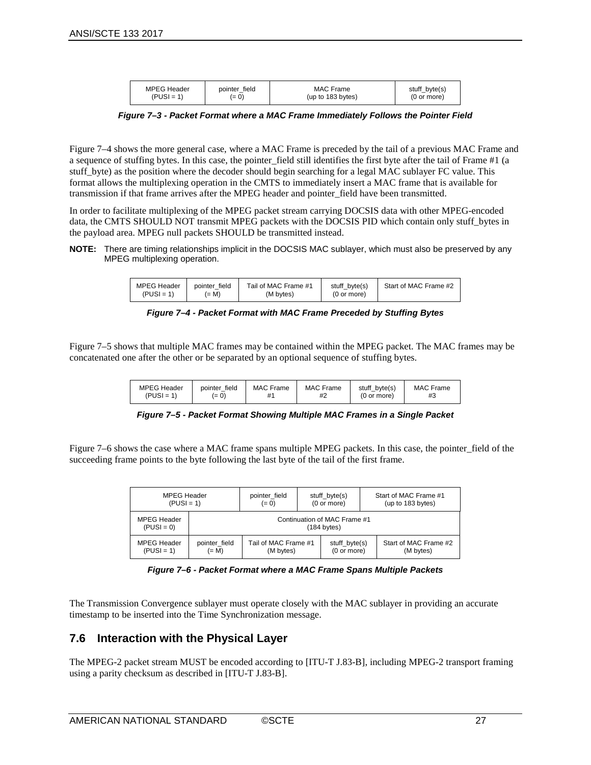| MPEG Header (PUSI = 1) | pointer_field (= 0) | MAC Frame (up to 183 bytes) | stuff_byte(s) (0 or more) |
|---|---|---|---|

***Figure 7–3 - Packet Format where a MAC Frame Immediately Follows the Pointer Field***

Figure 7–4 shows the more general case, where a MAC Frame is preceded by the tail of a previous MAC Frame and a sequence of stuffing bytes. In this case, the pointer_field still identifies the first byte after the tail of Frame #1 (a stuff_byte) as the position where the decoder should begin searching for a legal MAC sublayer FC value. This format allows the multiplexing operation in the CMTS to immediately insert a MAC frame that is available for transmission if that frame arrives after the MPEG header and pointer_field have been transmitted.

In order to facilitate multiplexing of the MPEG packet stream carrying DOCSIS data with other MPEG-encoded data, the CMTS SHOULD NOT transmit MPEG packets with the DOCSIS PID which contain only stuff_bytes in the payload area. MPEG null packets SHOULD be transmitted instead.

**NOTE:** There are timing relationships implicit in the DOCSIS MAC sublayer, which must also be preserved by any MPEG multiplexing operation.

| MPEG Header (PUSI = 1) | pointer_field (= M) | Tail of MAC Frame #1 (M bytes) | stuff_byte(s) (0 or more) | Start of MAC Frame #2 |
|---|---|---|---|---|

***Figure 7–4 - Packet Format with MAC Frame Preceded by Stuffing Bytes***

Figure 7–5 shows that multiple MAC frames may be contained within the MPEG packet. The MAC frames may be concatenated one after the other or be separated by an optional sequence of stuffing bytes.

| MPEG Header (PUSI = 1) | pointer_field (= 0) | MAC Frame #1 | MAC Frame #2 | stuff_byte(s) (0 or more) | MAC Frame #3 |
|---|---|---|---|---|---|

***Figure 7–5 - Packet Format Showing Multiple MAC Frames in a Single Packet***

Figure 7–6 shows the case where a MAC frame spans multiple MPEG packets. In this case, the pointer_field of the succeeding frame points to the byte following the last byte of the tail of the first frame.

| MPEG Header (PUSI = 1) | | pointer_field (= 0) | stuff_byte(s) (0 or more) | Start of MAC Frame #1 (up to 183 bytes) |
|---|---|---|---|---|
| MPEG Header (PUSI = 0) | Continuation of MAC Frame #1 (184 bytes) | | | |
| MPEG Header (PUSI = 1) | pointer_field (= M) | Tail of MAC Frame #1 (M bytes) | stuff_byte(s) (0 or more) | Start of MAC Frame #2 (M bytes) |

***Figure 7–6 - Packet Format where a MAC Frame Spans Multiple Packets***

The Transmission Convergence sublayer must operate closely with the MAC sublayer in providing an accurate timestamp to be inserted into the Time Synchronization message.

## 7.6 Interaction with the Physical Layer

The MPEG-2 packet stream MUST be encoded according to [ITU-T J.83-B], including MPEG-2 transport framing using a parity checksum as described in [ITU-T J.83-B].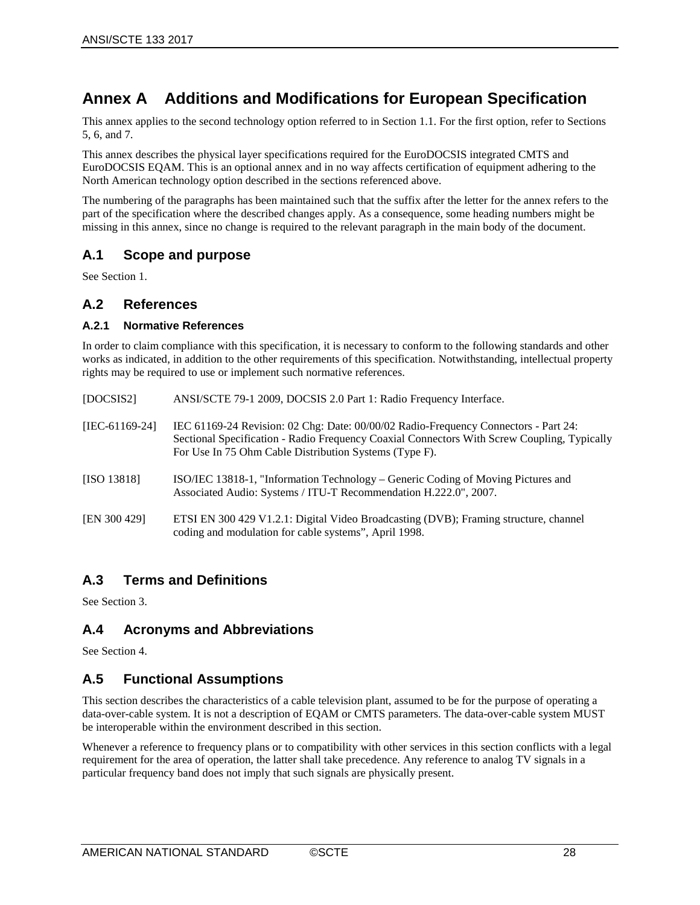# Annex A Additions and Modifications for European Specification

This annex applies to the second technology option referred to in Section 1.1. For the first option, refer to Sections 5, 6, and 7.

This annex describes the physical layer specifications required for the EuroDOCSIS integrated CMTS and EuroDOCSIS EQAM. This is an optional annex and in no way affects certification of equipment adhering to the North American technology option described in the sections referenced above.

The numbering of the paragraphs has been maintained such that the suffix after the letter for the annex refers to the part of the specification where the described changes apply. As a consequence, some heading numbers might be missing in this annex, since no change is required to the relevant paragraph in the main body of the document.

## A.1 Scope and purpose

See Section 1.

## A.2 References

### A.2.1 Normative References

In order to claim compliance with this specification, it is necessary to conform to the following standards and other works as indicated, in addition to the other requirements of this specification. Notwithstanding, intellectual property rights may be required to use or implement such normative references.

[DOCSIS2] ANSI/SCTE 79-1 2009, DOCSIS 2.0 Part 1: Radio Frequency Interface.

[IEC-61169-24] IEC 61169-24 Revision: 02 Chg: Date: 00/00/02 Radio-Frequency Connectors - Part 24: Sectional Specification - Radio Frequency Coaxial Connectors With Screw Coupling, Typically For Use In 75 Ohm Cable Distribution Systems (Type F).

[ISO 13818] ISO/IEC 13818-1, "Information Technology – Generic Coding of Moving Pictures and Associated Audio: Systems / ITU-T Recommendation H.222.0", 2007.

[EN 300 429] ETSI EN 300 429 V1.2.1: Digital Video Broadcasting (DVB); Framing structure, channel coding and modulation for cable systems", April 1998.

## A.3 Terms and Definitions

See Section 3.

## A.4 Acronyms and Abbreviations

See Section 4.

## A.5 Functional Assumptions

This section describes the characteristics of a cable television plant, assumed to be for the purpose of operating a data-over-cable system. It is not a description of EQAM or CMTS parameters. The data-over-cable system MUST be interoperable within the environment described in this section.

Whenever a reference to frequency plans or to compatibility with other services in this section conflicts with a legal requirement for the area of operation, the latter shall take precedence. Any reference to analog TV signals in a particular frequency band does not imply that such signals are physically present.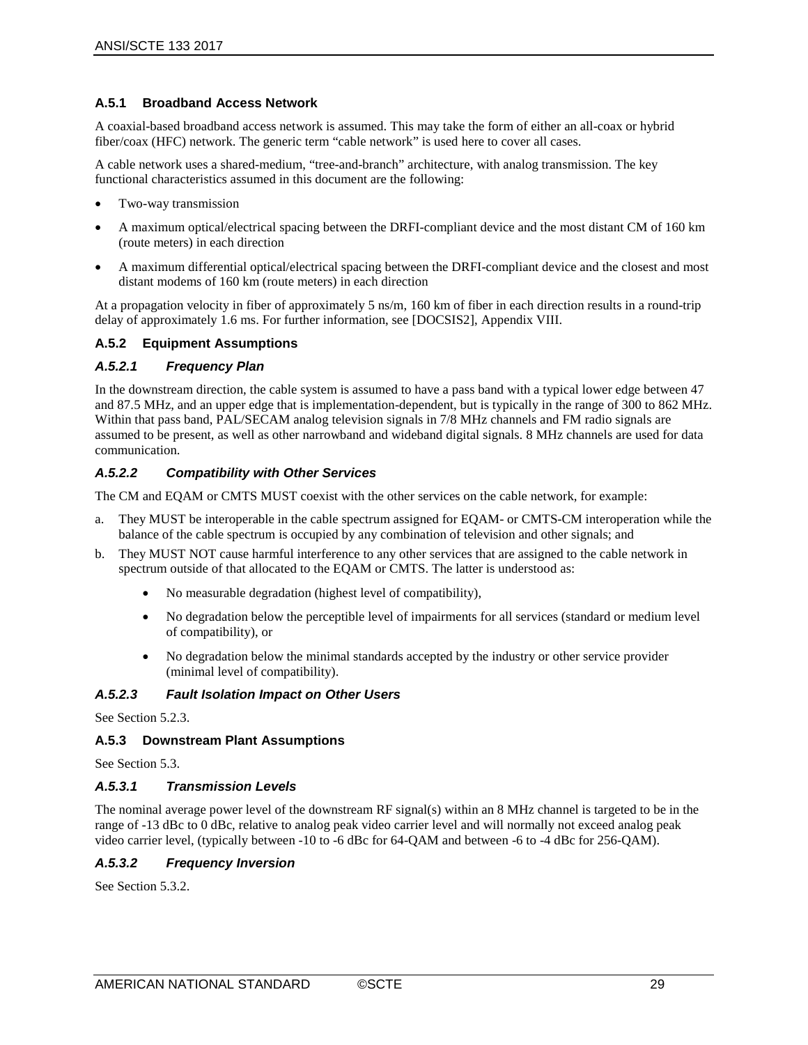### A.5.1 Broadband Access Network

A coaxial-based broadband access network is assumed. This may take the form of either an all-coax or hybrid fiber/coax (HFC) network. The generic term "cable network" is used here to cover all cases.

A cable network uses a shared-medium, "tree-and-branch" architecture, with analog transmission. The key functional characteristics assumed in this document are the following:

- Two-way transmission
- A maximum optical/electrical spacing between the DRFI-compliant device and the most distant CM of 160 km (route meters) in each direction
- A maximum differential optical/electrical spacing between the DRFI-compliant device and the closest and most distant modems of 160 km (route meters) in each direction

At a propagation velocity in fiber of approximately 5 ns/m, 160 km of fiber in each direction results in a round-trip delay of approximately 1.6 ms. For further information, see [DOCSIS2], Appendix VIII.

### A.5.2 Equipment Assumptions

#### *A.5.2.1 Frequency Plan*

In the downstream direction, the cable system is assumed to have a pass band with a typical lower edge between 47 and 87.5 MHz, and an upper edge that is implementation-dependent, but is typically in the range of 300 to 862 MHz. Within that pass band, PAL/SECAM analog television signals in 7/8 MHz channels and FM radio signals are assumed to be present, as well as other narrowband and wideband digital signals. 8 MHz channels are used for data communication.

#### *A.5.2.2 Compatibility with Other Services*

The CM and EQAM or CMTS MUST coexist with the other services on the cable network, for example:

a. They MUST be interoperable in the cable spectrum assigned for EQAM- or CMTS-CM interoperation while the balance of the cable spectrum is occupied by any combination of television and other signals; and
b. They MUST NOT cause harmful interference to any other services that are assigned to the cable network in spectrum outside of that allocated to the EQAM or CMTS. The latter is understood as:
   - No measurable degradation (highest level of compatibility),
   - No degradation below the perceptible level of impairments for all services (standard or medium level of compatibility), or
   - No degradation below the minimal standards accepted by the industry or other service provider (minimal level of compatibility).

#### *A.5.2.3 Fault Isolation Impact on Other Users*

See Section 5.2.3.

### A.5.3 Downstream Plant Assumptions

See Section 5.3.

#### *A.5.3.1 Transmission Levels*

The nominal average power level of the downstream RF signal(s) within an 8 MHz channel is targeted to be in the range of -13 dBc to 0 dBc, relative to analog peak video carrier level and will normally not exceed analog peak video carrier level, (typically between -10 to -6 dBc for 64-QAM and between -6 to -4 dBc for 256-QAM).

#### *A.5.3.2 Frequency Inversion*

See Section 5.3.2.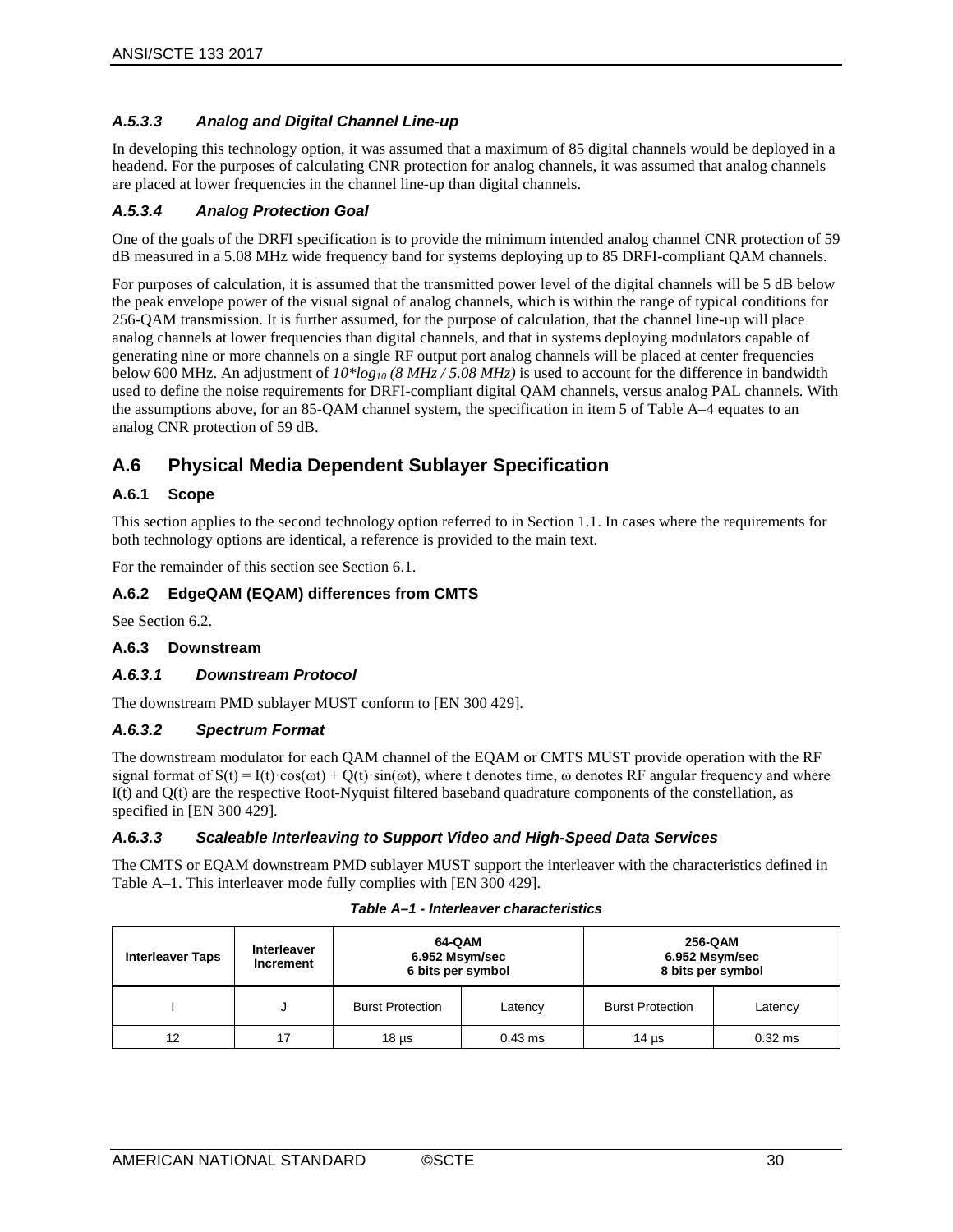### *A.5.3.3 Analog and Digital Channel Line-up*

In developing this technology option, it was assumed that a maximum of 85 digital channels would be deployed in a headend. For the purposes of calculating CNR protection for analog channels, it was assumed that analog channels are placed at lower frequencies in the channel line-up than digital channels.

### *A.5.3.4 Analog Protection Goal*

One of the goals of the DRFI specification is to provide the minimum intended analog channel CNR protection of 59 dB measured in a 5.08 MHz wide frequency band for systems deploying up to 85 DRFI-compliant QAM channels.

For purposes of calculation, it is assumed that the transmitted power level of the digital channels will be 5 dB below the peak envelope power of the visual signal of analog channels, which is within the range of typical conditions for 256-QAM transmission. It is further assumed, for the purpose of calculation, that the channel line-up will place analog channels at lower frequencies than digital channels, and that in systems deploying modulators capable of generating nine or more channels on a single RF output port analog channels will be placed at center frequencies below 600 MHz. An adjustment of $10 \cdot \log_{10}(8\ MHz / 5.08\ MHz)$ is used to account for the difference in bandwidth used to define the noise requirements for DRFI-compliant digital QAM channels, versus analog PAL channels. With the assumptions above, for an 85-QAM channel system, the specification in item 5 of Table A–4 equates to an analog CNR protection of 59 dB.

## A.6 Physical Media Dependent Sublayer Specification

### A.6.1 Scope

This section applies to the second technology option referred to in Section 1.1. In cases where the requirements for both technology options are identical, a reference is provided to the main text.

For the remainder of this section see Section 6.1.

### A.6.2 EdgeQAM (EQAM) differences from CMTS

See Section 6.2.

### A.6.3 Downstream

#### *A.6.3.1 Downstream Protocol*

The downstream PMD sublayer MUST conform to [EN 300 429].

#### *A.6.3.2 Spectrum Format*

The downstream modulator for each QAM channel of the EQAM or CMTS MUST provide operation with the RF signal format of $S(t) = I(t)\cdot\cos(\omega t) + Q(t)\cdot\sin(\omega t)$, where t denotes time, ω denotes RF angular frequency and where I(t) and Q(t) are the respective Root-Nyquist filtered baseband quadrature components of the constellation, as specified in [EN 300 429].

#### *A.6.3.3 Scaleable Interleaving to Support Video and High-Speed Data Services*

The CMTS or EQAM downstream PMD sublayer MUST support the interleaver with the characteristics defined in Table A–1. This interleaver mode fully complies with [EN 300 429].

**Table A–1 - Interleaver characteristics**

| Interleaver Taps | Interleaver Increment | 64-QAM 6.952 Msym/sec 6 bits per symbol | | 256-QAM 6.952 Msym/sec 8 bits per symbol | |
|---|---|---|---|---|---|
| I | J | Burst Protection | Latency | Burst Protection | Latency |
| 12 | 17 | 18 µs | 0.43 ms | 14 µs | 0.32 ms |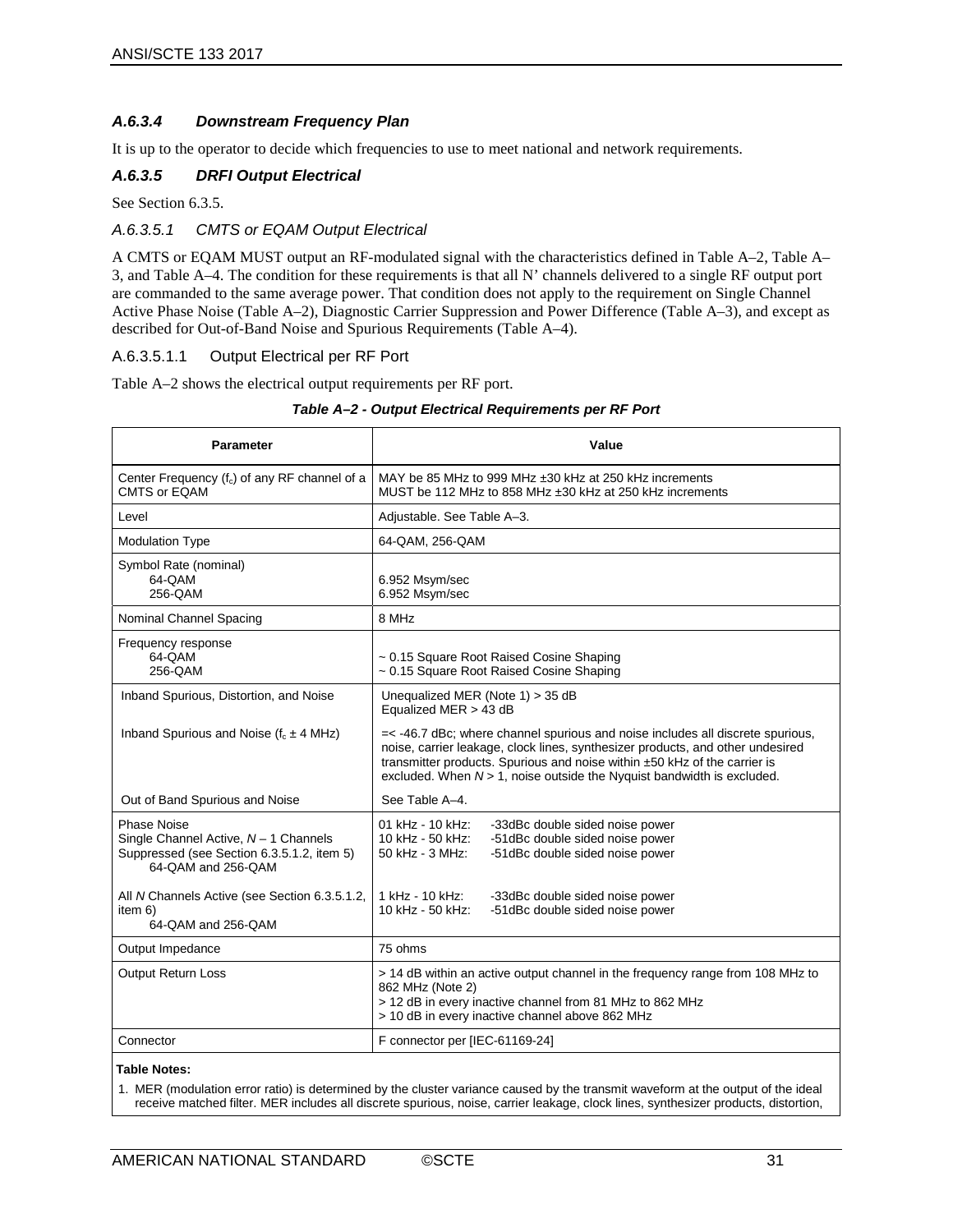#### *A.6.3.4 Downstream Frequency Plan*

It is up to the operator to decide which frequencies to use to meet national and network requirements.

#### *A.6.3.5 DRFI Output Electrical*

See Section 6.3.5.

##### *A.6.3.5.1 CMTS or EQAM Output Electrical*

A CMTS or EQAM MUST output an RF-modulated signal with the characteristics defined in Table A–2, Table A–3, and Table A–4. The condition for these requirements is that all N' channels delivered to a single RF output port are commanded to the same average power. That condition does not apply to the requirement on Single Channel Active Phase Noise (Table A–2), Diagnostic Carrier Suppression and Power Difference (Table A–3), and except as described for Out-of-Band Noise and Spurious Requirements (Table A–4).

###### A.6.3.5.1.1 Output Electrical per RF Port

Table A–2 shows the electrical output requirements per RF port.

***Table A–2 - Output Electrical Requirements per RF Port***

| Parameter | Value |
|---|---|
| Center Frequency ($f_c$) of any RF channel of a CMTS or EQAM | MAY be 85 MHz to 999 MHz ±30 kHz at 250 kHz increments<br>MUST be 112 MHz to 858 MHz ±30 kHz at 250 kHz increments |
| Level | Adjustable. See Table A–3. |
| Modulation Type | 64-QAM, 256-QAM |
| Symbol Rate (nominal)<br>64-QAM<br>256-QAM | <br>6.952 Msym/sec<br>6.952 Msym/sec |
| Nominal Channel Spacing | 8 MHz |
| Frequency response<br>64-QAM<br>256-QAM | <br>~ 0.15 Square Root Raised Cosine Shaping<br>~ 0.15 Square Root Raised Cosine Shaping |
| Inband Spurious, Distortion, and Noise | Unequalized MER (Note 1) > 35 dB<br>Equalized MER > 43 dB |
| Inband Spurious and Noise ($f_c$ ± 4 MHz) | =< -46.7 dBc; where channel spurious and noise includes all discrete spurious, noise, carrier leakage, clock lines, synthesizer products, and other undesired transmitter products. Spurious and noise within ±50 kHz of the carrier is excluded. When *N* > 1, noise outside the Nyquist bandwidth is excluded. |
| Out of Band Spurious and Noise | See Table A–4. |
| Phase Noise<br>Single Channel Active, *N* – 1 Channels Suppressed (see Section 6.3.5.1.2, item 5)<br>64-QAM and 256-QAM | 01 kHz - 10 kHz: -33dBc double sided noise power<br>10 kHz - 50 kHz: -51dBc double sided noise power<br>50 kHz - 3 MHz: -51dBc double sided noise power |
| All *N* Channels Active (see Section 6.3.5.1.2, item 6)<br>64-QAM and 256-QAM | 1 kHz - 10 kHz: -33dBc double sided noise power<br>10 kHz - 50 kHz: -51dBc double sided noise power |
| Output Impedance | 75 ohms |
| Output Return Loss | > 14 dB within an active output channel in the frequency range from 108 MHz to 862 MHz (Note 2)<br>> 12 dB in every inactive channel from 81 MHz to 862 MHz<br>> 10 dB in every inactive channel above 862 MHz |
| Connector | F connector per [IEC-61169-24] |

**Table Notes:**

1. MER (modulation error ratio) is determined by the cluster variance caused by the transmit waveform at the output of the ideal receive matched filter. MER includes all discrete spurious, noise, carrier leakage, clock lines, synthesizer products, distortion,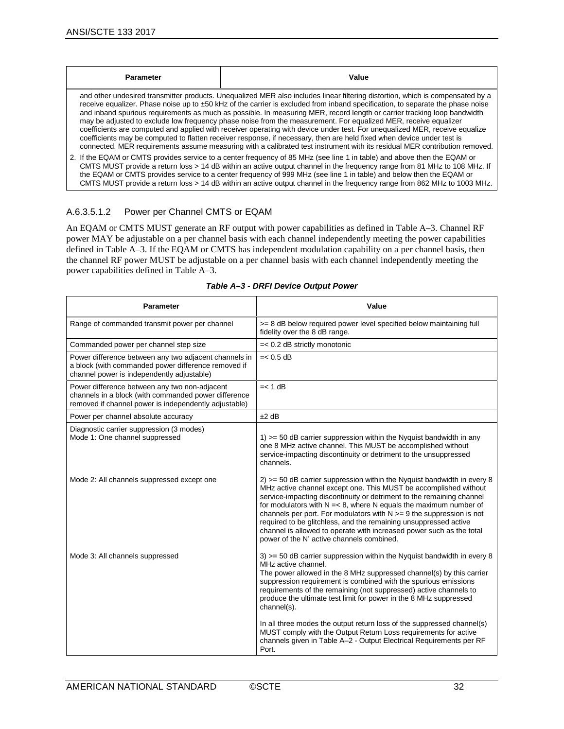| Parameter | Value |
|---|---|
| and other undesired transmitter products. Unequalized MER also includes linear filtering distortion, which is compensated by a receive equalizer. Phase noise up to ±50 kHz of the carrier is excluded from inband specification, to separate the phase noise and inband spurious requirements as much as possible. In measuring MER, record length or carrier tracking loop bandwidth may be adjusted to exclude low frequency phase noise from the measurement. For equalized MER, receive equalizer coefficients are computed and applied with receiver operating with device under test. For unequalized MER, receive equalize coefficients may be computed to flatten receiver response, if necessary, then are held fixed when device under test is connected. MER requirements assume measuring with a calibrated test instrument with its residual MER contribution removed. | |
| 2. If the EQAM or CMTS provides service to a center frequency of 85 MHz (see line 1 in table) and above then the EQAM or CMTS MUST provide a return loss > 14 dB within an active output channel in the frequency range from 81 MHz to 108 MHz. If the EQAM or CMTS provides service to a center frequency of 999 MHz (see line 1 in table) and below then the EQAM or CMTS MUST provide a return loss > 14 dB within an active output channel in the frequency range from 862 MHz to 1003 MHz. | |

#### A.6.3.5.1.2 Power per Channel CMTS or EQAM

An EQAM or CMTS MUST generate an RF output with power capabilities as defined in Table A–3. Channel RF power MAY be adjustable on a per channel basis with each channel independently meeting the power capabilities defined in Table A–3. If the EQAM or CMTS has independent modulation capability on a per channel basis, then the channel RF power MUST be adjustable on a per channel basis with each channel independently meeting the power capabilities defined in Table A–3.

***Table A–3 - DRFI Device Output Power***

| Parameter | Value |
|---|---|
| Range of commanded transmit power per channel | >= 8 dB below required power level specified below maintaining full fidelity over the 8 dB range. |
| Commanded power per channel step size | =< 0.2 dB strictly monotonic |
| Power difference between any two adjacent channels in a block (with commanded power difference removed if channel power is independently adjustable) | =< 0.5 dB |
| Power difference between any two non-adjacent channels in a block (with commanded power difference removed if channel power is independently adjustable) | =< 1 dB |
| Power per channel absolute accuracy | ±2 dB |
| Diagnostic carrier suppression (3 modes)<br>Mode 1: One channel suppressed | 1) >= 50 dB carrier suppression within the Nyquist bandwidth in any one 8 MHz active channel. This MUST be accomplished without service-impacting discontinuity or detriment to the unsuppressed channels. |
| Mode 2: All channels suppressed except one | 2) >= 50 dB carrier suppression within the Nyquist bandwidth in every 8 MHz active channel except one. This MUST be accomplished without service-impacting discontinuity or detriment to the remaining channel for modulators with N =< 8, where N equals the maximum number of channels per port. For modulators with N >= 9 the suppression is not required to be glitchless, and the remaining unsuppressed active channel is allowed to operate with increased power such as the total power of the N' active channels combined. |
| Mode 3: All channels suppressed | 3) >= 50 dB carrier suppression within the Nyquist bandwidth in every 8 MHz active channel.<br>The power allowed in the 8 MHz suppressed channel(s) by this carrier suppression requirement is combined with the spurious emissions requirements of the remaining (not suppressed) active channels to produce the ultimate test limit for power in the 8 MHz suppressed channel(s).<br><br>In all three modes the output return loss of the suppressed channel(s) MUST comply with the Output Return Loss requirements for active channels given in Table A–2 - Output Electrical Requirements per RF Port. |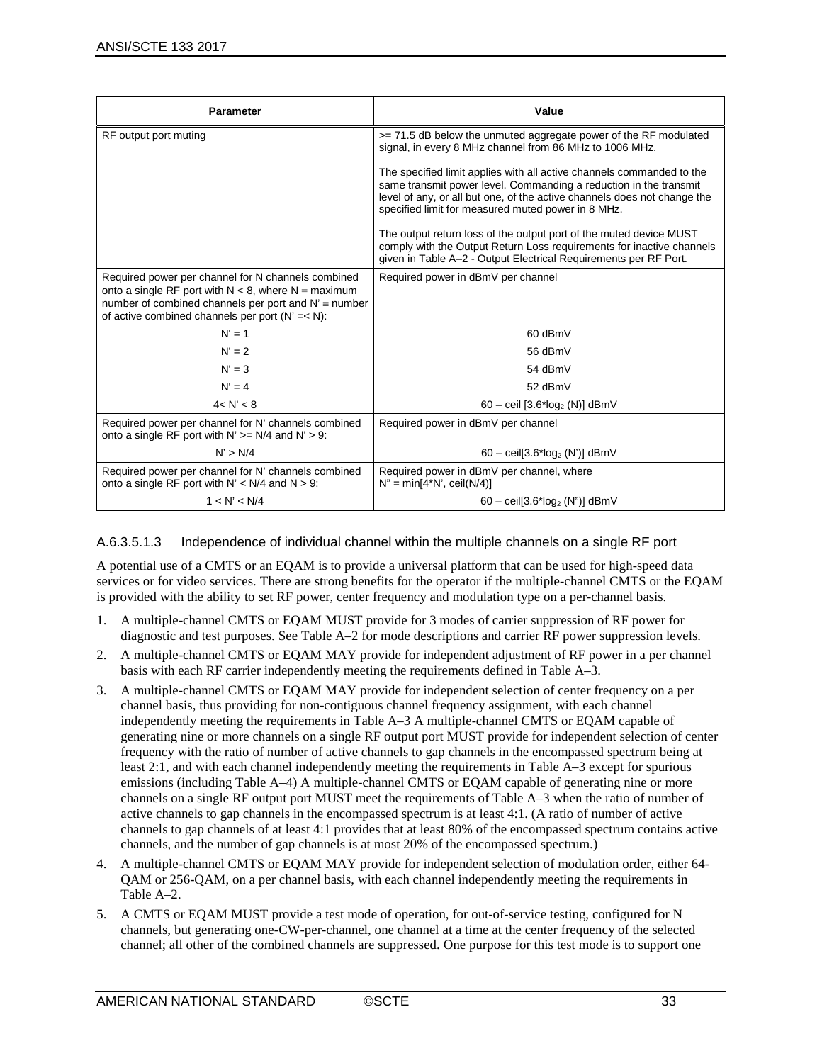| Parameter | Value |
|---|---|
| RF output port muting | >= 71.5 dB below the unmuted aggregate power of the RF modulated signal, in every 8 MHz channel from 86 MHz to 1006 MHz.<br><br>The specified limit applies with all active channels commanded to the same transmit power level. Commanding a reduction in the transmit level of any, or all but one, of the active channels does not change the specified limit for measured muted power in 8 MHz.<br><br>The output return loss of the output port of the muted device MUST comply with the Output Return Loss requirements for inactive channels given in Table A–2 - Output Electrical Requirements per RF Port. |
| Required power per channel for N channels combined onto a single RF port with N < 8, where N ≡ maximum number of combined channels per port and N' ≡ number of active combined channels per port (N' =< N): | Required power in dBmV per channel |
| N' = 1 | 60 dBmV |
| N' = 2 | 56 dBmV |
| N' = 3 | 54 dBmV |
| N' = 4 | 52 dBmV |
| 4< N' < 8 | 60 – ceil [3.6*$\log_2$ (N)] dBmV |
| Required power per channel for N' channels combined onto a single RF port with N' >= N/4 and N' > 9: | Required power in dBmV per channel |
| N' > N/4 | 60 – ceil[3.6*$\log_2$ (N')] dBmV |
| Required power per channel for N' channels combined onto a single RF port with N' < N/4 and N > 9: | Required power in dBmV per channel, where N" = min[4*N', ceil(N/4)] |
| 1 < N' < N/4 | 60 – ceil[3.6*$\log_2$ (N")] dBmV |

#### A.6.3.5.1.3 Independence of individual channel within the multiple channels on a single RF port

A potential use of a CMTS or an EQAM is to provide a universal platform that can be used for high-speed data services or for video services. There are strong benefits for the operator if the multiple-channel CMTS or the EQAM is provided with the ability to set RF power, center frequency and modulation type on a per-channel basis.

1. A multiple-channel CMTS or EQAM MUST provide for 3 modes of carrier suppression of RF power for diagnostic and test purposes. See Table A–2 for mode descriptions and carrier RF power suppression levels.
2. A multiple-channel CMTS or EQAM MAY provide for independent adjustment of RF power in a per channel basis with each RF carrier independently meeting the requirements defined in Table A–3.
3. A multiple-channel CMTS or EQAM MAY provide for independent selection of center frequency on a per channel basis, thus providing for non-contiguous channel frequency assignment, with each channel independently meeting the requirements in Table A–3 A multiple-channel CMTS or EQAM capable of generating nine or more channels on a single RF output port MUST provide for independent selection of center frequency with the ratio of number of active channels to gap channels in the encompassed spectrum being at least 2:1, and with each channel independently meeting the requirements in Table A–3 except for spurious emissions (including Table A–4) A multiple-channel CMTS or EQAM capable of generating nine or more channels on a single RF output port MUST meet the requirements of Table A–3 when the ratio of number of active channels to gap channels in the encompassed spectrum is at least 4:1. (A ratio of number of active channels to gap channels of at least 4:1 provides that at least 80% of the encompassed spectrum contains active channels, and the number of gap channels is at most 20% of the encompassed spectrum.)
4. A multiple-channel CMTS or EQAM MAY provide for independent selection of modulation order, either 64-QAM or 256-QAM, on a per channel basis, with each channel independently meeting the requirements in Table A–2.
5. A CMTS or EQAM MUST provide a test mode of operation, for out-of-service testing, configured for N channels, but generating one-CW-per-channel, one channel at a time at the center frequency of the selected channel; all other of the combined channels are suppressed. One purpose for this test mode is to support one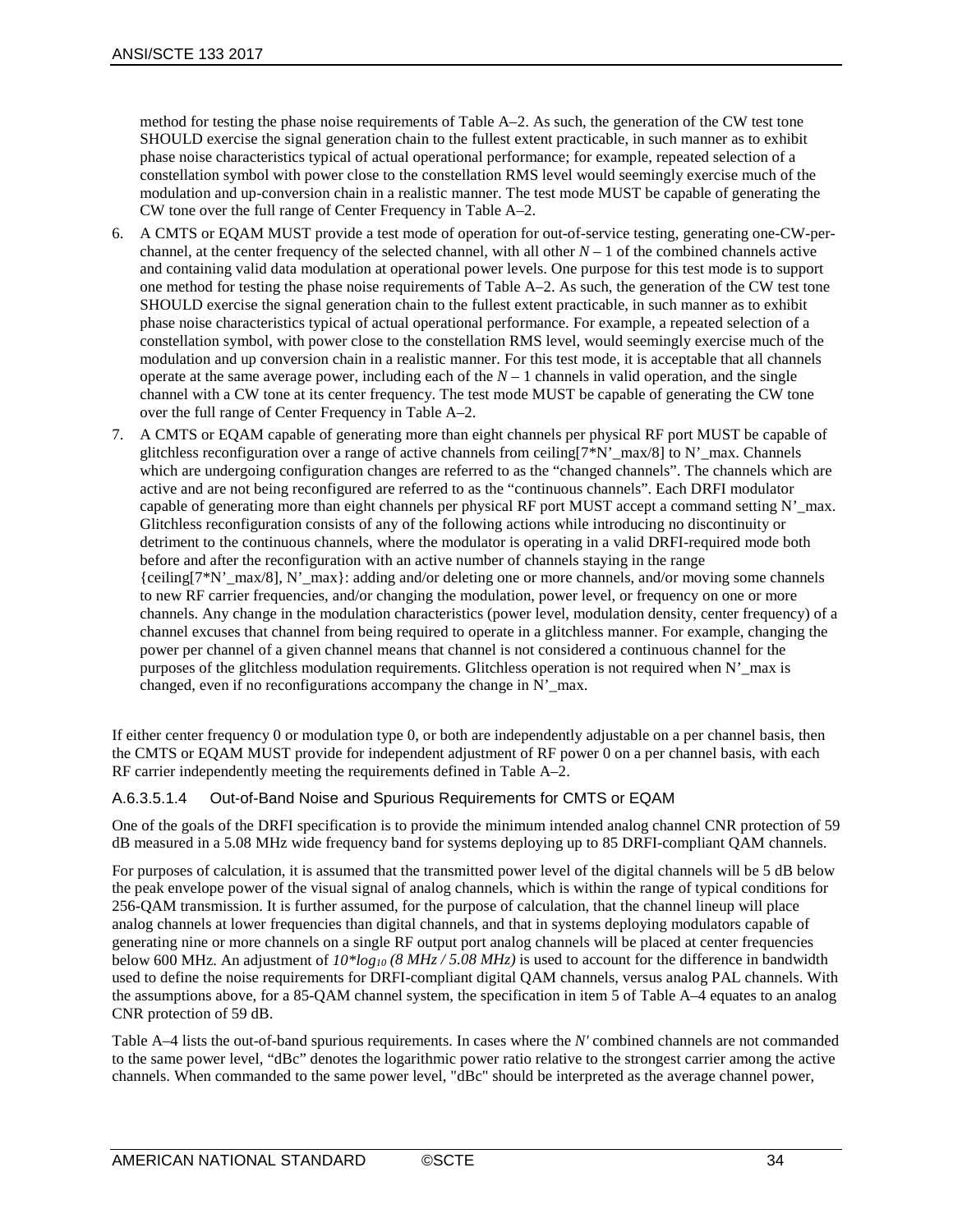method for testing the phase noise requirements of Table A–2. As such, the generation of the CW test tone SHOULD exercise the signal generation chain to the fullest extent practicable, in such manner as to exhibit phase noise characteristics typical of actual operational performance; for example, repeated selection of a constellation symbol with power close to the constellation RMS level would seemingly exercise much of the modulation and up-conversion chain in a realistic manner. The test mode MUST be capable of generating the CW tone over the full range of Center Frequency in Table A–2.

6. A CMTS or EQAM MUST provide a test mode of operation for out-of-service testing, generating one-CW-per-channel, at the center frequency of the selected channel, with all other $N - 1$ of the combined channels active and containing valid data modulation at operational power levels. One purpose for this test mode is to support one method for testing the phase noise requirements of Table A–2. As such, the generation of the CW test tone SHOULD exercise the signal generation chain to the fullest extent practicable, in such manner as to exhibit phase noise characteristics typical of actual operational performance. For example, a repeated selection of a constellation symbol, with power close to the constellation RMS level, would seemingly exercise much of the modulation and up conversion chain in a realistic manner. For this test mode, it is acceptable that all channels operate at the same average power, including each of the $N - 1$ channels in valid operation, and the single channel with a CW tone at its center frequency. The test mode MUST be capable of generating the CW tone over the full range of Center Frequency in Table A–2.
7. A CMTS or EQAM capable of generating more than eight channels per physical RF port MUST be capable of glitchless reconfiguration over a range of active channels from ceiling[7*N'_max/8] to N'_max. Channels which are undergoing configuration changes are referred to as the "changed channels". The channels which are active and are not being reconfigured are referred to as the "continuous channels". Each DRFI modulator capable of generating more than eight channels per physical RF port MUST accept a command setting N'_max. Glitchless reconfiguration consists of any of the following actions while introducing no discontinuity or detriment to the continuous channels, where the modulator is operating in a valid DRFI-required mode both before and after the reconfiguration with an active number of channels staying in the range {ceiling[7*N'_max/8], N'_max}: adding and/or deleting one or more channels, and/or moving some channels to new RF carrier frequencies, and/or changing the modulation, power level, or frequency on one or more channels. Any change in the modulation characteristics (power level, modulation density, center frequency) of a channel excuses that channel from being required to operate in a glitchless manner. For example, changing the power per channel of a given channel means that channel is not considered a continuous channel for the purposes of the glitchless modulation requirements. Glitchless operation is not required when N'_max is changed, even if no reconfigurations accompany the change in N'_max.

If either center frequency 0 or modulation type 0, or both are independently adjustable on a per channel basis, then the CMTS or EQAM MUST provide for independent adjustment of RF power 0 on a per channel basis, with each RF carrier independently meeting the requirements defined in Table A–2.

#### A.6.3.5.1.4 Out-of-Band Noise and Spurious Requirements for CMTS or EQAM

One of the goals of the DRFI specification is to provide the minimum intended analog channel CNR protection of 59 dB measured in a 5.08 MHz wide frequency band for systems deploying up to 85 DRFI-compliant QAM channels.

For purposes of calculation, it is assumed that the transmitted power level of the digital channels will be 5 dB below the peak envelope power of the visual signal of analog channels, which is within the range of typical conditions for 256-QAM transmission. It is further assumed, for the purpose of calculation, that the channel lineup will place analog channels at lower frequencies than digital channels, and that in systems deploying modulators capable of generating nine or more channels on a single RF output port analog channels will be placed at center frequencies below 600 MHz. An adjustment of $10*\log_{10}(8\ MHz / 5.08\ MHz)$ is used to account for the difference in bandwidth used to define the noise requirements for DRFI-compliant digital QAM channels, versus analog PAL channels. With the assumptions above, for a 85-QAM channel system, the specification in item 5 of Table A–4 equates to an analog CNR protection of 59 dB.

Table A–4 lists the out-of-band spurious requirements. In cases where the *N'* combined channels are not commanded to the same power level, "dBc" denotes the logarithmic power ratio relative to the strongest carrier among the active channels. When commanded to the same power level, "dBc" should be interpreted as the average channel power,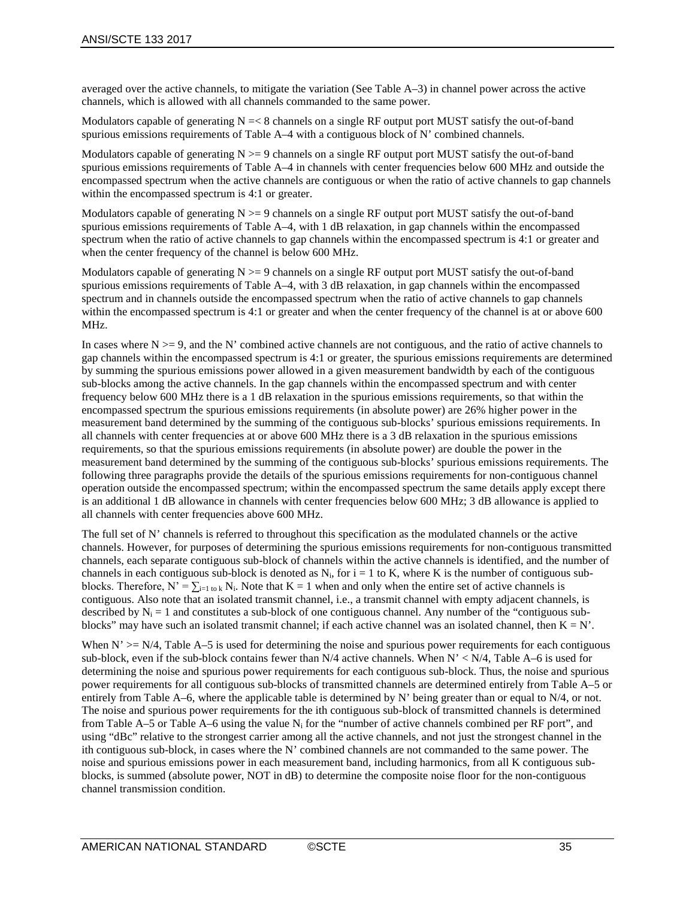averaged over the active channels, to mitigate the variation (See Table A–3) in channel power across the active channels, which is allowed with all channels commanded to the same power.

Modulators capable of generating N =< 8 channels on a single RF output port MUST satisfy the out-of-band spurious emissions requirements of Table A–4 with a contiguous block of N' combined channels.

Modulators capable of generating N >= 9 channels on a single RF output port MUST satisfy the out-of-band spurious emissions requirements of Table A–4 in channels with center frequencies below 600 MHz and outside the encompassed spectrum when the active channels are contiguous or when the ratio of active channels to gap channels within the encompassed spectrum is 4:1 or greater.

Modulators capable of generating N >= 9 channels on a single RF output port MUST satisfy the out-of-band spurious emissions requirements of Table A–4, with 1 dB relaxation, in gap channels within the encompassed spectrum when the ratio of active channels to gap channels within the encompassed spectrum is 4:1 or greater and when the center frequency of the channel is below 600 MHz.

Modulators capable of generating N >= 9 channels on a single RF output port MUST satisfy the out-of-band spurious emissions requirements of Table A–4, with 3 dB relaxation, in gap channels within the encompassed spectrum and in channels outside the encompassed spectrum when the ratio of active channels to gap channels within the encompassed spectrum is 4:1 or greater and when the center frequency of the channel is at or above 600 MHz.

In cases where N >= 9, and the N' combined active channels are not contiguous, and the ratio of active channels to gap channels within the encompassed spectrum is 4:1 or greater, the spurious emissions requirements are determined by summing the spurious emissions power allowed in a given measurement bandwidth by each of the contiguous sub-blocks among the active channels. In the gap channels within the encompassed spectrum and with center frequency below 600 MHz there is a 1 dB relaxation in the spurious emissions requirements, so that within the encompassed spectrum the spurious emissions requirements (in absolute power) are 26% higher power in the measurement band determined by the summing of the contiguous sub-blocks' spurious emissions requirements. In all channels with center frequencies at or above 600 MHz there is a 3 dB relaxation in the spurious emissions requirements, so that the spurious emissions requirements (in absolute power) are double the power in the measurement band determined by the summing of the contiguous sub-blocks' spurious emissions requirements. The following three paragraphs provide the details of the spurious emissions requirements for non-contiguous channel operation outside the encompassed spectrum; within the encompassed spectrum the same details apply except there is an additional 1 dB allowance in channels with center frequencies below 600 MHz; 3 dB allowance is applied to all channels with center frequencies above 600 MHz.

The full set of N' channels is referred to throughout this specification as the modulated channels or the active channels. However, for purposes of determining the spurious emissions requirements for non-contiguous transmitted channels, each separate contiguous sub-block of channels within the active channels is identified, and the number of channels in each contiguous sub-block is denoted as $N_i$, for i = 1 to K, where K is the number of contiguous sub-blocks. Therefore, $N' = \sum_{i=1 \text{ to } k} N_i$. Note that K = 1 when and only when the entire set of active channels is contiguous. Also note that an isolated transmit channel, i.e., a transmit channel with empty adjacent channels, is described by $N_i = 1$ and constitutes a sub-block of one contiguous channel. Any number of the "contiguous sub-blocks" may have such an isolated transmit channel; if each active channel was an isolated channel, then K = N'.

When N' >= N/4, Table A–5 is used for determining the noise and spurious power requirements for each contiguous sub-block, even if the sub-block contains fewer than N/4 active channels. When N' < N/4, Table A–6 is used for determining the noise and spurious power requirements for each contiguous sub-block. Thus, the noise and spurious power requirements for all contiguous sub-blocks of transmitted channels are determined entirely from Table A–5 or entirely from Table A–6, where the applicable table is determined by N' being greater than or equal to N/4, or not. The noise and spurious power requirements for the ith contiguous sub-block of transmitted channels is determined from Table A–5 or Table A–6 using the value $N_i$ for the "number of active channels combined per RF port", and using "dBc" relative to the strongest carrier among all the active channels, and not just the strongest channel in the ith contiguous sub-block, in cases where the N' combined channels are not commanded to the same power. The noise and spurious emissions power in each measurement band, including harmonics, from all K contiguous sub-blocks, is summed (absolute power, NOT in dB) to determine the composite noise floor for the non-contiguous channel transmission condition.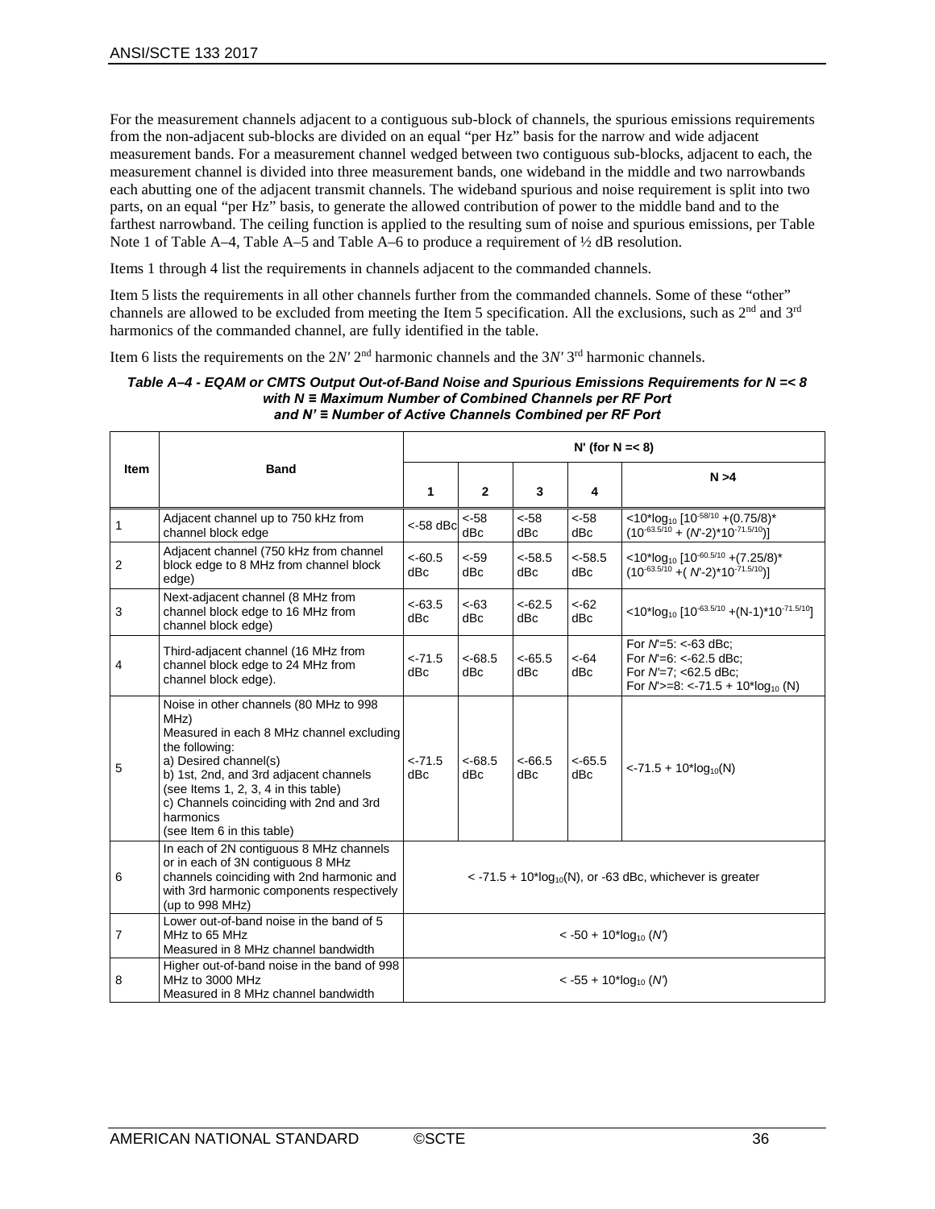For the measurement channels adjacent to a contiguous sub-block of channels, the spurious emissions requirements from the non-adjacent sub-blocks are divided on an equal "per Hz" basis for the narrow and wide adjacent measurement bands. For a measurement channel wedged between two contiguous sub-blocks, adjacent to each, the measurement channel is divided into three measurement bands, one wideband in the middle and two narrowbands each abutting one of the adjacent transmit channels. The wideband spurious and noise requirement is split into two parts, on an equal "per Hz" basis, to generate the allowed contribution of power to the middle band and to the farthest narrowband. The ceiling function is applied to the resulting sum of noise and spurious emissions, per Table Note 1 of Table A–4, Table A–5 and Table A–6 to produce a requirement of ½ dB resolution.

Items 1 through 4 list the requirements in channels adjacent to the commanded channels.

Item 5 lists the requirements in all other channels further from the commanded channels. Some of these "other" channels are allowed to be excluded from meeting the Item 5 specification. All the exclusions, such as 2nd and 3rd harmonics of the commanded channel, are fully identified in the table.

Item 6 lists the requirements on the 2*N'* 2nd harmonic channels and the 3*N'* 3rd harmonic channels.

***Table A–4 - EQAM or CMTS Output Out-of-Band Noise and Spurious Emissions Requirements for N =< 8 with N ≡ Maximum Number of Combined Channels per RF Port and N' ≡ Number of Active Channels Combined per RF Port***

| Item | Band | N' (for N =< 8) | | | | |
|---|---|---|---|---|---|---|
| | | 1 | 2 | 3 | 4 | N >4 |
| 1 | Adjacent channel up to 750 kHz from channel block edge | <-58 dBc | <-58 dBc | <-58 dBc | <-58 dBc | $<10*\log_{10}[10^{-58/10}+(0.75/8)*(10^{-63.5/10}+(N'-2)*10^{-71.5/10})]$ |
| 2 | Adjacent channel (750 kHz from channel block edge to 8 MHz from channel block edge) | <-60.5 dBc | <-59 dBc | <-58.5 dBc | <-58.5 dBc | $<10*\log_{10}[10^{-60.5/10}+(7.25/8)*(10^{-63.5/10}+(N'-2)*10^{-71.5/10})]$ |
| 3 | Next-adjacent channel (8 MHz from channel block edge to 16 MHz from channel block edge) | <-63.5 dBc | <-63 dBc | <-62.5 dBc | <-62 dBc | $<10*\log_{10}[10^{-63.5/10}+(N-1)*10^{-71.5/10}]$ |
| 4 | Third-adjacent channel (16 MHz from channel block edge to 24 MHz from channel block edge). | <-71.5 dBc | <-68.5 dBc | <-65.5 dBc | <-64 dBc | For *N'*=5: <-63 dBc;<br>For *N'*=6: <-62.5 dBc;<br>For *N'*=7; <62.5 dBc;<br>For *N'*>=8: $<-71.5 + 10*\log_{10}(N)$ |
| 5 | Noise in other channels (80 MHz to 998 MHz)<br>Measured in each 8 MHz channel excluding the following:<br>a) Desired channel(s)<br>b) 1st, 2nd, and 3rd adjacent channels (see Items 1, 2, 3, 4 in this table)<br>c) Channels coinciding with 2nd and 3rd harmonics<br>(see Item 6 in this table) | <-71.5 dBc | <-68.5 dBc | <-66.5 dBc | <-65.5 dBc | $<-71.5 + 10*\log_{10}(N)$ |
| 6 | In each of 2N contiguous 8 MHz channels or in each of 3N contiguous 8 MHz channels coinciding with 2nd harmonic and with 3rd harmonic components respectively (up to 998 MHz) | $< -71.5 + 10*\log_{10}(N)$, or -63 dBc, whichever is greater | | | | |
| 7 | Lower out-of-band noise in the band of 5 MHz to 65 MHz<br>Measured in 8 MHz channel bandwidth | $< -50 + 10*\log_{10}(N')$ | | | | |
| 8 | Higher out-of-band noise in the band of 998 MHz to 3000 MHz<br>Measured in 8 MHz channel bandwidth | $< -55 + 10*\log_{10}(N')$ | | | | |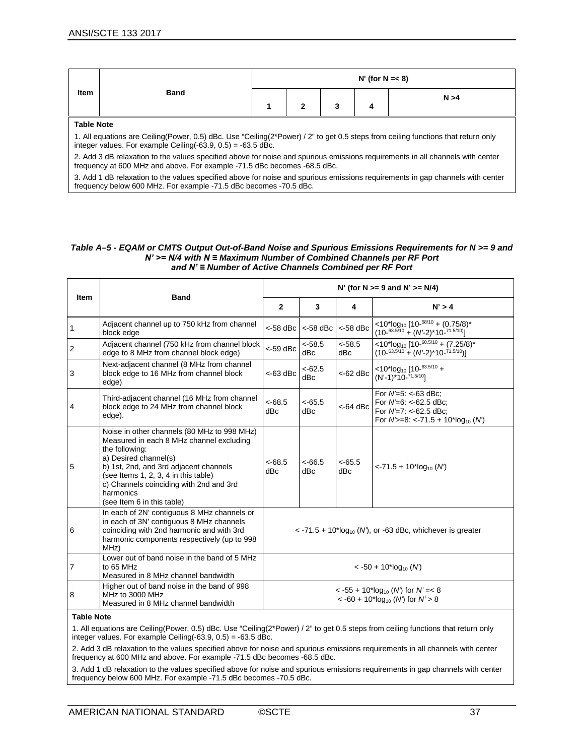| Item | Band | N' (for N =< 8) | | | | |
|---|---|---|---|---|---|---|
| | | 1 | 2 | 3 | 4 | N >4 |

**Table Note**

1. All equations are Ceiling(Power, 0.5) dBc. Use "Ceiling(2*Power) / 2" to get 0.5 steps from ceiling functions that return only integer values. For example Ceiling(-63.9, 0.5) = -63.5 dBc.

2. Add 3 dB relaxation to the values specified above for noise and spurious emissions requirements in all channels with center frequency at 600 MHz and above. For example -71.5 dBc becomes -68.5 dBc.

3. Add 1 dB relaxation to the values specified above for noise and spurious emissions requirements in gap channels with center frequency below 600 MHz. For example -71.5 dBc becomes -70.5 dBc.

***Table A–5 - EQAM or CMTS Output Out-of-Band Noise and Spurious Emissions Requirements for N >= 9 and N' >= N/4 with N ≡ Maximum Number of Combined Channels per RF Port and N' ≡ Number of Active Channels Combined per RF Port***

| Item | Band | N' (for N >= 9 and N' >= N/4) | | | |
|---|---|---|---|---|---|
| | | 2 | 3 | 4 | N' > 4 |
| 1 | Adjacent channel up to 750 kHz from channel block edge | <-58 dBc | <-58 dBc | <-58 dBc | $<10*\log_{10}[10^{-58/10} + (0.75/8)*(10^{-63.5/10} + (N'-2)*10^{-71.5/10})]$ |
| 2 | Adjacent channel (750 kHz from channel block edge to 8 MHz from channel block edge) | <-59 dBc | <-58.5 dBc | <-58.5 dBc | $<10*\log_{10}[10^{-60.5/10} + (7.25/8)*(10^{-63.5/10} + (N'-2)*10^{-71.5/10})]$ |
| 3 | Next-adjacent channel (8 MHz from channel block edge to 16 MHz from channel block edge) | <-63 dBc | <-62.5 dBc | <-62 dBc | $<10*\log_{10}[10^{-63.5/10} + (N'-1)*10^{-71.5/10}]$ |
| 4 | Third-adjacent channel (16 MHz from channel block edge to 24 MHz from channel block edge). | <-68.5 dBc | <-65.5 dBc | <-64 dBc | For $N'$=5: <-63 dBc;<br>For $N'$=6: <-62.5 dBc;<br>For $N'$=7: <-62.5 dBc;<br>For $N'$>=8: $<-71.5 + 10*\log_{10}(N')$ |
| 5 | Noise in other channels (80 MHz to 998 MHz)<br>Measured in each 8 MHz channel excluding the following:<br>a) Desired channel(s)<br>b) 1st, 2nd, and 3rd adjacent channels (see Items 1, 2, 3, 4 in this table)<br>c) Channels coinciding with 2nd and 3rd harmonics<br>(see Item 6 in this table) | <-68.5 dBc | <-66.5 dBc | <-65.5 dBc | $<-71.5 + 10*\log_{10}(N')$ |
| 6 | In each of 2N' contiguous 8 MHz channels or in each of 3N' contiguous 8 MHz channels coinciding with 2nd harmonic and with 3rd harmonic components respectively (up to 998 MHz) | $< -71.5 + 10*\log_{10}(N')$, or -63 dBc, whichever is greater | | | |
| 7 | Lower out of band noise in the band of 5 MHz to 65 MHz<br>Measured in 8 MHz channel bandwidth | $< -50 + 10*\log_{10}(N')$ | | | |
| 8 | Higher out of band noise in the band of 998 MHz to 3000 MHz<br>Measured in 8 MHz channel bandwidth | $< -55 + 10*\log_{10}(N')$ for $N'$ =< 8<br>$< -60 + 10*\log_{10}(N')$ for $N'$ > 8 | | | |

**Table Note**

1. All equations are Ceiling(Power, 0.5) dBc. Use "Ceiling(2*Power) / 2" to get 0.5 steps from ceiling functions that return only integer values. For example Ceiling(-63.9, 0.5) = -63.5 dBc.

2. Add 3 dB relaxation to the values specified above for noise and spurious emissions requirements in all channels with center frequency at 600 MHz and above. For example -71.5 dBc becomes -68.5 dBc.

3. Add 1 dB relaxation to the values specified above for noise and spurious emissions requirements in gap channels with center frequency below 600 MHz. For example -71.5 dBc becomes -70.5 dBc.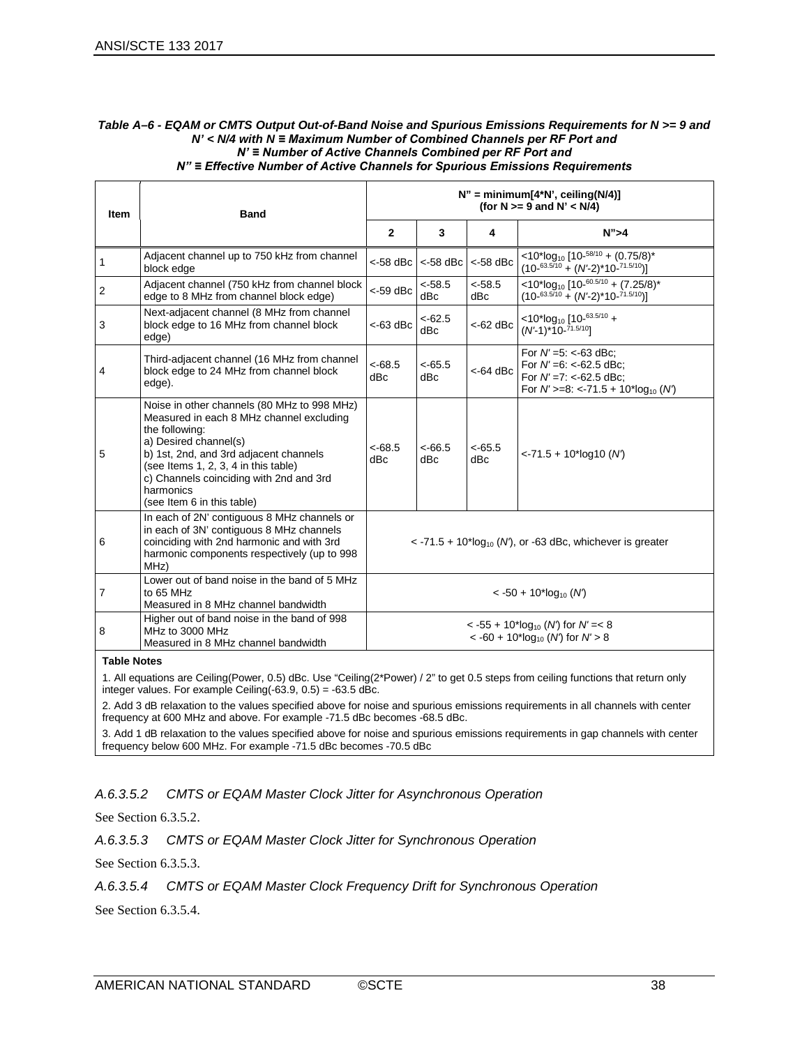***Table A–6 - EQAM or CMTS Output Out-of-Band Noise and Spurious Emissions Requirements for N >= 9 and N' < N/4 with N ≡ Maximum Number of Combined Channels per RF Port and N' ≡ Number of Active Channels Combined per RF Port and N" ≡ Effective Number of Active Channels for Spurious Emissions Requirements***

| Item | Band | N" = minimum[4*N', ceiling(N/4)] (for N >= 9 and N' < N/4) | | | |
|---|---|---|---|---|---|
| | | **2** | **3** | **4** | **N">4** |
| 1 | Adjacent channel up to 750 kHz from channel block edge | <-58 dBc | <-58 dBc | <-58 dBc | $<10^{*}\log_{10}[10^{-58/10} + (0.75/8)^{*}(10^{-63.5/10} + (N'-2)^{*}10^{-71.5/10})]$ |
| 2 | Adjacent channel (750 kHz from channel block edge to 8 MHz from channel block edge) | <-59 dBc | <-58.5 dBc | <-58.5 dBc | $<10^{*}\log_{10}[10^{-60.5/10} + (7.25/8)^{*}(10^{-63.5/10} + (N'-2)^{*}10^{-71.5/10})]$ |
| 3 | Next-adjacent channel (8 MHz from channel block edge to 16 MHz from channel block edge) | <-63 dBc | <-62.5 dBc | <-62 dBc | $<10^{*}\log_{10}[10^{-63.5/10} + (N'-1)^{*}10^{-71.5/10}]$ |
| 4 | Third-adjacent channel (16 MHz from channel block edge to 24 MHz from channel block edge). | <-68.5 dBc | <-65.5 dBc | <-64 dBc | For $N'$ =5: <-63 dBc;<br>For $N'$ =6: <-62.5 dBc;<br>For $N'$ =7: <-62.5 dBc;<br>For $N'$ >=8: $<-71.5 + 10^{*}\log_{10}(N')$ |
| 5 | Noise in other channels (80 MHz to 998 MHz)<br>Measured in each 8 MHz channel excluding the following:<br>a) Desired channel(s)<br>b) 1st, 2nd, and 3rd adjacent channels (see Items 1, 2, 3, 4 in this table)<br>c) Channels coinciding with 2nd and 3rd harmonics<br>(see Item 6 in this table) | <-68.5 dBc | <-66.5 dBc | <-65.5 dBc | $<-71.5 + 10^{*}\log10(N')$ |
| 6 | In each of 2N' contiguous 8 MHz channels or in each of 3N' contiguous 8 MHz channels coinciding with 2nd harmonic and with 3rd harmonic components respectively (up to 998 MHz) | $< -71.5 + 10^{*}\log_{10}(N')$, or -63 dBc, whichever is greater | | | |
| 7 | Lower out of band noise in the band of 5 MHz to 65 MHz<br>Measured in 8 MHz channel bandwidth | $< -50 + 10^{*}\log_{10}(N')$ | | | |
| 8 | Higher out of band noise in the band of 998 MHz to 3000 MHz<br>Measured in 8 MHz channel bandwidth | $< -55 + 10^{*}\log_{10}(N')$ for $N' =< 8$<br>$< -60 + 10^{*}\log_{10}(N')$ for $N' > 8$ | | | |

**Table Notes**

1. All equations are Ceiling(Power, 0.5) dBc. Use "Ceiling(2*Power) / 2" to get 0.5 steps from ceiling functions that return only integer values. For example Ceiling(-63.9, 0.5) = -63.5 dBc.

2. Add 3 dB relaxation to the values specified above for noise and spurious emissions requirements in all channels with center frequency at 600 MHz and above. For example -71.5 dBc becomes -68.5 dBc.

3. Add 1 dB relaxation to the values specified above for noise and spurious emissions requirements in gap channels with center frequency below 600 MHz. For example -71.5 dBc becomes -70.5 dBc

#### *A.6.3.5.2 CMTS or EQAM Master Clock Jitter for Asynchronous Operation*

See Section 6.3.5.2.

#### *A.6.3.5.3 CMTS or EQAM Master Clock Jitter for Synchronous Operation*

See Section 6.3.5.3.

#### *A.6.3.5.4 CMTS or EQAM Master Clock Frequency Drift for Synchronous Operation*

See Section 6.3.5.4.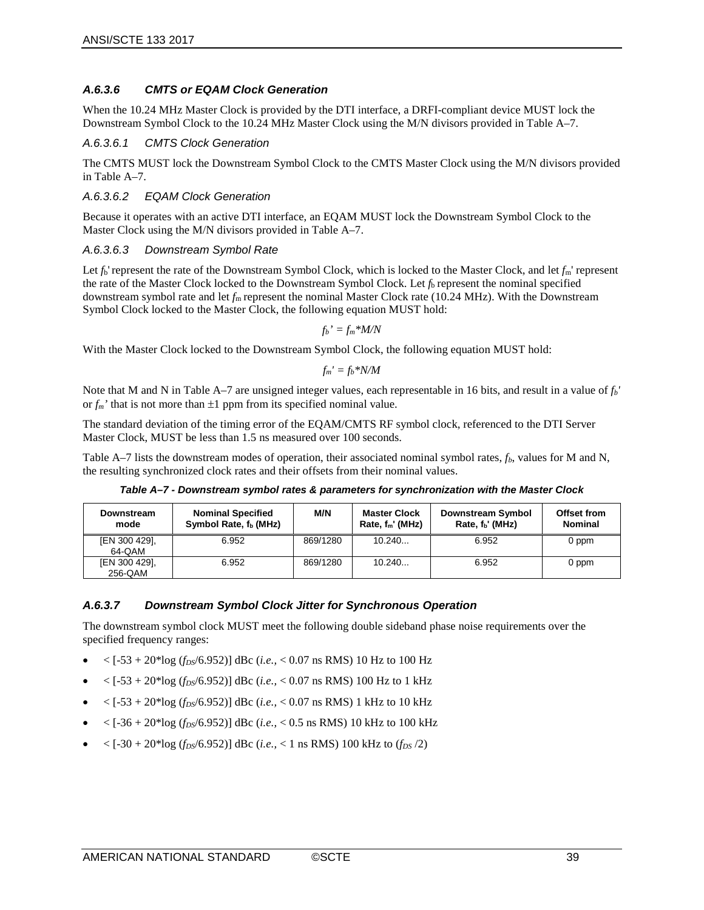### A.6.3.6 CMTS or EQAM Clock Generation

When the 10.24 MHz Master Clock is provided by the DTI interface, a DRFI-compliant device MUST lock the Downstream Symbol Clock to the 10.24 MHz Master Clock using the M/N divisors provided in Table A–7.

#### A.6.3.6.1 CMTS Clock Generation

The CMTS MUST lock the Downstream Symbol Clock to the CMTS Master Clock using the M/N divisors provided in Table A–7.

#### A.6.3.6.2 EQAM Clock Generation

Because it operates with an active DTI interface, an EQAM MUST lock the Downstream Symbol Clock to the Master Clock using the M/N divisors provided in Table A–7.

#### A.6.3.6.3 Downstream Symbol Rate

Let $f_b'$ represent the rate of the Downstream Symbol Clock, which is locked to the Master Clock, and let $f_m'$ represent the rate of the Master Clock locked to the Downstream Symbol Clock. Let $f_b$ represent the nominal specified downstream symbol rate and let $f_m$ represent the nominal Master Clock rate (10.24 MHz). With the Downstream Symbol Clock locked to the Master Clock, the following equation MUST hold:

$$f_b' = f_m * M/N$$

With the Master Clock locked to the Downstream Symbol Clock, the following equation MUST hold:

$$f_m' = f_b * N/M$$

Note that M and N in Table A–7 are unsigned integer values, each representable in 16 bits, and result in a value of $f_b'$ or $f_m'$ that is not more than ±1 ppm from its specified nominal value.

The standard deviation of the timing error of the EQAM/CMTS RF symbol clock, referenced to the DTI Server Master Clock, MUST be less than 1.5 ns measured over 100 seconds.

Table A–7 lists the downstream modes of operation, their associated nominal symbol rates, $f_b$, values for M and N, the resulting synchronized clock rates and their offsets from their nominal values.

**Table A–7 - Downstream symbol rates & parameters for synchronization with the Master Clock**

| Downstream mode | Nominal Specified Symbol Rate, $f_b$ (MHz) | M/N | Master Clock Rate, $f_m'$ (MHz) | Downstream Symbol Rate, $f_b'$ (MHz) | Offset from Nominal |
|---|---|---|---|---|---|
| [EN 300 429], 64-QAM | 6.952 | 869/1280 | 10.240... | 6.952 | 0 ppm |
| [EN 300 429], 256-QAM | 6.952 | 869/1280 | 10.240... | 6.952 | 0 ppm |

### A.6.3.7 Downstream Symbol Clock Jitter for Synchronous Operation

The downstream symbol clock MUST meet the following double sideband phase noise requirements over the specified frequency ranges:

- $< [-53 + 20*\log(f_{DS}/6.952)]$ dBc (*i.e.,* < 0.07 ns RMS) 10 Hz to 100 Hz
- $< [-53 + 20*\log(f_{DS}/6.952)]$ dBc (*i.e.,* < 0.07 ns RMS) 100 Hz to 1 kHz
- $< [-53 + 20*\log(f_{DS}/6.952)]$ dBc (*i.e.,* < 0.07 ns RMS) 1 kHz to 10 kHz
- $< [-36 + 20*\log(f_{DS}/6.952)]$ dBc (*i.e.,* < 0.5 ns RMS) 10 kHz to 100 kHz
- $< [-30 + 20*\log(f_{DS}/6.952)]$ dBc (*i.e.,* < 1 ns RMS) 100 kHz to ($f_{DS}/2$)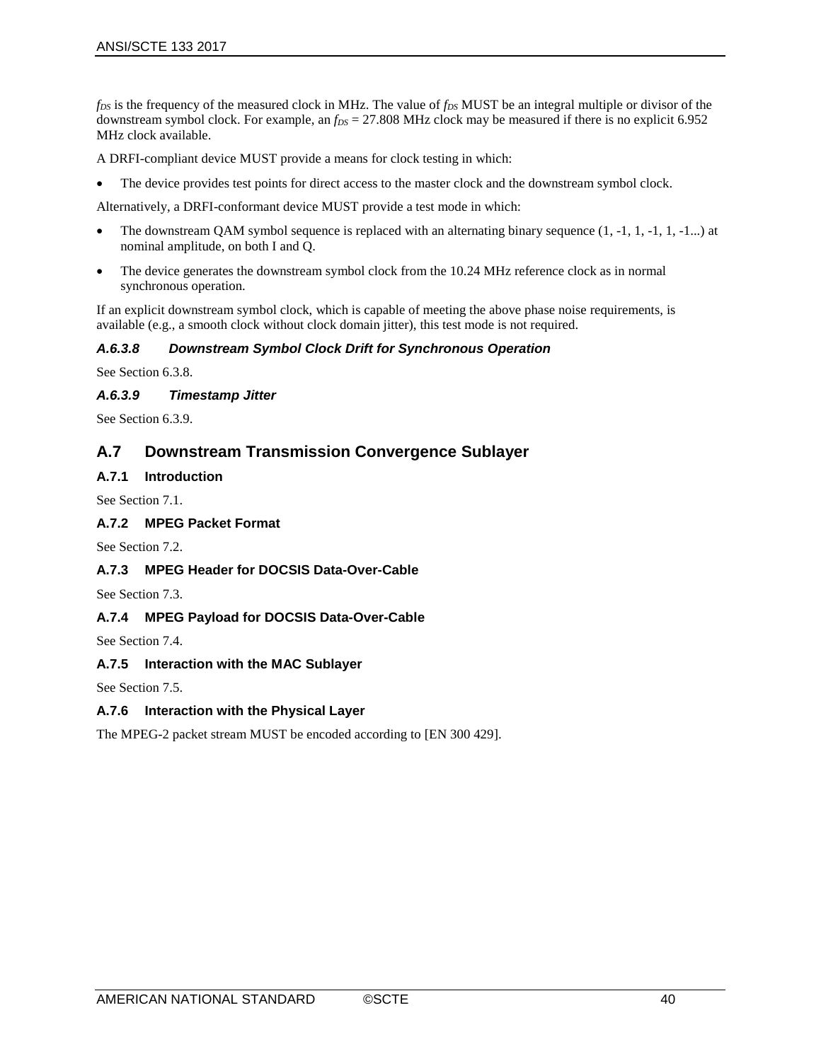$f_{DS}$ is the frequency of the measured clock in MHz. The value of $f_{DS}$ MUST be an integral multiple or divisor of the downstream symbol clock. For example, an $f_{DS}$ = 27.808 MHz clock may be measured if there is no explicit 6.952 MHz clock available.

A DRFI-compliant device MUST provide a means for clock testing in which:

- The device provides test points for direct access to the master clock and the downstream symbol clock.

Alternatively, a DRFI-conformant device MUST provide a test mode in which:

- The downstream QAM symbol sequence is replaced with an alternating binary sequence (1, -1, 1, -1, 1, -1...) at nominal amplitude, on both I and Q.
- The device generates the downstream symbol clock from the 10.24 MHz reference clock as in normal synchronous operation.

If an explicit downstream symbol clock, which is capable of meeting the above phase noise requirements, is available (e.g., a smooth clock without clock domain jitter), this test mode is not required.

#### *A.6.3.8 Downstream Symbol Clock Drift for Synchronous Operation*

See Section 6.3.8.

#### *A.6.3.9 Timestamp Jitter*

See Section 6.3.9.

## A.7 Downstream Transmission Convergence Sublayer

### A.7.1 Introduction

See Section 7.1.

### A.7.2 MPEG Packet Format

See Section 7.2.

### A.7.3 MPEG Header for DOCSIS Data-Over-Cable

See Section 7.3.

### A.7.4 MPEG Payload for DOCSIS Data-Over-Cable

See Section 7.4.

### A.7.5 Interaction with the MAC Sublayer

See Section 7.5.

### A.7.6 Interaction with the Physical Layer

The MPEG-2 packet stream MUST be encoded according to [EN 300 429].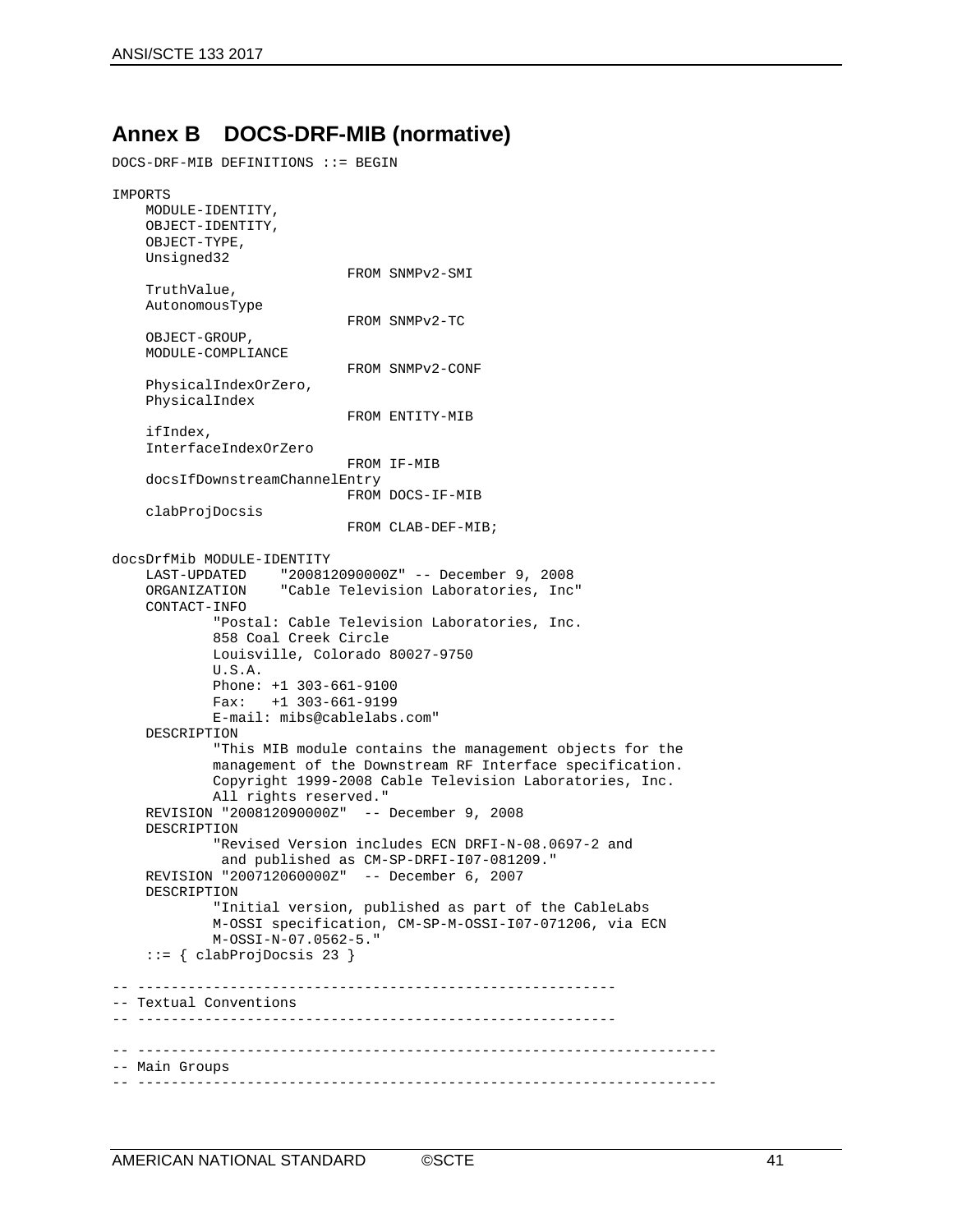# Annex B DOCS-DRF-MIB (normative)

```
DOCS-DRF-MIB DEFINITIONS ::= BEGIN

IMPORTS
    MODULE-IDENTITY,
    OBJECT-IDENTITY,
    OBJECT-TYPE,
    Unsigned32
                            FROM SNMPv2-SMI
    TruthValue,
    AutonomousType
                            FROM SNMPv2-TC
    OBJECT-GROUP,
    MODULE-COMPLIANCE
                            FROM SNMPv2-CONF
    PhysicalIndexOrZero,
    PhysicalIndex
                            FROM ENTITY-MIB
    ifIndex,
    InterfaceIndexOrZero
                            FROM IF-MIB
    docsIfDownstreamChannelEntry
                            FROM DOCS-IF-MIB
    clabProjDocsis
                            FROM CLAB-DEF-MIB;

docsDrfMib MODULE-IDENTITY
    LAST-UPDATED    "200812090000Z" -- December 9, 2008
    ORGANIZATION    "Cable Television Laboratories, Inc"
    CONTACT-INFO
            "Postal: Cable Television Laboratories, Inc.
            858 Coal Creek Circle
            Louisville, Colorado 80027-9750
            U.S.A.
            Phone: +1 303-661-9100
            Fax:   +1 303-661-9199
            E-mail: mibs@cablelabs.com"
    DESCRIPTION
            "This MIB module contains the management objects for the
            management of the Downstream RF Interface specification.
            Copyright 1999-2008 Cable Television Laboratories, Inc.
            All rights reserved."
    REVISION "200812090000Z"  -- December 9, 2008
    DESCRIPTION
            "Revised Version includes ECN DRFI-N-08.0697-2 and
             and published as CM-SP-DRFI-I07-081209."
    REVISION "200712060000Z"  -- December 6, 2007
    DESCRIPTION
            "Initial version, published as part of the CableLabs
            M-OSSI specification, CM-SP-M-OSSI-I07-071206, via ECN
            M-OSSI-N-07.0562-5."
     ::= { clabProjDocsis 23 }

-- ---------------------------------------------------------
-- Textual Conventions
-- ---------------------------------------------------------

-- ---------------------------------------------------------------------
-- Main Groups
-- ---------------------------------------------------------------------
```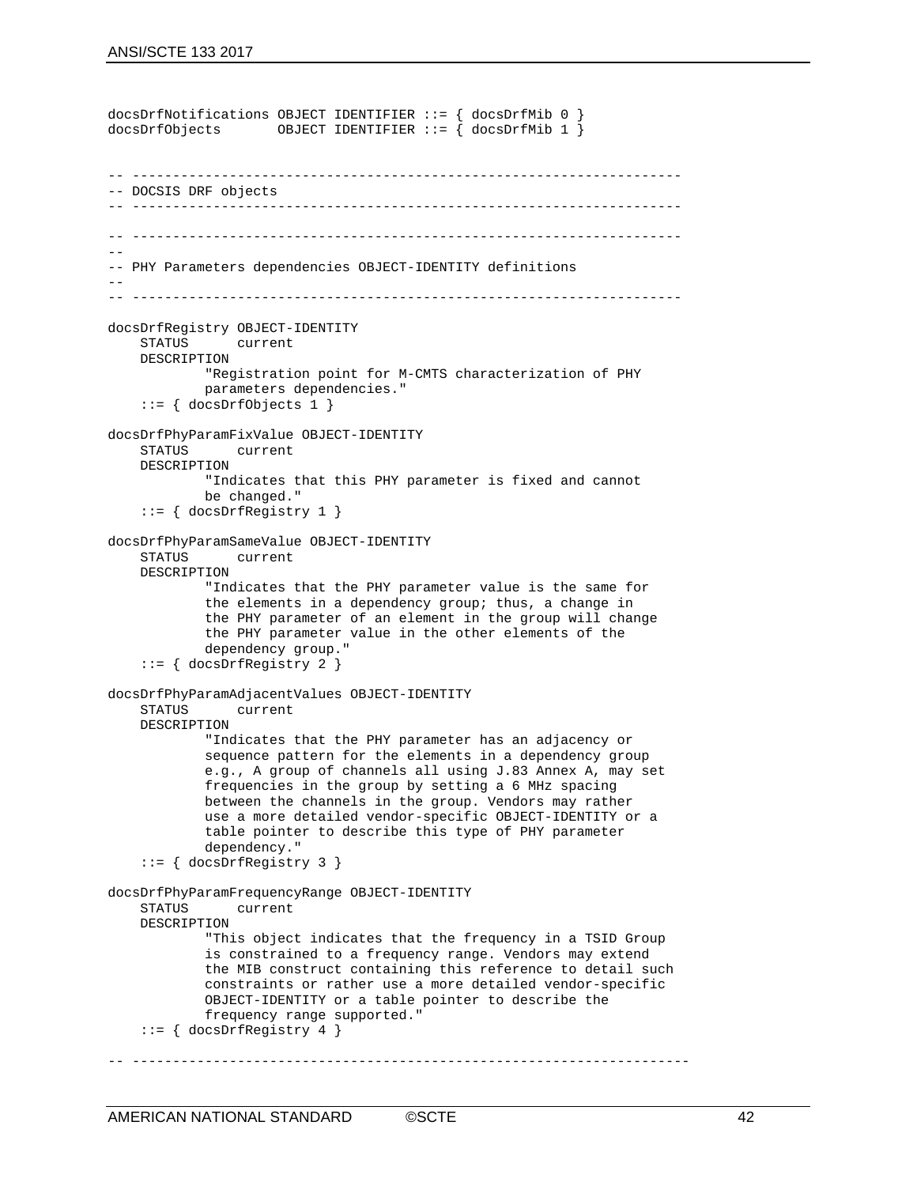```
docsDrfNotifications OBJECT IDENTIFIER ::= { docsDrfMib 0 }
docsDrfObjects       OBJECT IDENTIFIER ::= { docsDrfMib 1 }


-- -------------------------------------------------------------------
-- DOCSIS DRF objects
-- -------------------------------------------------------------------

-- -------------------------------------------------------------------
--
-- PHY Parameters dependencies OBJECT-IDENTITY definitions
--
-- -------------------------------------------------------------------

docsDrfRegistry OBJECT-IDENTITY
    STATUS      current
    DESCRIPTION
            "Registration point for M-CMTS characterization of PHY
            parameters dependencies."
    ::= { docsDrfObjects 1 }

docsDrfPhyParamFixValue OBJECT-IDENTITY
    STATUS      current
    DESCRIPTION
            "Indicates that this PHY parameter is fixed and cannot
            be changed."
    ::= { docsDrfRegistry 1 }

docsDrfPhyParamSameValue OBJECT-IDENTITY
    STATUS      current
    DESCRIPTION
            "Indicates that the PHY parameter value is the same for
            the elements in a dependency group; thus, a change in
            the PHY parameter of an element in the group will change
            the PHY parameter value in the other elements of the
            dependency group."
    ::= { docsDrfRegistry 2 }

docsDrfPhyParamAdjacentValues OBJECT-IDENTITY
    STATUS      current
    DESCRIPTION
            "Indicates that the PHY parameter has an adjacency or
            sequence pattern for the elements in a dependency group
            e.g., A group of channels all using J.83 Annex A, may set
            frequencies in the group by setting a 6 MHz spacing
            between the channels in the group. Vendors may rather
            use a more detailed vendor-specific OBJECT-IDENTITY or a
            table pointer to describe this type of PHY parameter
            dependency."
    ::= { docsDrfRegistry 3 }

docsDrfPhyParamFrequencyRange OBJECT-IDENTITY
    STATUS      current
    DESCRIPTION
            "This object indicates that the frequency in a TSID Group
            is constrained to a frequency range. Vendors may extend
            the MIB construct containing this reference to detail such
            constraints or rather use a more detailed vendor-specific
            OBJECT-IDENTITY or a table pointer to describe the
            frequency range supported."
    ::= { docsDrfRegistry 4 }

-- --------------------------------------------------------------------
```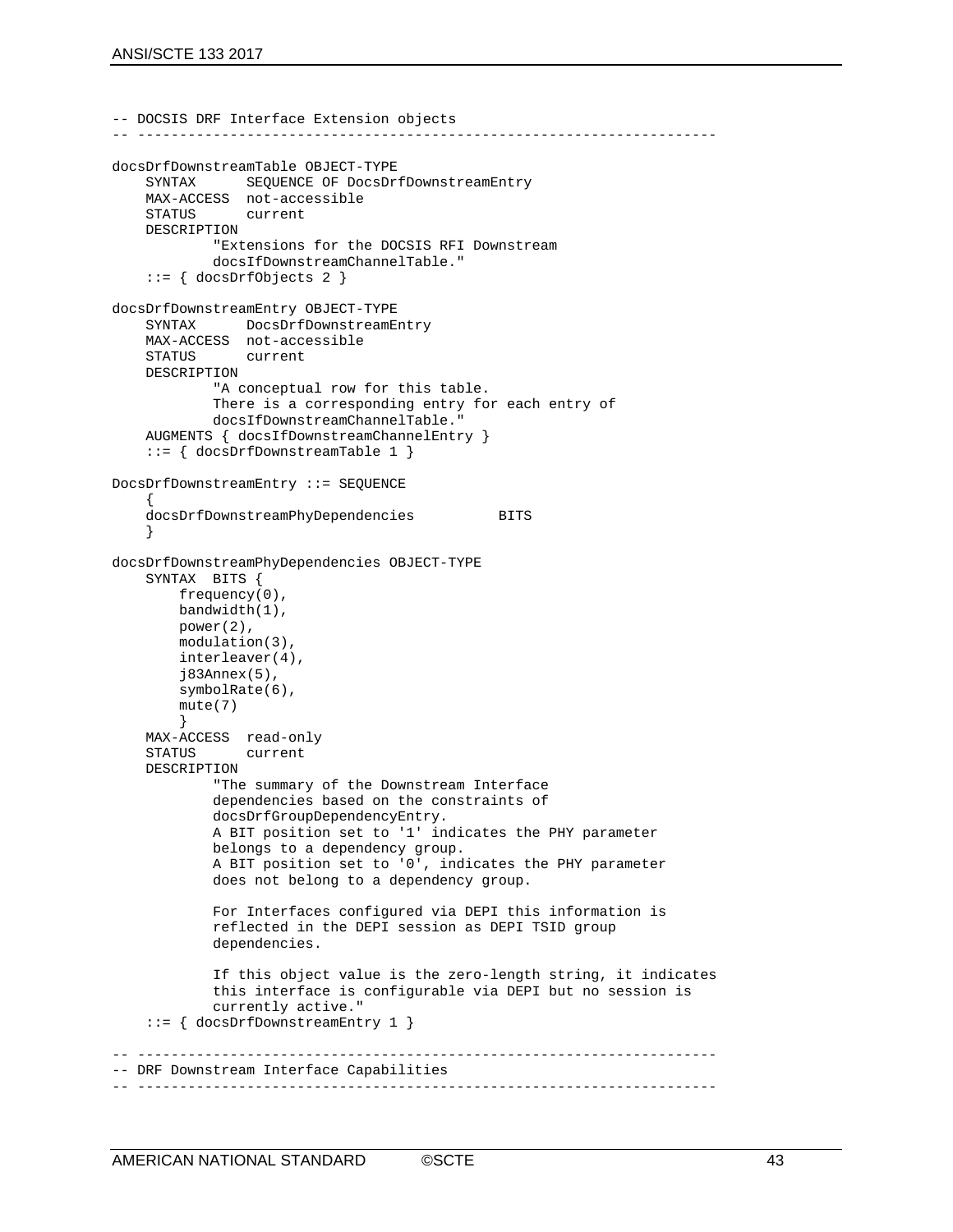```
-- DOCSIS DRF Interface Extension objects
-- ---------------------------------------------------------------------

docsDrfDownstreamTable OBJECT-TYPE
    SYNTAX      SEQUENCE OF DocsDrfDownstreamEntry
    MAX-ACCESS  not-accessible
    STATUS      current
    DESCRIPTION
            "Extensions for the DOCSIS RFI Downstream
            docsIfDownstreamChannelTable."
    ::= { docsDrfObjects 2 }

docsDrfDownstreamEntry OBJECT-TYPE
    SYNTAX      DocsDrfDownstreamEntry
    MAX-ACCESS  not-accessible
    STATUS      current
    DESCRIPTION
            "A conceptual row for this table.
            There is a corresponding entry for each entry of
            docsIfDownstreamChannelTable."
    AUGMENTS { docsIfDownstreamChannelEntry }
    ::= { docsDrfDownstreamTable 1 }

DocsDrfDownstreamEntry ::= SEQUENCE
    {
    docsDrfDownstreamPhyDependencies          BITS
    }

docsDrfDownstreamPhyDependencies OBJECT-TYPE
    SYNTAX  BITS {
        frequency(0),
        bandwidth(1),
        power(2),
        modulation(3),
        interleaver(4),
        j83Annex(5),
        symbolRate(6),
        mute(7)
        }
    MAX-ACCESS  read-only
    STATUS      current
    DESCRIPTION
            "The summary of the Downstream Interface
            dependencies based on the constraints of
            docsDrfGroupDependencyEntry.
            A BIT position set to '1' indicates the PHY parameter
            belongs to a dependency group.
            A BIT position set to '0', indicates the PHY parameter
            does not belong to a dependency group.

            For Interfaces configured via DEPI this information is
            reflected in the DEPI session as DEPI TSID group
            dependencies.

            If this object value is the zero-length string, it indicates
            this interface is configurable via DEPI but no session is
            currently active."
    ::= { docsDrfDownstreamEntry 1 }

-- ---------------------------------------------------------------------
-- DRF Downstream Interface Capabilities
-- ---------------------------------------------------------------------
```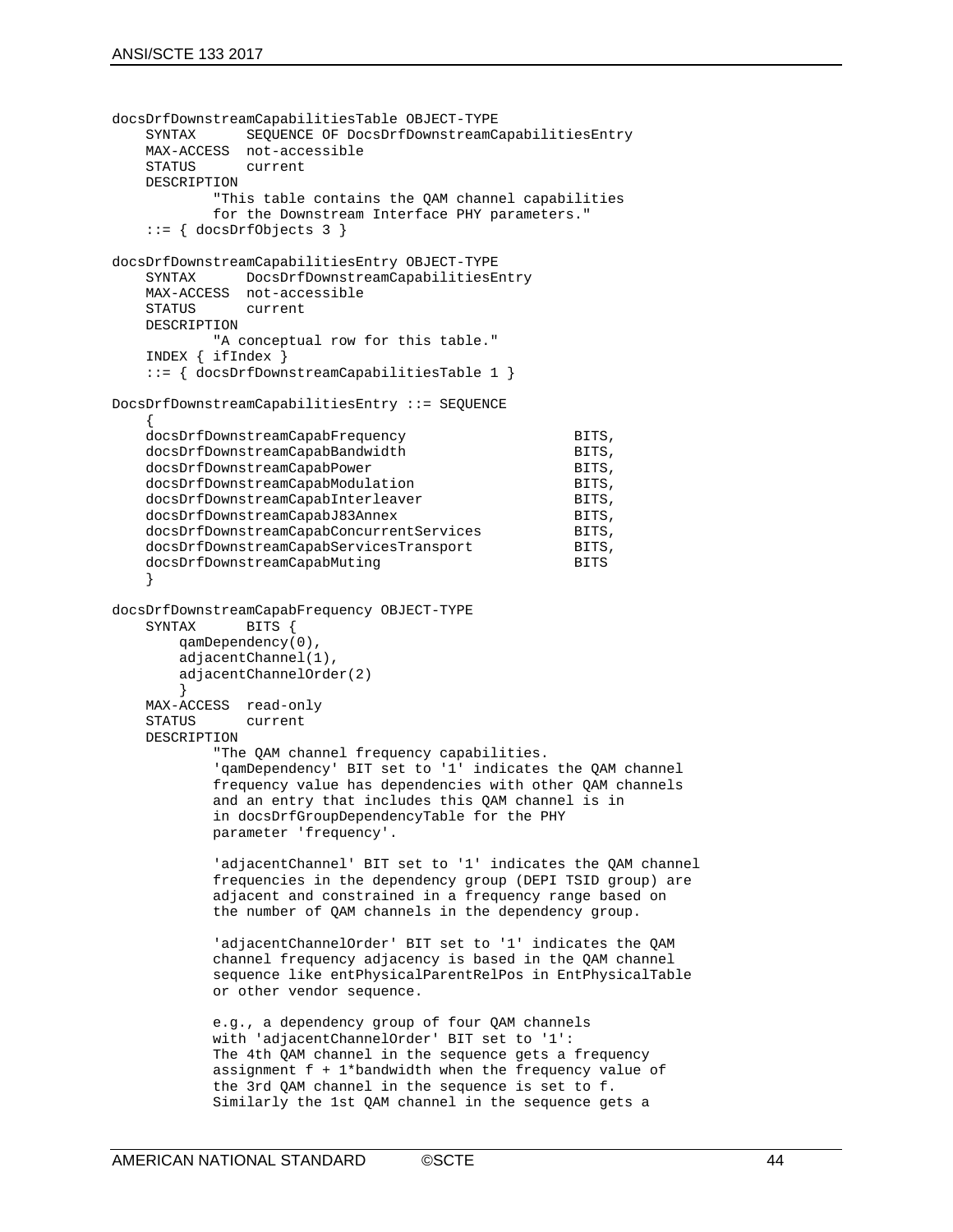```
docsDrfDownstreamCapabilitiesTable OBJECT-TYPE
    SYNTAX      SEQUENCE OF DocsDrfDownstreamCapabilitiesEntry
    MAX-ACCESS  not-accessible
    STATUS      current
    DESCRIPTION
            "This table contains the QAM channel capabilities
            for the Downstream Interface PHY parameters."
    ::= { docsDrfObjects 3 }

docsDrfDownstreamCapabilitiesEntry OBJECT-TYPE
    SYNTAX      DocsDrfDownstreamCapabilitiesEntry
    MAX-ACCESS  not-accessible
    STATUS      current
    DESCRIPTION
            "A conceptual row for this table."
    INDEX { ifIndex }
    ::= { docsDrfDownstreamCapabilitiesTable 1 }

DocsDrfDownstreamCapabilitiesEntry ::= SEQUENCE
    {
    docsDrfDownstreamCapabFrequency                    BITS,
    docsDrfDownstreamCapabBandwidth                    BITS,
    docsDrfDownstreamCapabPower                        BITS,
    docsDrfDownstreamCapabModulation                   BITS,
    docsDrfDownstreamCapabInterleaver                  BITS,
    docsDrfDownstreamCapabJ83Annex                     BITS,
    docsDrfDownstreamCapabConcurrentServices           BITS,
    docsDrfDownstreamCapabServicesTransport            BITS,
    docsDrfDownstreamCapabMuting                       BITS
    }

docsDrfDownstreamCapabFrequency OBJECT-TYPE
    SYNTAX      BITS {
        qamDependency(0),
        adjacentChannel(1),
        adjacentChannelOrder(2)
        }
    MAX-ACCESS  read-only
    STATUS      current
    DESCRIPTION
            "The QAM channel frequency capabilities.
            'qamDependency' BIT set to '1' indicates the QAM channel
            frequency value has dependencies with other QAM channels
            and an entry that includes this QAM channel is in
            in docsDrfGroupDependencyTable for the PHY
            parameter 'frequency'.

            'adjacentChannel' BIT set to '1' indicates the QAM channel
            frequencies in the dependency group (DEPI TSID group) are
            adjacent and constrained in a frequency range based on
            the number of QAM channels in the dependency group.

            'adjacentChannelOrder' BIT set to '1' indicates the QAM
            channel frequency adjacency is based in the QAM channel
            sequence like entPhysicalParentRelPos in EntPhysicalTable
            or other vendor sequence.

            e.g., a dependency group of four QAM channels
            with 'adjacentChannelOrder' BIT set to '1':
            The 4th QAM channel in the sequence gets a frequency
            assignment f + 1*bandwidth when the frequency value of
            the 3rd QAM channel in the sequence is set to f.
            Similarly the 1st QAM channel in the sequence gets a
```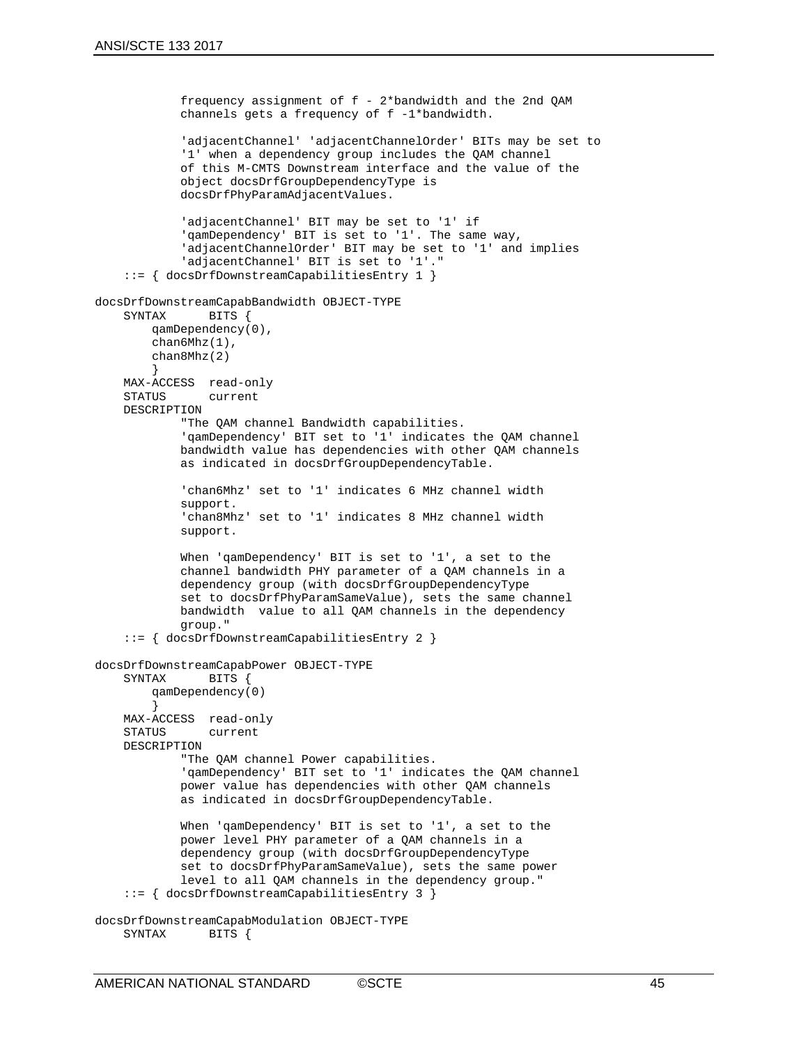```
            frequency assignment of f - 2*bandwidth and the 2nd QAM
            channels gets a frequency of f -1*bandwidth.

            'adjacentChannel' 'adjacentChannelOrder' BITs may be set to
            '1' when a dependency group includes the QAM channel
            of this M-CMTS Downstream interface and the value of the
            object docsDrfGroupDependencyType is
            docsDrfPhyParamAdjacentValues.

            'adjacentChannel' BIT may be set to '1' if
            'qamDependency' BIT is set to '1'. The same way,
            'adjacentChannelOrder' BIT may be set to '1' and implies
            'adjacentChannel' BIT is set to '1'."
    ::= { docsDrfDownstreamCapabilitiesEntry 1 }

docsDrfDownstreamCapabBandwidth OBJECT-TYPE
    SYNTAX      BITS {
        qamDependency(0),
        chan6Mhz(1),
        chan8Mhz(2)
        }
    MAX-ACCESS  read-only
    STATUS      current
    DESCRIPTION
            "The QAM channel Bandwidth capabilities.
            'qamDependency' BIT set to '1' indicates the QAM channel
            bandwidth value has dependencies with other QAM channels
            as indicated in docsDrfGroupDependencyTable.

            'chan6Mhz' set to '1' indicates 6 MHz channel width
            support.
            'chan8Mhz' set to '1' indicates 8 MHz channel width
            support.

            When 'qamDependency' BIT is set to '1', a set to the
            channel bandwidth PHY parameter of a QAM channels in a
            dependency group (with docsDrfGroupDependencyType
            set to docsDrfPhyParamSameValue), sets the same channel
            bandwidth  value to all QAM channels in the dependency
            group."
    ::= { docsDrfDownstreamCapabilitiesEntry 2 }

docsDrfDownstreamCapabPower OBJECT-TYPE
    SYNTAX      BITS {
        qamDependency(0)
        }
    MAX-ACCESS  read-only
    STATUS      current
    DESCRIPTION
            "The QAM channel Power capabilities.
            'qamDependency' BIT set to '1' indicates the QAM channel
            power value has dependencies with other QAM channels
            as indicated in docsDrfGroupDependencyTable.

            When 'qamDependency' BIT is set to '1', a set to the
            power level PHY parameter of a QAM channels in a
            dependency group (with docsDrfGroupDependencyType
            set to docsDrfPhyParamSameValue), sets the same power
            level to all QAM channels in the dependency group."
    ::= { docsDrfDownstreamCapabilitiesEntry 3 }

docsDrfDownstreamCapabModulation OBJECT-TYPE
    SYNTAX      BITS {
```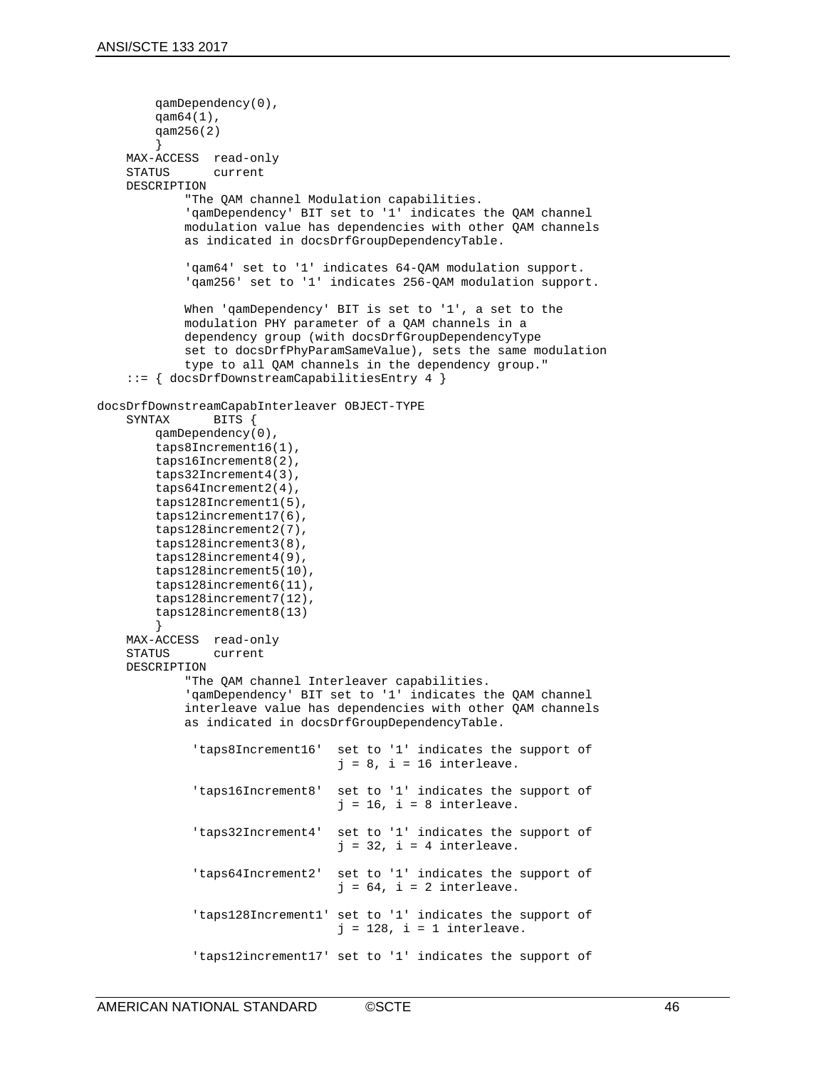```
        qamDependency(0),
        qam64(1),
        qam256(2)
        }
    MAX-ACCESS  read-only
    STATUS      current
    DESCRIPTION
            "The QAM channel Modulation capabilities.
            'qamDependency' BIT set to '1' indicates the QAM channel
            modulation value has dependencies with other QAM channels
            as indicated in docsDrfGroupDependencyTable.

            'qam64' set to '1' indicates 64-QAM modulation support.
            'qam256' set to '1' indicates 256-QAM modulation support.

            When 'qamDependency' BIT is set to '1', a set to the
            modulation PHY parameter of a QAM channels in a
            dependency group (with docsDrfGroupDependencyType
            set to docsDrfPhyParamSameValue), sets the same modulation
            type to all QAM channels in the dependency group."
    ::= { docsDrfDownstreamCapabilitiesEntry 4 }

docsDrfDownstreamCapabInterleaver OBJECT-TYPE
    SYNTAX      BITS {
        qamDependency(0),
        taps8Increment16(1),
        taps16Increment8(2),
        taps32Increment4(3),
        taps64Increment2(4),
        taps128Increment1(5),
        taps12increment17(6),
        taps128increment2(7),
        taps128increment3(8),
        taps128increment4(9),
        taps128increment5(10),
        taps128increment6(11),
        taps128increment7(12),
        taps128increment8(13)
        }
    MAX-ACCESS  read-only
    STATUS      current
    DESCRIPTION
            "The QAM channel Interleaver capabilities.
            'qamDependency' BIT set to '1' indicates the QAM channel
            interleave value has dependencies with other QAM channels
            as indicated in docsDrfGroupDependencyTable.

             'taps8Increment16'  set to '1' indicates the support of
                                 j = 8, i = 16 interleave.

             'taps16Increment8'  set to '1' indicates the support of
                                 j = 16, i = 8 interleave.

             'taps32Increment4'  set to '1' indicates the support of
                                 j = 32, i = 4 interleave.

             'taps64Increment2'  set to '1' indicates the support of
                                 j = 64, i = 2 interleave.

             'taps128Increment1' set to '1' indicates the support of
                                 j = 128, i = 1 interleave.

             'taps12increment17' set to '1' indicates the support of
```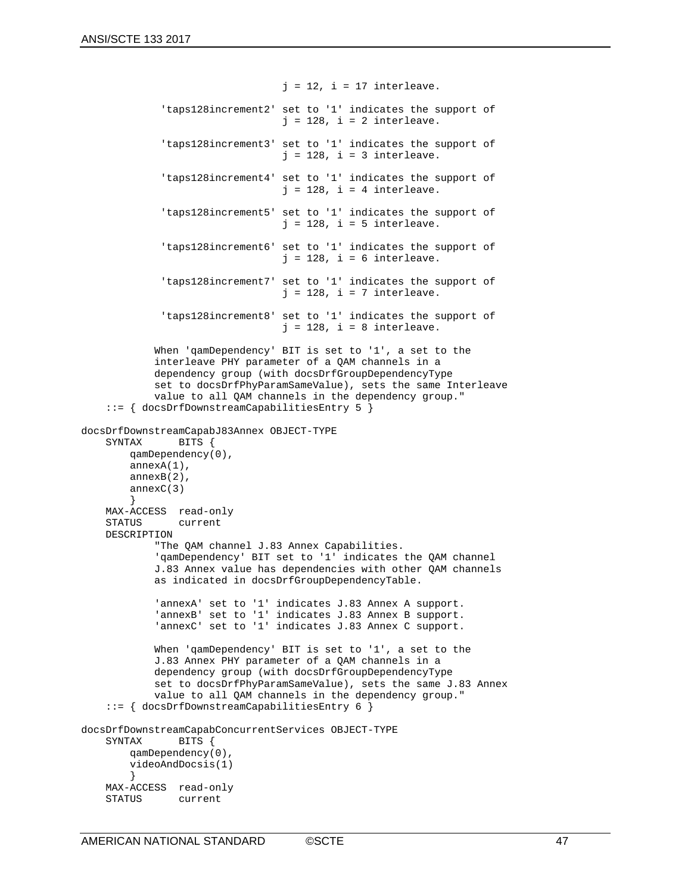```
                                j = 12, i = 17 interleave.

             'taps128increment2' set to '1' indicates the support of
                                j = 128, i = 2 interleave.

             'taps128increment3' set to '1' indicates the support of
                                j = 128, i = 3 interleave.

             'taps128increment4' set to '1' indicates the support of
                                j = 128, i = 4 interleave.

             'taps128increment5' set to '1' indicates the support of
                                j = 128, i = 5 interleave.

             'taps128increment6' set to '1' indicates the support of
                                j = 128, i = 6 interleave.

             'taps128increment7' set to '1' indicates the support of
                                j = 128, i = 7 interleave.

             'taps128increment8' set to '1' indicates the support of
                                j = 128, i = 8 interleave.

            When 'qamDependency' BIT is set to '1', a set to the
            interleave PHY parameter of a QAM channels in a
            dependency group (with docsDrfGroupDependencyType
            set to docsDrfPhyParamSameValue), sets the same Interleave
            value to all QAM channels in the dependency group."
    ::= { docsDrfDownstreamCapabilitiesEntry 5 }

docsDrfDownstreamCapabJ83Annex OBJECT-TYPE
    SYNTAX      BITS {
        qamDependency(0),
        annexA(1),
        annexB(2),
        annexC(3)
        }
    MAX-ACCESS  read-only
    STATUS      current
    DESCRIPTION
            "The QAM channel J.83 Annex Capabilities.
            'qamDependency' BIT set to '1' indicates the QAM channel
            J.83 Annex value has dependencies with other QAM channels
            as indicated in docsDrfGroupDependencyTable.

            'annexA' set to '1' indicates J.83 Annex A support.
            'annexB' set to '1' indicates J.83 Annex B support.
            'annexC' set to '1' indicates J.83 Annex C support.

            When 'qamDependency' BIT is set to '1', a set to the
            J.83 Annex PHY parameter of a QAM channels in a
            dependency group (with docsDrfGroupDependencyType
            set to docsDrfPhyParamSameValue), sets the same J.83 Annex
            value to all QAM channels in the dependency group."
    ::= { docsDrfDownstreamCapabilitiesEntry 6 }

docsDrfDownstreamCapabConcurrentServices OBJECT-TYPE
    SYNTAX      BITS {
        qamDependency(0),
        videoAndDocsis(1)
        }
    MAX-ACCESS  read-only
    STATUS      current
```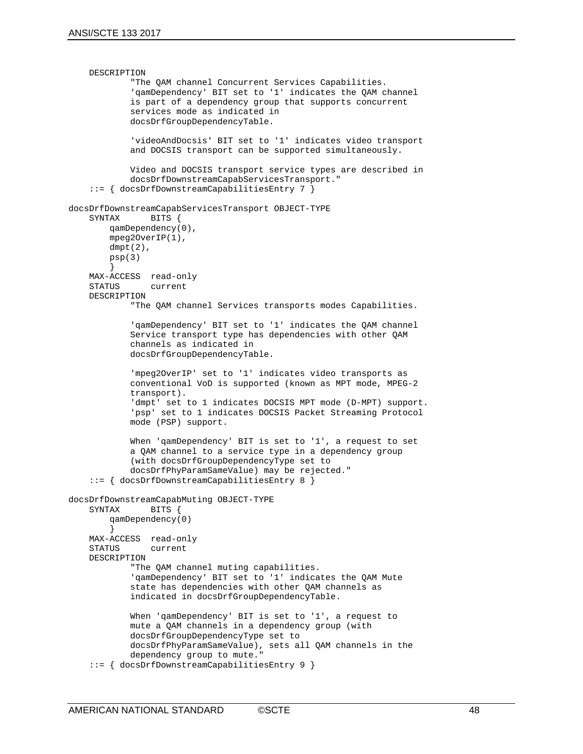```
    DESCRIPTION
            "The QAM channel Concurrent Services Capabilities.
            'qamDependency' BIT set to '1' indicates the QAM channel
            is part of a dependency group that supports concurrent
            services mode as indicated in
            docsDrfGroupDependencyTable.

            'videoAndDocsis' BIT set to '1' indicates video transport
            and DOCSIS transport can be supported simultaneously.

            Video and DOCSIS transport service types are described in
            docsDrfDownstreamCapabServicesTransport."
    ::= { docsDrfDownstreamCapabilitiesEntry 7 }

docsDrfDownstreamCapabServicesTransport OBJECT-TYPE
    SYNTAX      BITS {
        qamDependency(0),
        mpeg2OverIP(1),
        dmpt(2),
        psp(3)
        }
    MAX-ACCESS  read-only
    STATUS      current
    DESCRIPTION
            "The QAM channel Services transports modes Capabilities.

            'qamDependency' BIT set to '1' indicates the QAM channel
            Service transport type has dependencies with other QAM
            channels as indicated in
            docsDrfGroupDependencyTable.

            'mpeg2OverIP' set to '1' indicates video transports as
            conventional VoD is supported (known as MPT mode, MPEG-2
            transport).
            'dmpt' set to 1 indicates DOCSIS MPT mode (D-MPT) support.
            'psp' set to 1 indicates DOCSIS Packet Streaming Protocol
            mode (PSP) support.

            When 'qamDependency' BIT is set to '1', a request to set
            a QAM channel to a service type in a dependency group
            (with docsDrfGroupDependencyType set to
            docsDrfPhyParamSameValue) may be rejected."
    ::= { docsDrfDownstreamCapabilitiesEntry 8 }

docsDrfDownstreamCapabMuting OBJECT-TYPE
    SYNTAX      BITS {
        qamDependency(0)
        }
    MAX-ACCESS  read-only
    STATUS      current
    DESCRIPTION
            "The QAM channel muting capabilities.
            'qamDependency' BIT set to '1' indicates the QAM Mute
            state has dependencies with other QAM channels as
            indicated in docsDrfGroupDependencyTable.

            When 'qamDependency' BIT is set to '1', a request to
            mute a QAM channels in a dependency group (with
            docsDrfGroupDependencyType set to
            docsDrfPhyParamSameValue), sets all QAM channels in the
            dependency group to mute."
    ::= { docsDrfDownstreamCapabilitiesEntry 9 }
```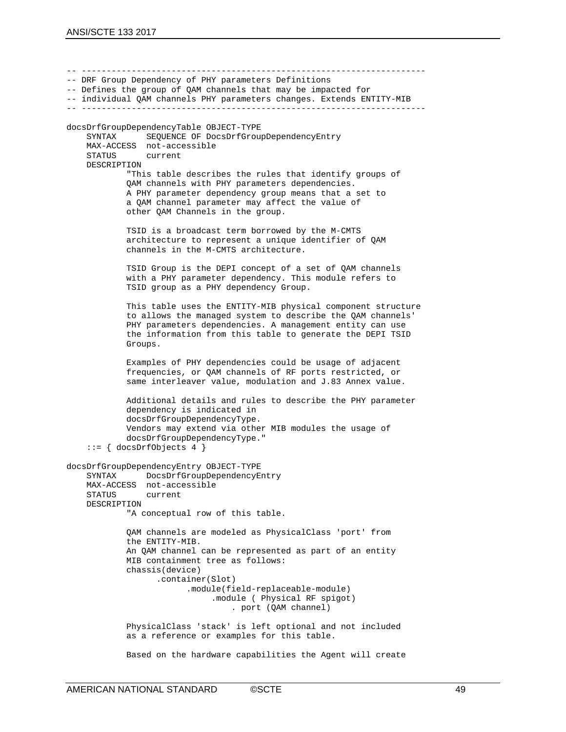```
-- ---------------------------------------------------------------------
-- DRF Group Dependency of PHY parameters Definitions
-- Defines the group of QAM channels that may be impacted for
-- individual QAM channels PHY parameters changes. Extends ENTITY-MIB
-- ---------------------------------------------------------------------

docsDrfGroupDependencyTable OBJECT-TYPE
    SYNTAX      SEQUENCE OF DocsDrfGroupDependencyEntry
    MAX-ACCESS  not-accessible
    STATUS      current
    DESCRIPTION
            "This table describes the rules that identify groups of
            QAM channels with PHY parameters dependencies.
            A PHY parameter dependency group means that a set to
            a QAM channel parameter may affect the value of
            other QAM Channels in the group.

            TSID is a broadcast term borrowed by the M-CMTS
            architecture to represent a unique identifier of QAM
            channels in the M-CMTS architecture.

            TSID Group is the DEPI concept of a set of QAM channels
            with a PHY parameter dependency. This module refers to
            TSID group as a PHY dependency Group.

            This table uses the ENTITY-MIB physical component structure
            to allows the managed system to describe the QAM channels'
            PHY parameters dependencies. A management entity can use
            the information from this table to generate the DEPI TSID
            Groups.

            Examples of PHY dependencies could be usage of adjacent
            frequencies, or QAM channels of RF ports restricted, or
            same interleaver value, modulation and J.83 Annex value.

            Additional details and rules to describe the PHY parameter
            dependency is indicated in
            docsDrfGroupDependencyType.
            Vendors may extend via other MIB modules the usage of
            docsDrfGroupDependencyType."
    ::= { docsDrfObjects 4 }

docsDrfGroupDependencyEntry OBJECT-TYPE
    SYNTAX      DocsDrfGroupDependencyEntry
    MAX-ACCESS  not-accessible
    STATUS      current
    DESCRIPTION
            "A conceptual row of this table.

            QAM channels are modeled as PhysicalClass 'port' from
            the ENTITY-MIB.
            An QAM channel can be represented as part of an entity
            MIB containment tree as follows:
            chassis(device)
                  .container(Slot)
                        .module(field-replaceable-module)
                             .module ( Physical RF spigot)
                                 . port (QAM channel)

            PhysicalClass 'stack' is left optional and not included
            as a reference or examples for this table.

            Based on the hardware capabilities the Agent will create
```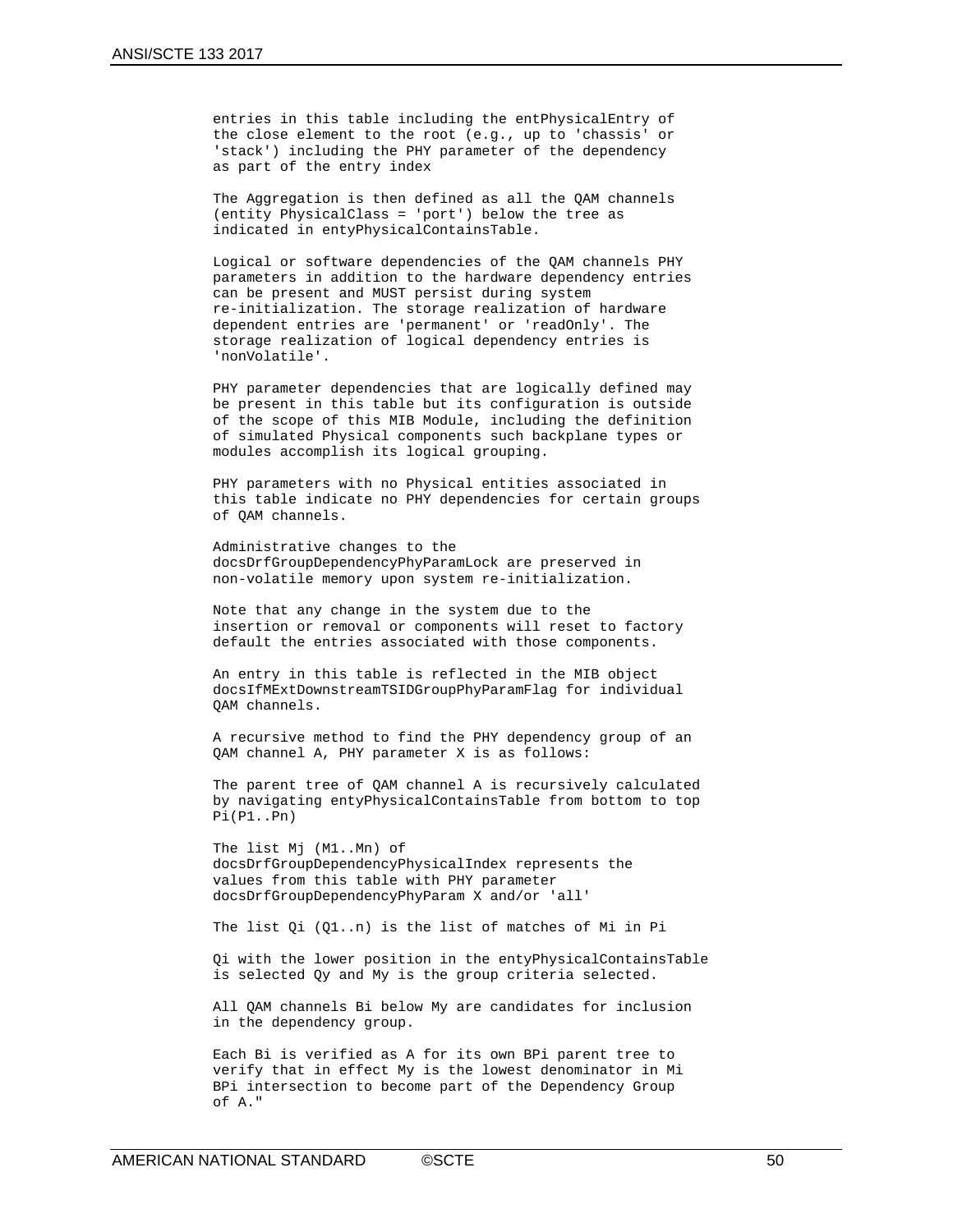```
entries in this table including the entPhysicalEntry of
the close element to the root (e.g., up to 'chassis' or
'stack') including the PHY parameter of the dependency
as part of the entry index

The Aggregation is then defined as all the QAM channels
(entity PhysicalClass = 'port') below the tree as
indicated in entyPhysicalContainsTable.

Logical or software dependencies of the QAM channels PHY
parameters in addition to the hardware dependency entries
can be present and MUST persist during system
re-initialization. The storage realization of hardware
dependent entries are 'permanent' or 'readOnly'. The
storage realization of logical dependency entries is
'nonVolatile'.

PHY parameter dependencies that are logically defined may
be present in this table but its configuration is outside
of the scope of this MIB Module, including the definition
of simulated Physical components such backplane types or
modules accomplish its logical grouping.

PHY parameters with no Physical entities associated in
this table indicate no PHY dependencies for certain groups
of QAM channels.

Administrative changes to the
docsDrfGroupDependencyPhyParamLock are preserved in
non-volatile memory upon system re-initialization.

Note that any change in the system due to the
insertion or removal or components will reset to factory
default the entries associated with those components.

An entry in this table is reflected in the MIB object
docsIfMExtDownstreamTSIDGroupPhyParamFlag for individual
QAM channels.

A recursive method to find the PHY dependency group of an
QAM channel A, PHY parameter X is as follows:

The parent tree of QAM channel A is recursively calculated
by navigating entyPhysicalContainsTable from bottom to top
Pi(P1..Pn)

The list Mj (M1..Mn) of
docsDrfGroupDependencyPhysicalIndex represents the
values from this table with PHY parameter
docsDrfGroupDependencyPhyParam X and/or 'all'

The list Qi (Q1..n) is the list of matches of Mi in Pi

Qi with the lower position in the entyPhysicalContainsTable
is selected Qy and My is the group criteria selected.

All QAM channels Bi below My are candidates for inclusion
in the dependency group.

Each Bi is verified as A for its own BPi parent tree to
verify that in effect My is the lowest denominator in Mi
BPi intersection to become part of the Dependency Group
of A."
```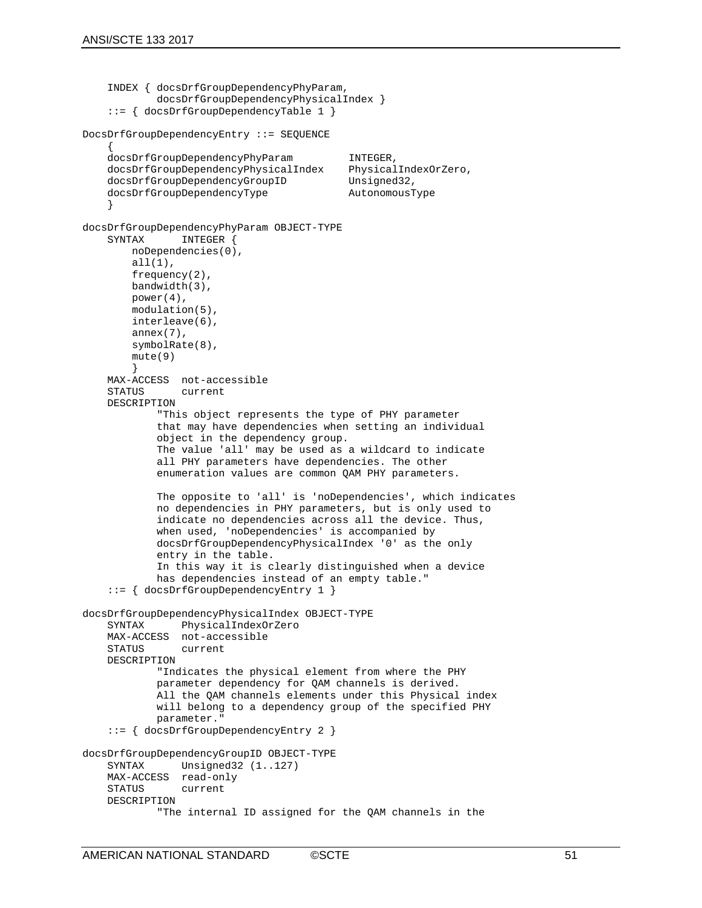```
    INDEX { docsDrfGroupDependencyPhyParam,
            docsDrfGroupDependencyPhysicalIndex }
    ::= { docsDrfGroupDependencyTable 1 }

DocsDrfGroupDependencyEntry ::= SEQUENCE
    {
    docsDrfGroupDependencyPhyParam         INTEGER,
    docsDrfGroupDependencyPhysicalIndex    PhysicalIndexOrZero,
    docsDrfGroupDependencyGroupID          Unsigned32,
    docsDrfGroupDependencyType             AutonomousType
    }

docsDrfGroupDependencyPhyParam OBJECT-TYPE
    SYNTAX      INTEGER {
        noDependencies(0),
        all(1),
        frequency(2),
        bandwidth(3),
        power(4),
        modulation(5),
        interleave(6),
        annex(7),
        symbolRate(8),
        mute(9)
        }
    MAX-ACCESS  not-accessible
    STATUS      current
    DESCRIPTION
            "This object represents the type of PHY parameter
            that may have dependencies when setting an individual
            object in the dependency group.
            The value 'all' may be used as a wildcard to indicate
            all PHY parameters have dependencies. The other
            enumeration values are common QAM PHY parameters.

            The opposite to 'all' is 'noDependencies', which indicates
            no dependencies in PHY parameters, but is only used to
            indicate no dependencies across all the device. Thus,
            when used, 'noDependencies' is accompanied by
            docsDrfGroupDependencyPhysicalIndex '0' as the only
            entry in the table.
            In this way it is clearly distinguished when a device
            has dependencies instead of an empty table."
    ::= { docsDrfGroupDependencyEntry 1 }

docsDrfGroupDependencyPhysicalIndex OBJECT-TYPE
    SYNTAX      PhysicalIndexOrZero
    MAX-ACCESS  not-accessible
    STATUS      current
    DESCRIPTION
            "Indicates the physical element from where the PHY
            parameter dependency for QAM channels is derived.
            All the QAM channels elements under this Physical index
            will belong to a dependency group of the specified PHY
            parameter."
    ::= { docsDrfGroupDependencyEntry 2 }

docsDrfGroupDependencyGroupID OBJECT-TYPE
    SYNTAX      Unsigned32 (1..127)
    MAX-ACCESS  read-only
    STATUS      current
    DESCRIPTION
            "The internal ID assigned for the QAM channels in the
```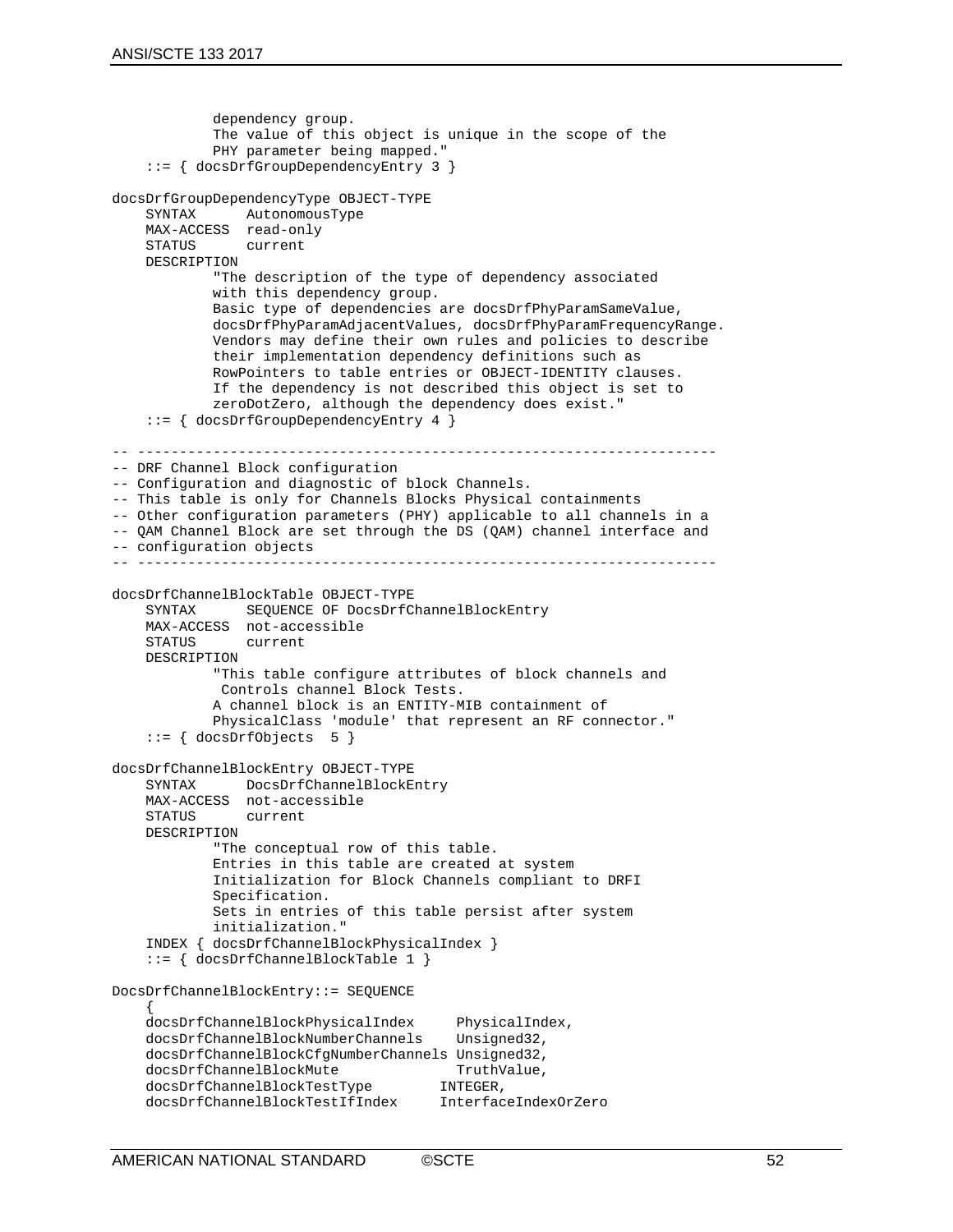```
            dependency group.
            The value of this object is unique in the scope of the
            PHY parameter being mapped."
    ::= { docsDrfGroupDependencyEntry 3 }

docsDrfGroupDependencyType OBJECT-TYPE
    SYNTAX      AutonomousType
    MAX-ACCESS  read-only
    STATUS      current
    DESCRIPTION
            "The description of the type of dependency associated
            with this dependency group.
            Basic type of dependencies are docsDrfPhyParamSameValue,
            docsDrfPhyParamAdjacentValues, docsDrfPhyParamFrequencyRange.
            Vendors may define their own rules and policies to describe
            their implementation dependency definitions such as
            RowPointers to table entries or OBJECT-IDENTITY clauses.
            If the dependency is not described this object is set to
            zeroDotZero, although the dependency does exist."
    ::= { docsDrfGroupDependencyEntry 4 }

-- ---------------------------------------------------------------------
-- DRF Channel Block configuration
-- Configuration and diagnostic of block Channels.
-- This table is only for Channels Blocks Physical containments
-- Other configuration parameters (PHY) applicable to all channels in a
-- QAM Channel Block are set through the DS (QAM) channel interface and
-- configuration objects
-- ---------------------------------------------------------------------

docsDrfChannelBlockTable OBJECT-TYPE
    SYNTAX      SEQUENCE OF DocsDrfChannelBlockEntry
    MAX-ACCESS  not-accessible
    STATUS      current
    DESCRIPTION
            "This table configure attributes of block channels and
             Controls channel Block Tests.
            A channel block is an ENTITY-MIB containment of
            PhysicalClass 'module' that represent an RF connector."
    ::= { docsDrfObjects  5 }

docsDrfChannelBlockEntry OBJECT-TYPE
    SYNTAX      DocsDrfChannelBlockEntry
    MAX-ACCESS  not-accessible
    STATUS      current
    DESCRIPTION
            "The conceptual row of this table.
            Entries in this table are created at system
            Initialization for Block Channels compliant to DRFI
            Specification.
            Sets in entries of this table persist after system
            initialization."
    INDEX { docsDrfChannelBlockPhysicalIndex }
    ::= { docsDrfChannelBlockTable 1 }

DocsDrfChannelBlockEntry::= SEQUENCE
    {
    docsDrfChannelBlockPhysicalIndex     PhysicalIndex,
    docsDrfChannelBlockNumberChannels    Unsigned32,
    docsDrfChannelBlockCfgNumberChannels Unsigned32,
    docsDrfChannelBlockMute              TruthValue,
    docsDrfChannelBlockTestType         INTEGER,
    docsDrfChannelBlockTestIfIndex      InterfaceIndexOrZero
```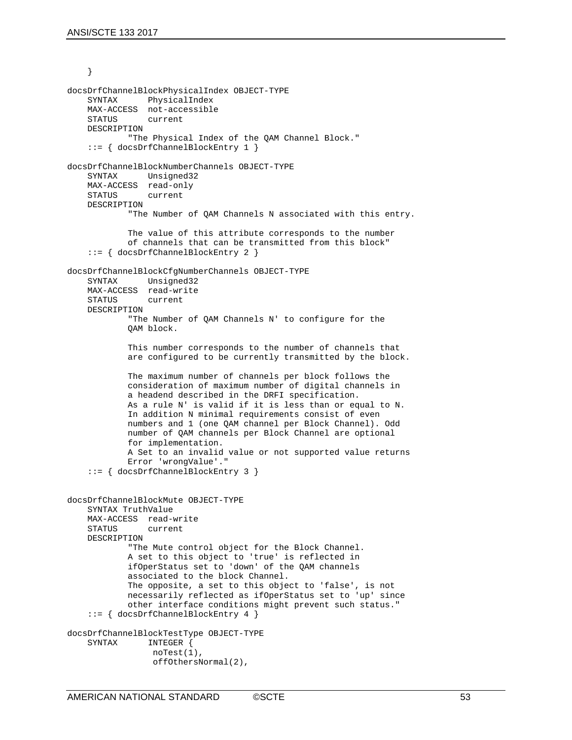```
    }

docsDrfChannelBlockPhysicalIndex OBJECT-TYPE
    SYNTAX      PhysicalIndex
    MAX-ACCESS  not-accessible
    STATUS      current
    DESCRIPTION
            "The Physical Index of the QAM Channel Block."
    ::= { docsDrfChannelBlockEntry 1 }

docsDrfChannelBlockNumberChannels OBJECT-TYPE
    SYNTAX      Unsigned32
    MAX-ACCESS  read-only
    STATUS      current
    DESCRIPTION
            "The Number of QAM Channels N associated with this entry.

            The value of this attribute corresponds to the number
            of channels that can be transmitted from this block"
    ::= { docsDrfChannelBlockEntry 2 }

docsDrfChannelBlockCfgNumberChannels OBJECT-TYPE
    SYNTAX      Unsigned32
    MAX-ACCESS  read-write
    STATUS      current
    DESCRIPTION
            "The Number of QAM Channels N' to configure for the
            QAM block.

            This number corresponds to the number of channels that
            are configured to be currently transmitted by the block.

            The maximum number of channels per block follows the
            consideration of maximum number of digital channels in
            a headend described in the DRFI specification.
            As a rule N' is valid if it is less than or equal to N.
            In addition N minimal requirements consist of even
            numbers and 1 (one QAM channel per Block Channel). Odd
            number of QAM channels per Block Channel are optional
            for implementation.
            A Set to an invalid value or not supported value returns
            Error 'wrongValue'."
    ::= { docsDrfChannelBlockEntry 3 }


docsDrfChannelBlockMute OBJECT-TYPE
    SYNTAX TruthValue
    MAX-ACCESS  read-write
    STATUS      current
    DESCRIPTION
            "The Mute control object for the Block Channel.
            A set to this object to 'true' is reflected in
            ifOperStatus set to 'down' of the QAM channels
            associated to the block Channel.
            The opposite, a set to this object to 'false', is not
            necessarily reflected as ifOperStatus set to 'up' since
            other interface conditions might prevent such status."
    ::= { docsDrfChannelBlockEntry 4 }

docsDrfChannelBlockTestType OBJECT-TYPE
    SYNTAX      INTEGER {
                 noTest(1),
                 offOthersNormal(2),
```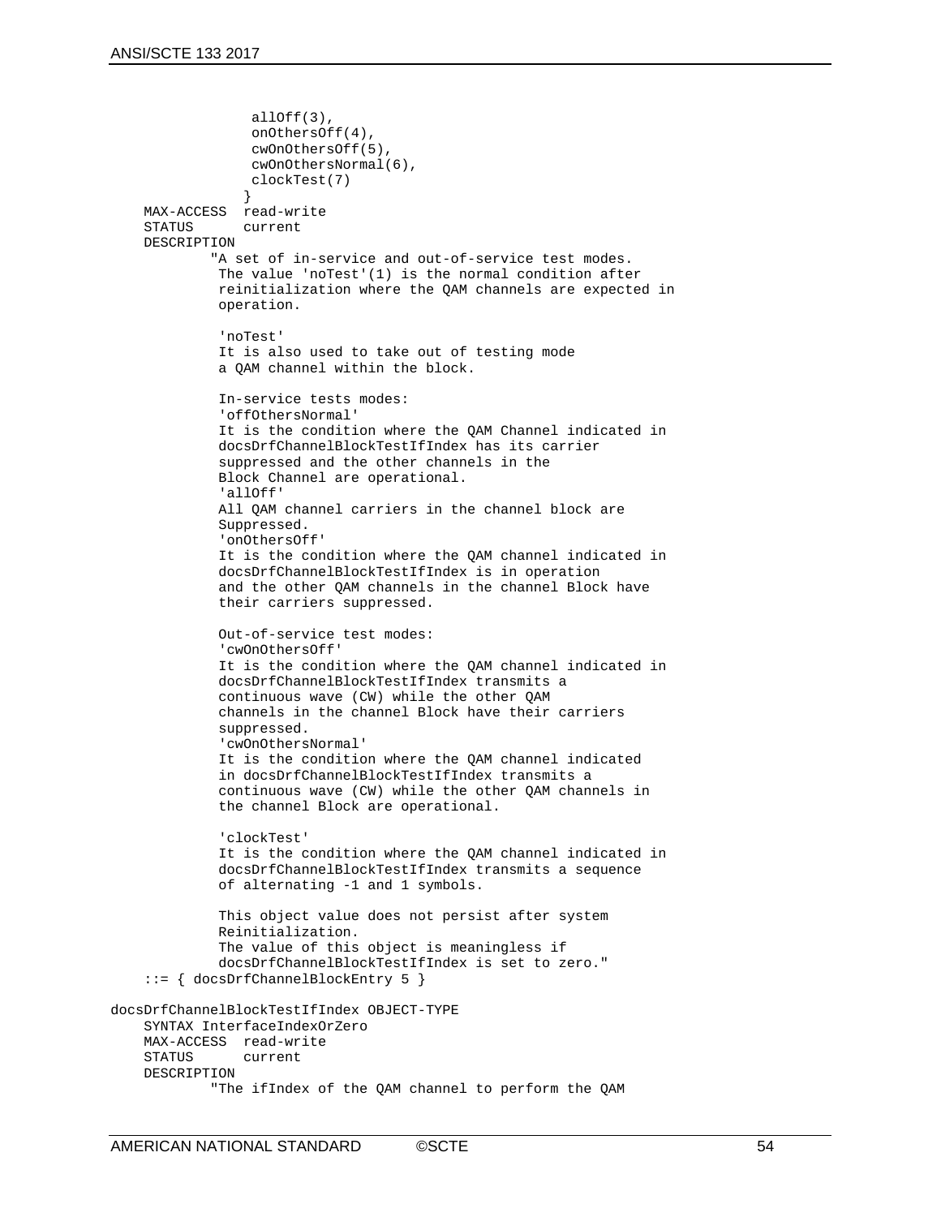```
                allOff(3),
                onOthersOff(4),
                cwOnOthersOff(5),
                cwOnOthersNormal(6),
                clockTest(7)
               }
    MAX-ACCESS  read-write
    STATUS      current
    DESCRIPTION
            "A set of in-service and out-of-service test modes.
             The value 'noTest'(1) is the normal condition after
             reinitialization where the QAM channels are expected in
             operation.

             'noTest'
             It is also used to take out of testing mode
             a QAM channel within the block.

             In-service tests modes:
             'offOthersNormal'
             It is the condition where the QAM Channel indicated in
             docsDrfChannelBlockTestIfIndex has its carrier
             suppressed and the other channels in the
             Block Channel are operational.
             'allOff'
             All QAM channel carriers in the channel block are
             Suppressed.
             'onOthersOff'
             It is the condition where the QAM channel indicated in
             docsDrfChannelBlockTestIfIndex is in operation
             and the other QAM channels in the channel Block have
             their carriers suppressed.

             Out-of-service test modes:
             'cwOnOthersOff'
             It is the condition where the QAM channel indicated in
             docsDrfChannelBlockTestIfIndex transmits a
             continuous wave (CW) while the other QAM
             channels in the channel Block have their carriers
             suppressed.
             'cwOnOthersNormal'
             It is the condition where the QAM channel indicated
             in docsDrfChannelBlockTestIfIndex transmits a
             continuous wave (CW) while the other QAM channels in
             the channel Block are operational.

             'clockTest'
             It is the condition where the QAM channel indicated in
             docsDrfChannelBlockTestIfIndex transmits a sequence
             of alternating -1 and 1 symbols.

             This object value does not persist after system
             Reinitialization.
             The value of this object is meaningless if
             docsDrfChannelBlockTestIfIndex is set to zero."
    ::= { docsDrfChannelBlockEntry 5 }

docsDrfChannelBlockTestIfIndex OBJECT-TYPE
    SYNTAX InterfaceIndexOrZero
    MAX-ACCESS  read-write
    STATUS      current
    DESCRIPTION
            "The ifIndex of the QAM channel to perform the QAM
```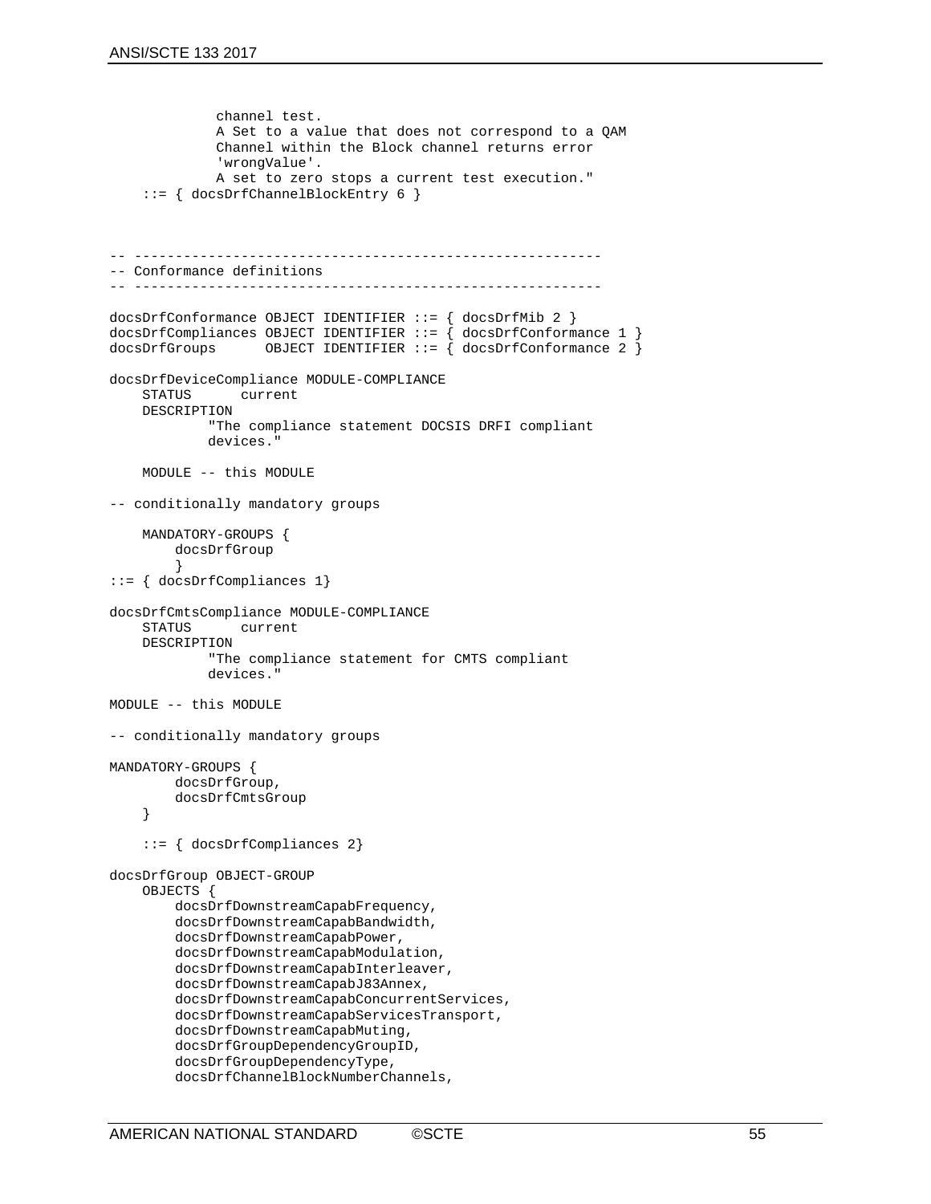```
            channel test.
            A Set to a value that does not correspond to a QAM
            Channel within the Block channel returns error
            'wrongValue'.
            A set to zero stops a current test execution."
    ::= { docsDrfChannelBlockEntry 6 }



-- ---------------------------------------------------------
-- Conformance definitions
-- ---------------------------------------------------------

docsDrfConformance OBJECT IDENTIFIER ::= { docsDrfMib 2 }
docsDrfCompliances OBJECT IDENTIFIER ::= { docsDrfConformance 1 }
docsDrfGroups      OBJECT IDENTIFIER ::= { docsDrfConformance 2 }

docsDrfDeviceCompliance MODULE-COMPLIANCE
    STATUS      current
    DESCRIPTION
            "The compliance statement DOCSIS DRFI compliant
            devices."

    MODULE -- this MODULE

-- conditionally mandatory groups

    MANDATORY-GROUPS {
        docsDrfGroup
        }
::= { docsDrfCompliances 1}

docsDrfCmtsCompliance MODULE-COMPLIANCE
    STATUS      current
    DESCRIPTION
            "The compliance statement for CMTS compliant
            devices."

MODULE -- this MODULE

-- conditionally mandatory groups

MANDATORY-GROUPS {
        docsDrfGroup,
        docsDrfCmtsGroup
    }

    ::= { docsDrfCompliances 2}

docsDrfGroup OBJECT-GROUP
    OBJECTS {
        docsDrfDownstreamCapabFrequency,
        docsDrfDownstreamCapabBandwidth,
        docsDrfDownstreamCapabPower,
        docsDrfDownstreamCapabModulation,
        docsDrfDownstreamCapabInterleaver,
        docsDrfDownstreamCapabJ83Annex,
        docsDrfDownstreamCapabConcurrentServices,
        docsDrfDownstreamCapabServicesTransport,
        docsDrfDownstreamCapabMuting,
        docsDrfGroupDependencyGroupID,
        docsDrfGroupDependencyType,
        docsDrfChannelBlockNumberChannels,
```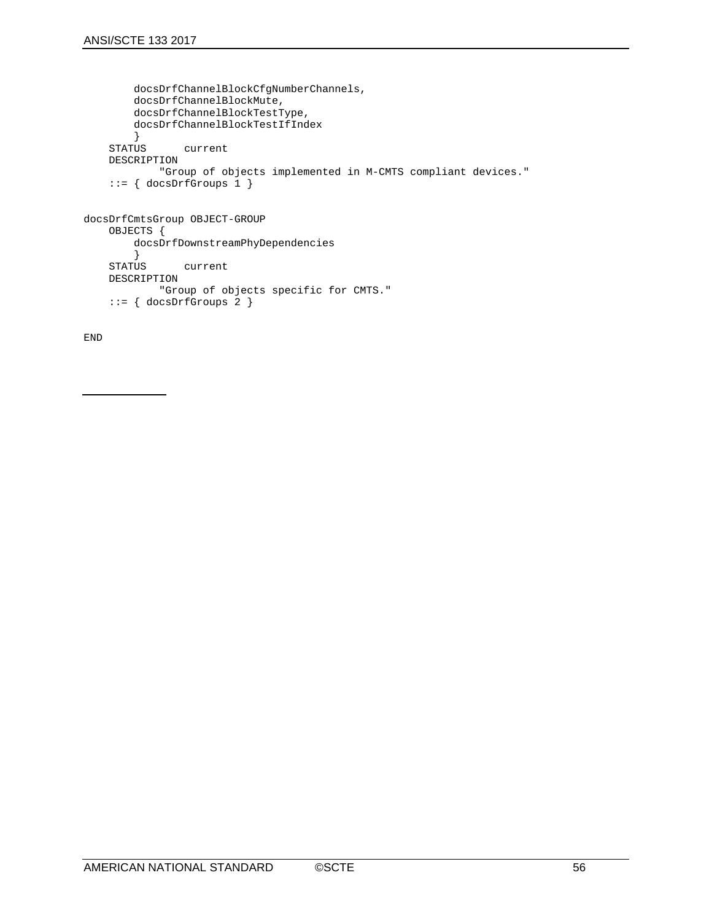```
        docsDrfChannelBlockCfgNumberChannels,
        docsDrfChannelBlockMute,
        docsDrfChannelBlockTestType,
        docsDrfChannelBlockTestIfIndex
        }
    STATUS      current
    DESCRIPTION
            "Group of objects implemented in M-CMTS compliant devices."
    ::= { docsDrfGroups 1 }


docsDrfCmtsGroup OBJECT-GROUP
    OBJECTS {
        docsDrfDownstreamPhyDependencies
        }
    STATUS      current
    DESCRIPTION
            "Group of objects specific for CMTS."
    ::= { docsDrfGroups 2 }

END
```